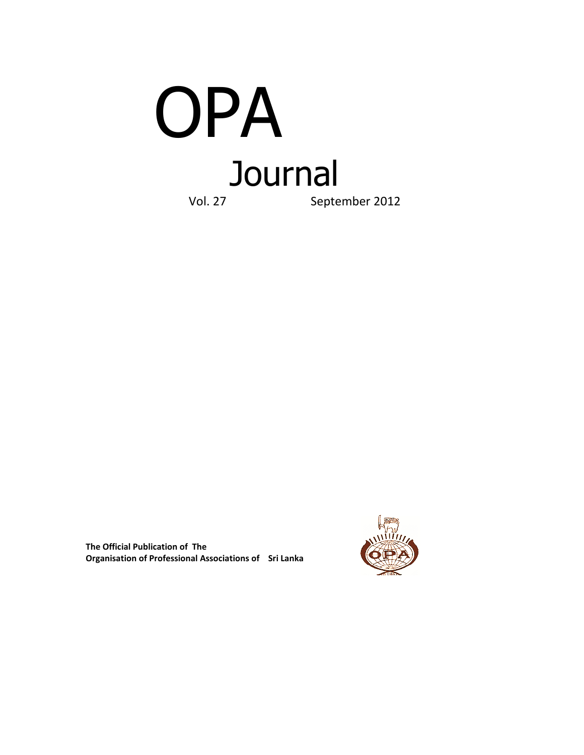# OPA

## Journal

Vol. 27 September 2012

**The Official Publication of The Organisation of Professional Associations of Sri Lanka**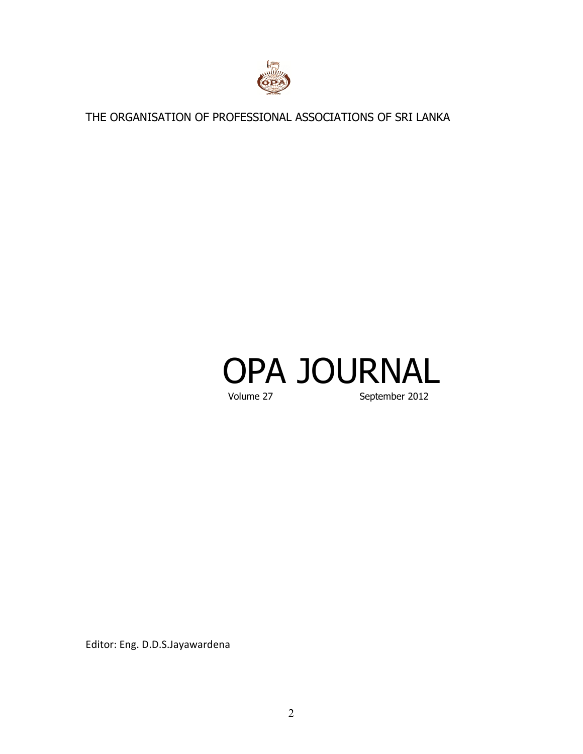THE ORGANISATION OF PROFESSIONAL ASSOCIATIONS OF SRI LANKA

# OPA JOURNAL

Volume 27 September 2012

Editor: Eng. D.D.S.Jayawardena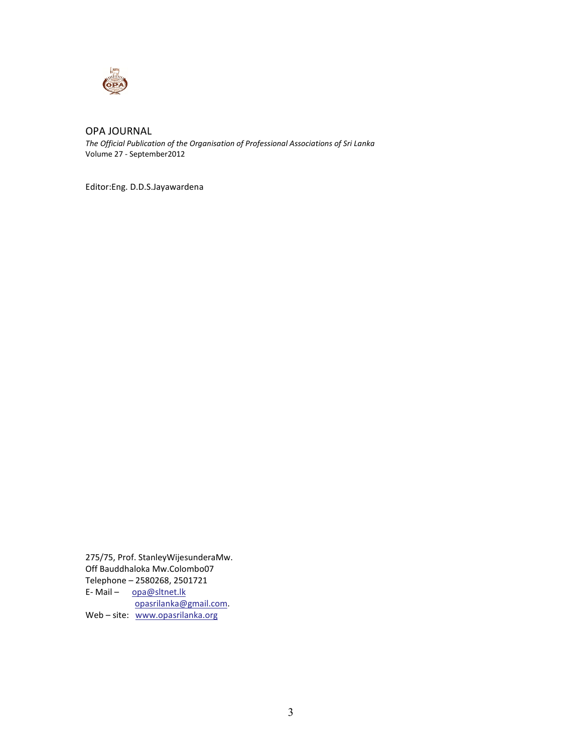# OPA JOURNAL

*The Official Publication of the Organisation of Professional Associations of Sri Lanka*

Volume 27 - September2012

Editor:Eng. D.D.S.Jayawardena

275/75, Prof. StanleyWijesunderaMw.
Off Bauddhaloka Mw.Colombo07
Telephone – 2580268, 2501721
E- Mail – opa@sltnet.lk
opasrilanka@gmail.com.
Web – site: www.opasrilanka.org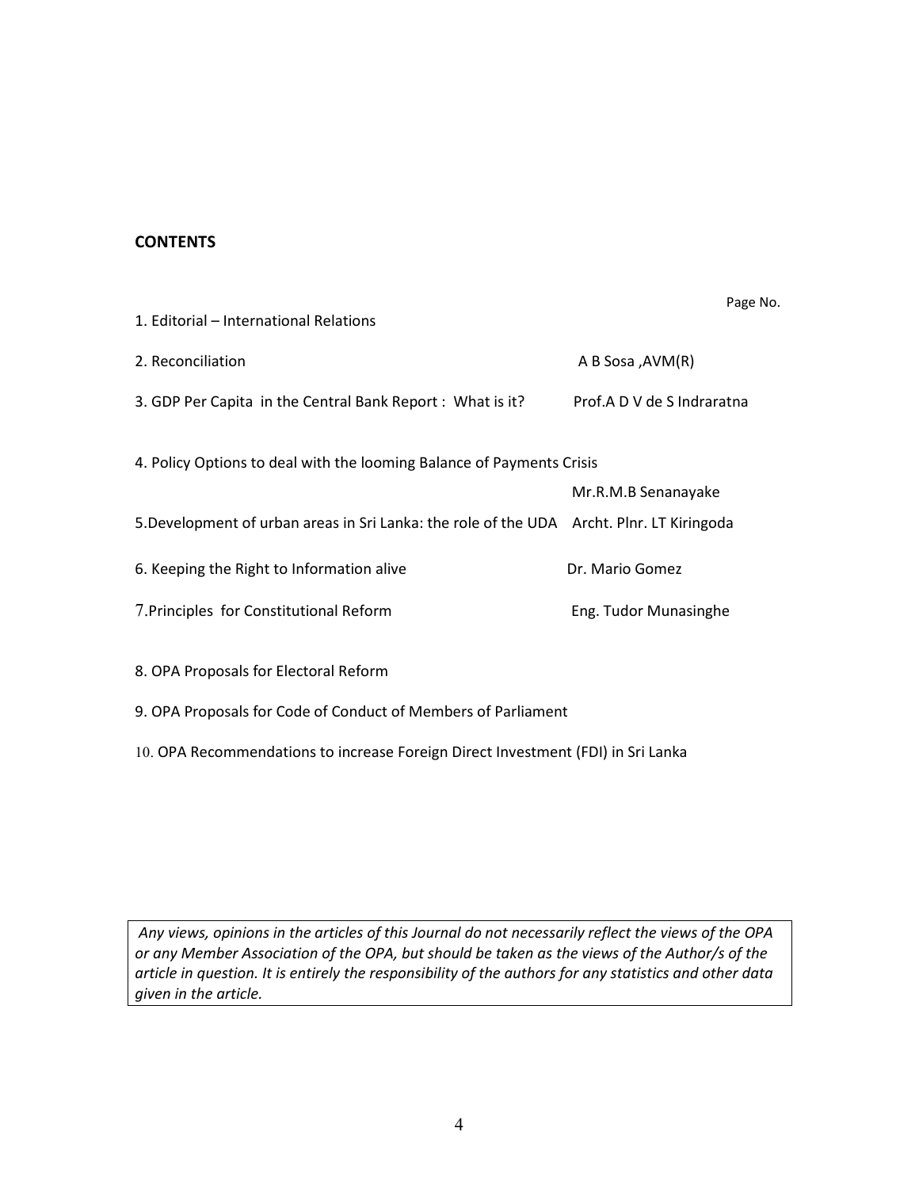## CONTENTS

| | | Page No. |
|---|---|---|
| 1. Editorial – International Relations | | |
| 2. Reconciliation | A B Sosa ,AVM(R) | |
| 3. GDP Per Capita in the Central Bank Report : What is it? | Prof.A D V de S Indraratna | |
| 4. Policy Options to deal with the looming Balance of Payments Crisis | Mr.R.M.B Senanayake | |
| 5.Development of urban areas in Sri Lanka: the role of the UDA | Archt. Plnr. LT Kiringoda | |
| 6. Keeping the Right to Information alive | Dr. Mario Gomez | |
| 7.Principles for Constitutional Reform | Eng. Tudor Munasinghe | |
| 8. OPA Proposals for Electoral Reform | | |
| 9. OPA Proposals for Code of Conduct of Members of Parliament | | |
| 10. OPA Recommendations to increase Foreign Direct Investment (FDI) in Sri Lanka | | |

*Any views, opinions in the articles of this Journal do not necessarily reflect the views of the OPA or any Member Association of the OPA, but should be taken as the views of the Author/s of the article in question. It is entirely the responsibility of the authors for any statistics and other data given in the article.*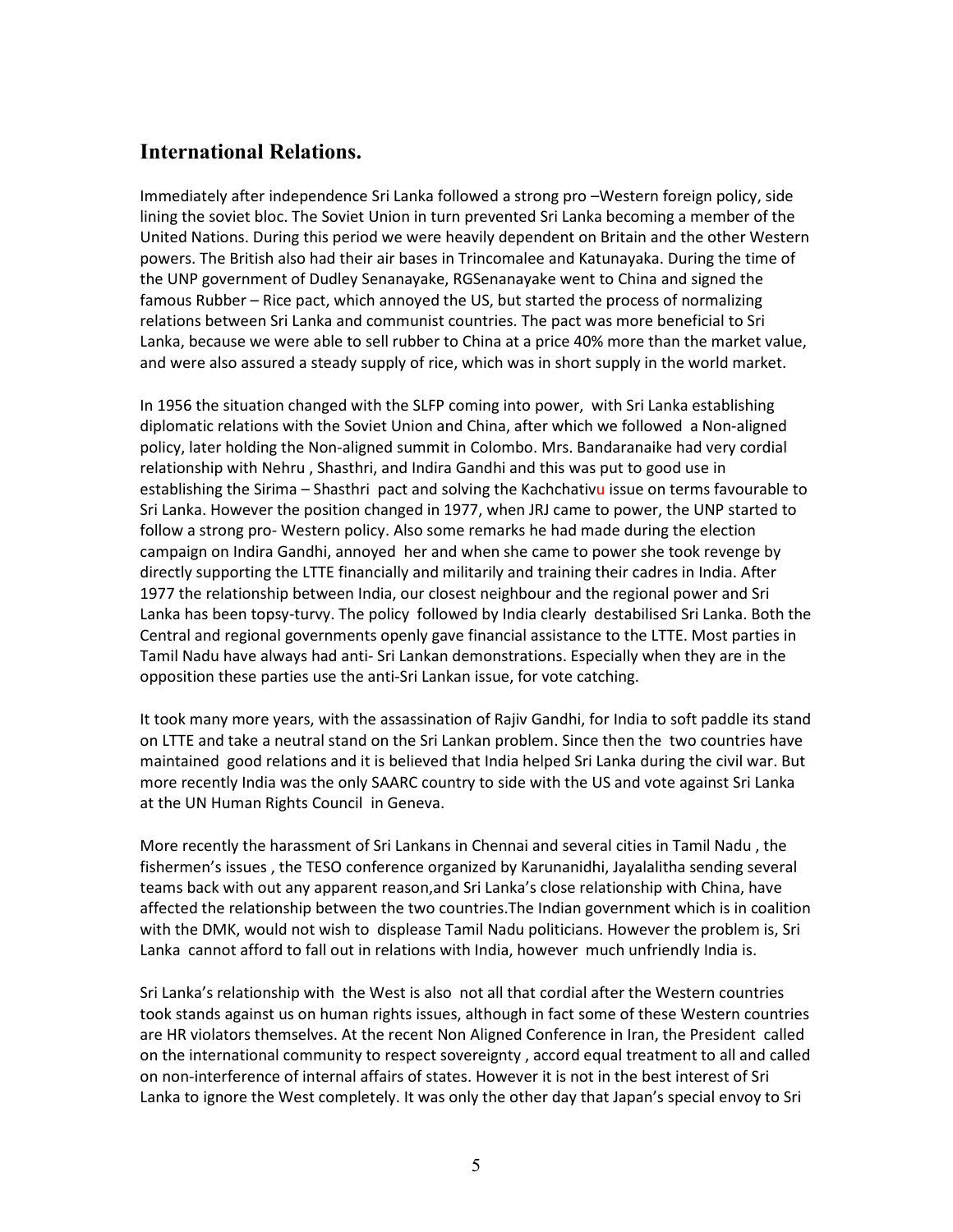## International Relations.

Immediately after independence Sri Lanka followed a strong pro –Western foreign policy, side lining the soviet bloc. The Soviet Union in turn prevented Sri Lanka becoming a member of the United Nations. During this period we were heavily dependent on Britain and the other Western powers. The British also had their air bases in Trincomalee and Katunayaka. During the time of the UNP government of Dudley Senanayake, RGSenanayake went to China and signed the famous Rubber – Rice pact, which annoyed the US, but started the process of normalizing relations between Sri Lanka and communist countries. The pact was more beneficial to Sri Lanka, because we were able to sell rubber to China at a price 40% more than the market value, and were also assured a steady supply of rice, which was in short supply in the world market.

In 1956 the situation changed with the SLFP coming into power, with Sri Lanka establishing diplomatic relations with the Soviet Union and China, after which we followed a Non-aligned policy, later holding the Non-aligned summit in Colombo. Mrs. Bandaranaike had very cordial relationship with Nehru , Shasthri, and Indira Gandhi and this was put to good use in establishing the Sirima – Shasthri pact and solving the Kachchativu issue on terms favourable to Sri Lanka. However the position changed in 1977, when JRJ came to power, the UNP started to follow a strong pro- Western policy. Also some remarks he had made during the election campaign on Indira Gandhi, annoyed her and when she came to power she took revenge by directly supporting the LTTE financially and militarily and training their cadres in India. After 1977 the relationship between India, our closest neighbour and the regional power and Sri Lanka has been topsy-turvy. The policy followed by India clearly destabilised Sri Lanka. Both the Central and regional governments openly gave financial assistance to the LTTE. Most parties in Tamil Nadu have always had anti- Sri Lankan demonstrations. Especially when they are in the opposition these parties use the anti-Sri Lankan issue, for vote catching.

It took many more years, with the assassination of Rajiv Gandhi, for India to soft paddle its stand on LTTE and take a neutral stand on the Sri Lankan problem. Since then the two countries have maintained good relations and it is believed that India helped Sri Lanka during the civil war. But more recently India was the only SAARC country to side with the US and vote against Sri Lanka at the UN Human Rights Council in Geneva.

More recently the harassment of Sri Lankans in Chennai and several cities in Tamil Nadu , the fishermen's issues , the TESO conference organized by Karunanidhi, Jayalalitha sending several teams back with out any apparent reason,and Sri Lanka's close relationship with China, have affected the relationship between the two countries.The Indian government which is in coalition with the DMK, would not wish to displease Tamil Nadu politicians. However the problem is, Sri Lanka cannot afford to fall out in relations with India, however much unfriendly India is.

Sri Lanka's relationship with the West is also not all that cordial after the Western countries took stands against us on human rights issues, although in fact some of these Western countries are HR violators themselves. At the recent Non Aligned Conference in Iran, the President called on the international community to respect sovereignty , accord equal treatment to all and called on non-interference of internal affairs of states. However it is not in the best interest of Sri Lanka to ignore the West completely. It was only the other day that Japan's special envoy to Sri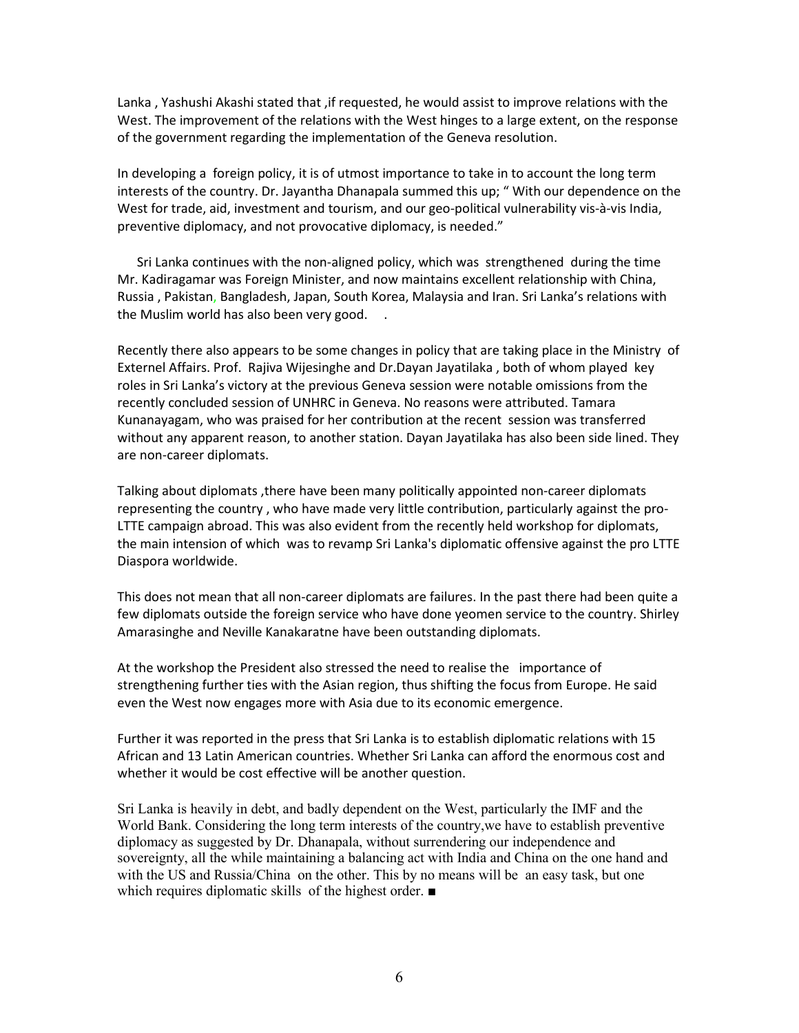Lanka , Yashushi Akashi stated that ,if requested, he would assist to improve relations with the West. The improvement of the relations with the West hinges to a large extent, on the response of the government regarding the implementation of the Geneva resolution.

In developing a foreign policy, it is of utmost importance to take in to account the long term interests of the country. Dr. Jayantha Dhanapala summed this up; " With our dependence on the West for trade, aid, investment and tourism, and our geo-political vulnerability vis-à-vis India, preventive diplomacy, and not provocative diplomacy, is needed."

Sri Lanka continues with the non-aligned policy, which was strengthened during the time Mr. Kadiragamar was Foreign Minister, and now maintains excellent relationship with China, Russia , Pakistan, Bangladesh, Japan, South Korea, Malaysia and Iran. Sri Lanka's relations with the Muslim world has also been very good. .

Recently there also appears to be some changes in policy that are taking place in the Ministry of Externel Affairs. Prof. Rajiva Wijesinghe and Dr.Dayan Jayatilaka , both of whom played key roles in Sri Lanka's victory at the previous Geneva session were notable omissions from the recently concluded session of UNHRC in Geneva. No reasons were attributed. Tamara Kunanayagam, who was praised for her contribution at the recent session was transferred without any apparent reason, to another station. Dayan Jayatilaka has also been side lined. They are non-career diplomats.

Talking about diplomats ,there have been many politically appointed non-career diplomats representing the country , who have made very little contribution, particularly against the pro-LTTE campaign abroad. This was also evident from the recently held workshop for diplomats, the main intension of which was to revamp Sri Lanka's diplomatic offensive against the pro LTTE Diaspora worldwide.

This does not mean that all non-career diplomats are failures. In the past there had been quite a few diplomats outside the foreign service who have done yeomen service to the country. Shirley Amarasinghe and Neville Kanakaratne have been outstanding diplomats.

At the workshop the President also stressed the need to realise the importance of strengthening further ties with the Asian region, thus shifting the focus from Europe. He said even the West now engages more with Asia due to its economic emergence.

Further it was reported in the press that Sri Lanka is to establish diplomatic relations with 15 African and 13 Latin American countries. Whether Sri Lanka can afford the enormous cost and whether it would be cost effective will be another question.

Sri Lanka is heavily in debt, and badly dependent on the West, particularly the IMF and the World Bank. Considering the long term interests of the country,we have to establish preventive diplomacy as suggested by Dr. Dhanapala, without surrendering our independence and sovereignty, all the while maintaining a balancing act with India and China on the one hand and with the US and Russia/China on the other. This by no means will be an easy task, but one which requires diplomatic skills of the highest order. ■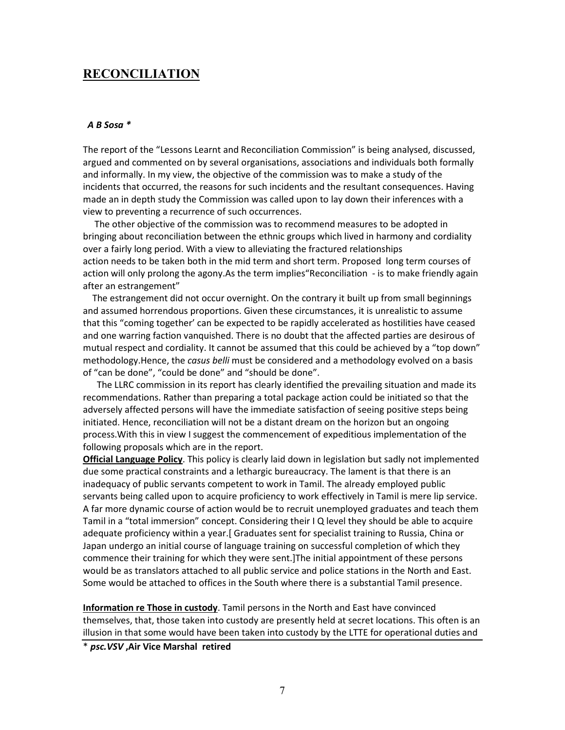## RECONCILIATION

***A B Sosa \****

The report of the "Lessons Learnt and Reconciliation Commission" is being analysed, discussed, argued and commented on by several organisations, associations and individuals both formally and informally. In my view, the objective of the commission was to make a study of the incidents that occurred, the reasons for such incidents and the resultant consequences. Having made an in depth study the Commission was called upon to lay down their inferences with a view to preventing a recurrence of such occurrences.

The other objective of the commission was to recommend measures to be adopted in bringing about reconciliation between the ethnic groups which lived in harmony and cordiality over a fairly long period. With a view to alleviating the fractured relationships action needs to be taken both in the mid term and short term. Proposed long term courses of action will only prolong the agony.As the term implies"Reconciliation - is to make friendly again after an estrangement"

The estrangement did not occur overnight. On the contrary it built up from small beginnings and assumed horrendous proportions. Given these circumstances, it is unrealistic to assume that this "coming together' can be expected to be rapidly accelerated as hostilities have ceased and one warring faction vanquished. There is no doubt that the affected parties are desirous of mutual respect and cordiality. It cannot be assumed that this could be achieved by a "top down" methodology.Hence, the *casus belli* must be considered and a methodology evolved on a basis of "can be done", "could be done" and "should be done".

The LLRC commission in its report has clearly identified the prevailing situation and made its recommendations. Rather than preparing a total package action could be initiated so that the adversely affected persons will have the immediate satisfaction of seeing positive steps being initiated. Hence, reconciliation will not be a distant dream on the horizon but an ongoing process.With this in view I suggest the commencement of expeditious implementation of the following proposals which are in the report.

**Official Language Policy**. This policy is clearly laid down in legislation but sadly not implemented due some practical constraints and a lethargic bureaucracy. The lament is that there is an inadequacy of public servants competent to work in Tamil. The already employed public servants being called upon to acquire proficiency to work effectively in Tamil is mere lip service. A far more dynamic course of action would be to recruit unemployed graduates and teach them Tamil in a "total immersion" concept. Considering their I Q level they should be able to acquire adequate proficiency within a year.[ Graduates sent for specialist training to Russia, China or Japan undergo an initial course of language training on successful completion of which they commence their training for which they were sent.]The initial appointment of these persons would be as translators attached to all public service and police stations in the North and East. Some would be attached to offices in the South where there is a substantial Tamil presence.

**Information re Those in custody**. Tamil persons in the North and East have convinced themselves, that, those taken into custody are presently held at secret locations. This often is an illusion in that some would have been taken into custody by the LTTE for operational duties and

\* ***psc.VSV* ,Air Vice Marshal retired**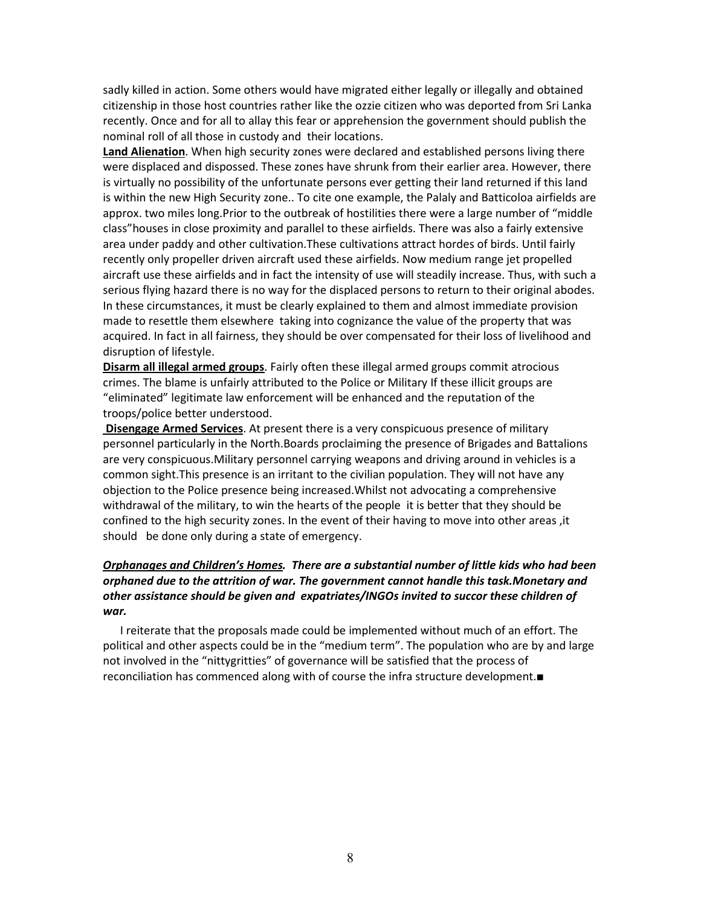sadly killed in action. Some others would have migrated either legally or illegally and obtained citizenship in those host countries rather like the ozzie citizen who was deported from Sri Lanka recently. Once and for all to allay this fear or apprehension the government should publish the nominal roll of all those in custody and their locations.

**Land Alienation**. When high security zones were declared and established persons living there were displaced and dispossed. These zones have shrunk from their earlier area. However, there is virtually no possibility of the unfortunate persons ever getting their land returned if this land is within the new High Security zone.. To cite one example, the Palaly and Batticoloa airfields are approx. two miles long.Prior to the outbreak of hostilities there were a large number of "middle class"houses in close proximity and parallel to these airfields. There was also a fairly extensive area under paddy and other cultivation.These cultivations attract hordes of birds. Until fairly recently only propeller driven aircraft used these airfields. Now medium range jet propelled aircraft use these airfields and in fact the intensity of use will steadily increase. Thus, with such a serious flying hazard there is no way for the displaced persons to return to their original abodes. In these circumstances, it must be clearly explained to them and almost immediate provision made to resettle them elsewhere taking into cognizance the value of the property that was acquired. In fact in all fairness, they should be over compensated for their loss of livelihood and disruption of lifestyle.

**Disarm all illegal armed groups**. Fairly often these illegal armed groups commit atrocious crimes. The blame is unfairly attributed to the Police or Military If these illicit groups are "eliminated" legitimate law enforcement will be enhanced and the reputation of the troops/police better understood.

**Disengage Armed Services**. At present there is a very conspicuous presence of military personnel particularly in the North.Boards proclaiming the presence of Brigades and Battalions are very conspicuous.Military personnel carrying weapons and driving around in vehicles is a common sight.This presence is an irritant to the civilian population. They will not have any objection to the Police presence being increased.Whilst not advocating a comprehensive withdrawal of the military, to win the hearts of the people it is better that they should be confined to the high security zones. In the event of their having to move into other areas ,it should be done only during a state of emergency.

***Orphanages and Children's Homes.*** ***There are a substantial number of little kids who had been orphaned due to the attrition of war. The government cannot handle this task.Monetary and other assistance should be given and expatriates/INGOs invited to succor these children of war.***

I reiterate that the proposals made could be implemented without much of an effort. The political and other aspects could be in the "medium term". The population who are by and large not involved in the "nittygritties" of governance will be satisfied that the process of reconciliation has commenced along with of course the infra structure development.■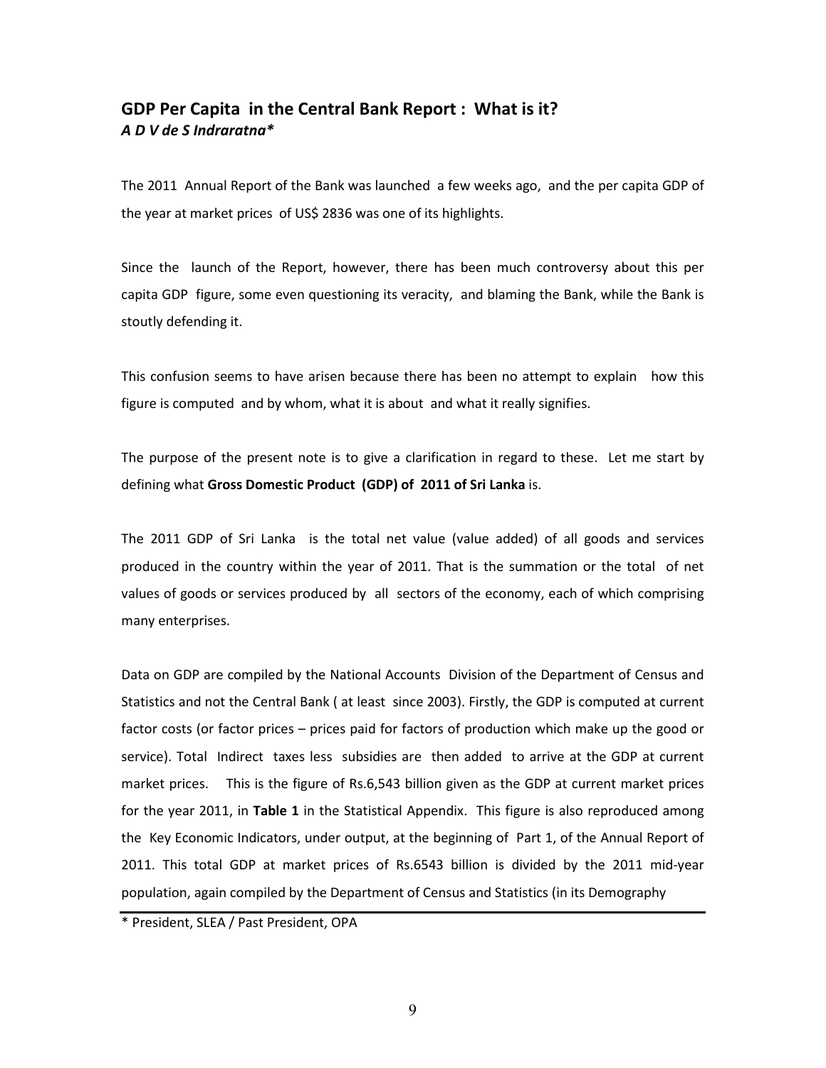## GDP Per Capita in the Central Bank Report : What is it?

***A D V de S Indraratna****

The 2011 Annual Report of the Bank was launched a few weeks ago, and the per capita GDP of the year at market prices of US$ 2836 was one of its highlights.

Since the launch of the Report, however, there has been much controversy about this per capita GDP figure, some even questioning its veracity, and blaming the Bank, while the Bank is stoutly defending it.

This confusion seems to have arisen because there has been no attempt to explain how this figure is computed and by whom, what it is about and what it really signifies.

The purpose of the present note is to give a clarification in regard to these. Let me start by defining what **Gross Domestic Product (GDP) of 2011 of Sri Lanka** is.

The 2011 GDP of Sri Lanka is the total net value (value added) of all goods and services produced in the country within the year of 2011. That is the summation or the total of net values of goods or services produced by all sectors of the economy, each of which comprising many enterprises.

Data on GDP are compiled by the National Accounts Division of the Department of Census and Statistics and not the Central Bank ( at least since 2003). Firstly, the GDP is computed at current factor costs (or factor prices – prices paid for factors of production which make up the good or service). Total Indirect taxes less subsidies are then added to arrive at the GDP at current market prices. This is the figure of Rs.6,543 billion given as the GDP at current market prices for the year 2011, in **Table 1** in the Statistical Appendix. This figure is also reproduced among the Key Economic Indicators, under output, at the beginning of Part 1, of the Annual Report of 2011. This total GDP at market prices of Rs.6543 billion is divided by the 2011 mid-year population, again compiled by the Department of Census and Statistics (in its Demography

---

* President, SLEA / Past President, OPA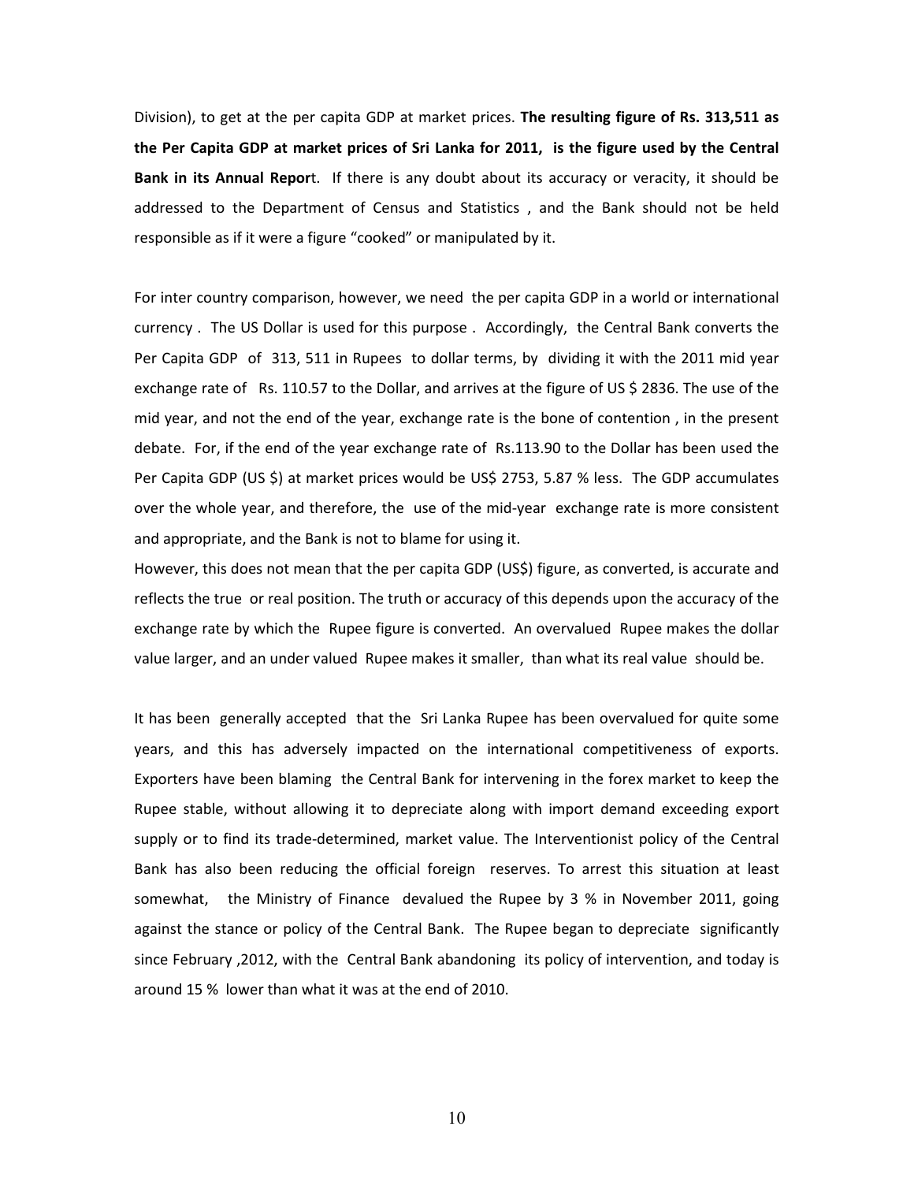Division), to get at the per capita GDP at market prices. **The resulting figure of Rs. 313,511 as the Per Capita GDP at market prices of Sri Lanka for 2011, is the figure used by the Central Bank in its Annual Repor**t. If there is any doubt about its accuracy or veracity, it should be addressed to the Department of Census and Statistics , and the Bank should not be held responsible as if it were a figure "cooked" or manipulated by it.

For inter country comparison, however, we need the per capita GDP in a world or international currency . The US Dollar is used for this purpose . Accordingly, the Central Bank converts the Per Capita GDP of 313, 511 in Rupees to dollar terms, by dividing it with the 2011 mid year exchange rate of Rs. 110.57 to the Dollar, and arrives at the figure of US $ 2836. The use of the mid year, and not the end of the year, exchange rate is the bone of contention , in the present debate. For, if the end of the year exchange rate of Rs.113.90 to the Dollar has been used the Per Capita GDP (US $) at market prices would be US$ 2753, 5.87 % less. The GDP accumulates over the whole year, and therefore, the use of the mid-year exchange rate is more consistent and appropriate, and the Bank is not to blame for using it.

However, this does not mean that the per capita GDP (US$) figure, as converted, is accurate and reflects the true or real position. The truth or accuracy of this depends upon the accuracy of the exchange rate by which the Rupee figure is converted. An overvalued Rupee makes the dollar value larger, and an under valued Rupee makes it smaller, than what its real value should be.

It has been generally accepted that the Sri Lanka Rupee has been overvalued for quite some years, and this has adversely impacted on the international competitiveness of exports. Exporters have been blaming the Central Bank for intervening in the forex market to keep the Rupee stable, without allowing it to depreciate along with import demand exceeding export supply or to find its trade-determined, market value. The Interventionist policy of the Central Bank has also been reducing the official foreign reserves. To arrest this situation at least somewhat, the Ministry of Finance devalued the Rupee by 3 % in November 2011, going against the stance or policy of the Central Bank. The Rupee began to depreciate significantly since February ,2012, with the Central Bank abandoning its policy of intervention, and today is around 15 % lower than what it was at the end of 2010.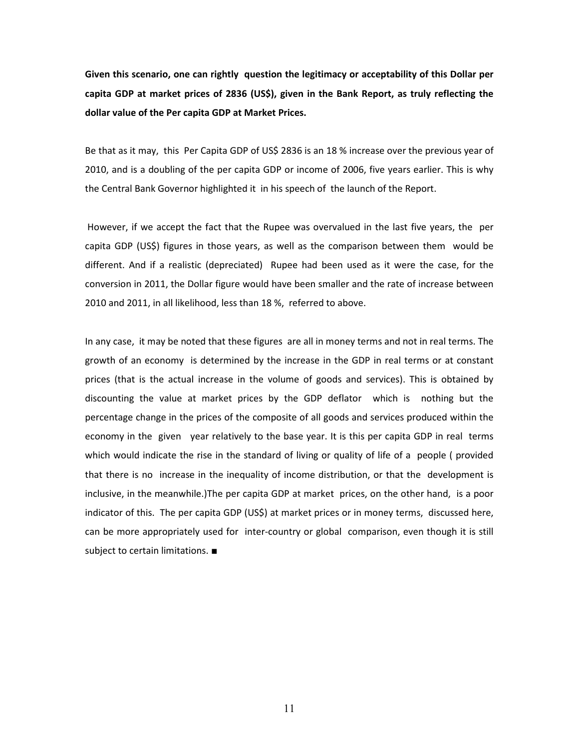**Given this scenario, one can rightly question the legitimacy or acceptability of this Dollar per capita GDP at market prices of 2836 (US$), given in the Bank Report, as truly reflecting the dollar value of the Per capita GDP at Market Prices.**

Be that as it may, this Per Capita GDP of US$ 2836 is an 18 % increase over the previous year of 2010, and is a doubling of the per capita GDP or income of 2006, five years earlier. This is why the Central Bank Governor highlighted it in his speech of the launch of the Report.

However, if we accept the fact that the Rupee was overvalued in the last five years, the per capita GDP (US$) figures in those years, as well as the comparison between them would be different. And if a realistic (depreciated) Rupee had been used as it were the case, for the conversion in 2011, the Dollar figure would have been smaller and the rate of increase between 2010 and 2011, in all likelihood, less than 18 %, referred to above.

In any case, it may be noted that these figures are all in money terms and not in real terms. The growth of an economy is determined by the increase in the GDP in real terms or at constant prices (that is the actual increase in the volume of goods and services). This is obtained by discounting the value at market prices by the GDP deflator which is nothing but the percentage change in the prices of the composite of all goods and services produced within the economy in the given year relatively to the base year. It is this per capita GDP in real terms which would indicate the rise in the standard of living or quality of life of a people ( provided that there is no increase in the inequality of income distribution, or that the development is inclusive, in the meanwhile.)The per capita GDP at market prices, on the other hand, is a poor indicator of this. The per capita GDP (US$) at market prices or in money terms, discussed here, can be more appropriately used for inter-country or global comparison, even though it is still subject to certain limitations. ■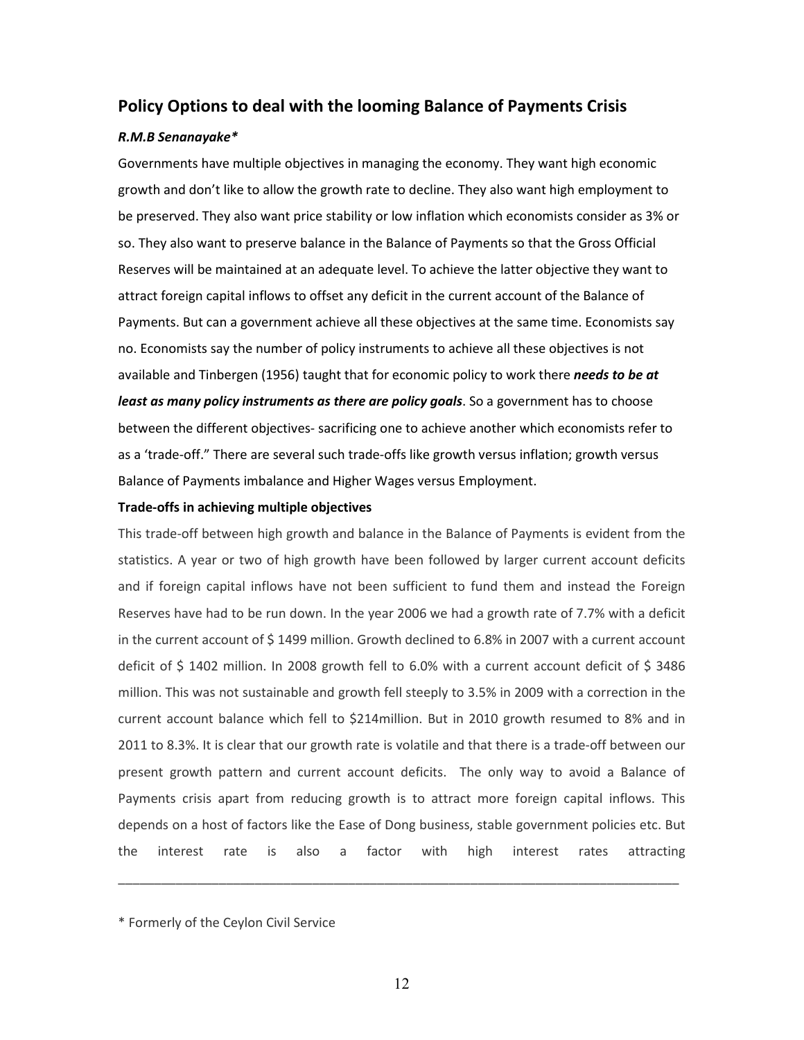## Policy Options to deal with the looming Balance of Payments Crisis

***R.M.B Senanayake****

Governments have multiple objectives in managing the economy. They want high economic growth and don't like to allow the growth rate to decline. They also want high employment to be preserved. They also want price stability or low inflation which economists consider as 3% or so. They also want to preserve balance in the Balance of Payments so that the Gross Official Reserves will be maintained at an adequate level. To achieve the latter objective they want to attract foreign capital inflows to offset any deficit in the current account of the Balance of Payments. But can a government achieve all these objectives at the same time. Economists say no. Economists say the number of policy instruments to achieve all these objectives is not available and Tinbergen (1956) taught that for economic policy to work there ***needs to be at least as many policy instruments as there are policy goals***. So a government has to choose between the different objectives- sacrificing one to achieve another which economists refer to as a 'trade-off." There are several such trade-offs like growth versus inflation; growth versus Balance of Payments imbalance and Higher Wages versus Employment.

**Trade-offs in achieving multiple objectives**

This trade-off between high growth and balance in the Balance of Payments is evident from the statistics. A year or two of high growth have been followed by larger current account deficits and if foreign capital inflows have not been sufficient to fund them and instead the Foreign Reserves have had to be run down. In the year 2006 we had a growth rate of 7.7% with a deficit in the current account of $ 1499 million. Growth declined to 6.8% in 2007 with a current account deficit of $ 1402 million. In 2008 growth fell to 6.0% with a current account deficit of $ 3486 million. This was not sustainable and growth fell steeply to 3.5% in 2009 with a correction in the current account balance which fell to $214million. But in 2010 growth resumed to 8% and in 2011 to 8.3%. It is clear that our growth rate is volatile and that there is a trade-off between our present growth pattern and current account deficits. The only way to avoid a Balance of Payments crisis apart from reducing growth is to attract more foreign capital inflows. This depends on a host of factors like the Ease of Dong business, stable government policies etc. But the interest rate is also a factor with high interest rates attracting

---

* Formerly of the Ceylon Civil Service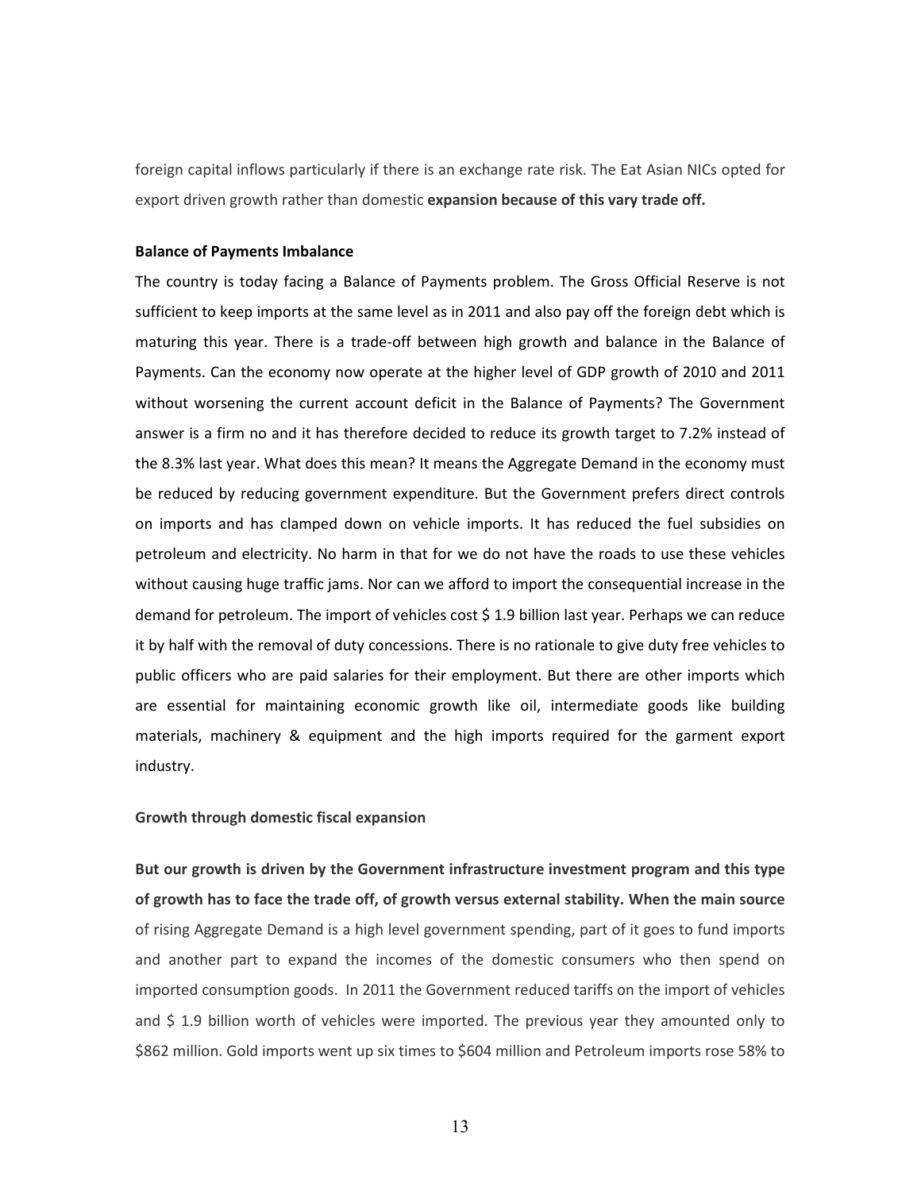foreign capital inflows particularly if there is an exchange rate risk. The Eat Asian NICs opted for export driven growth rather than domestic **expansion because of this vary trade off.**

**Balance of Payments Imbalance**

The country is today facing a Balance of Payments problem. The Gross Official Reserve is not sufficient to keep imports at the same level as in 2011 and also pay off the foreign debt which is maturing this year. There is a trade-off between high growth and balance in the Balance of Payments. Can the economy now operate at the higher level of GDP growth of 2010 and 2011 without worsening the current account deficit in the Balance of Payments? The Government answer is a firm no and it has therefore decided to reduce its growth target to 7.2% instead of the 8.3% last year. What does this mean? It means the Aggregate Demand in the economy must be reduced by reducing government expenditure. But the Government prefers direct controls on imports and has clamped down on vehicle imports. It has reduced the fuel subsidies on petroleum and electricity. No harm in that for we do not have the roads to use these vehicles without causing huge traffic jams. Nor can we afford to import the consequential increase in the demand for petroleum. The import of vehicles cost $ 1.9 billion last year. Perhaps we can reduce it by half with the removal of duty concessions. There is no rationale to give duty free vehicles to public officers who are paid salaries for their employment. But there are other imports which are essential for maintaining economic growth like oil, intermediate goods like building materials, machinery & equipment and the high imports required for the garment export industry.

**Growth through domestic fiscal expansion**

**But our growth is driven by the Government infrastructure investment program and this type of growth has to face the trade off, of growth versus external stability. When the main source** of rising Aggregate Demand is a high level government spending, part of it goes to fund imports and another part to expand the incomes of the domestic consumers who then spend on imported consumption goods. In 2011 the Government reduced tariffs on the import of vehicles and $ 1.9 billion worth of vehicles were imported. The previous year they amounted only to $862 million. Gold imports went up six times to $604 million and Petroleum imports rose 58% to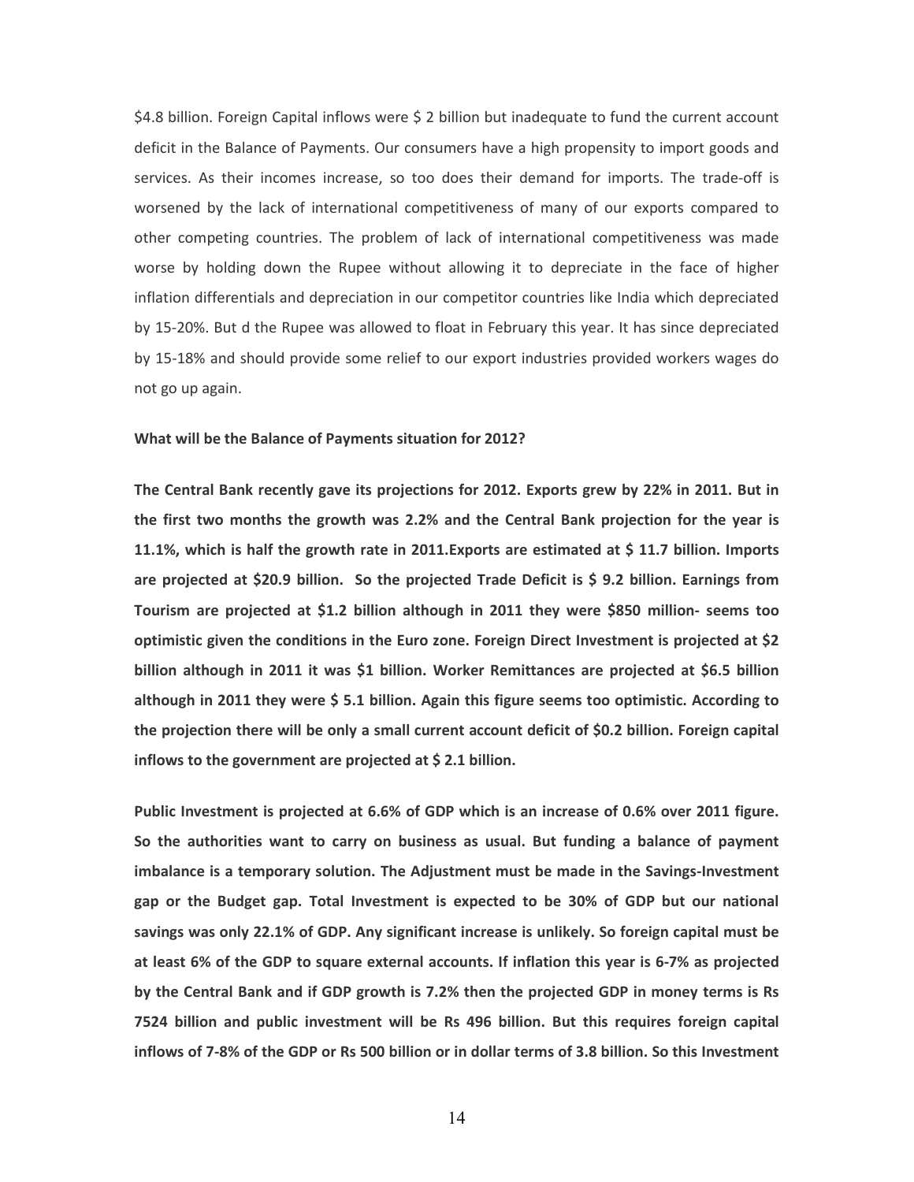$4.8 billion. Foreign Capital inflows were $ 2 billion but inadequate to fund the current account deficit in the Balance of Payments. Our consumers have a high propensity to import goods and services. As their incomes increase, so too does their demand for imports. The trade-off is worsened by the lack of international competitiveness of many of our exports compared to other competing countries. The problem of lack of international competitiveness was made worse by holding down the Rupee without allowing it to depreciate in the face of higher inflation differentials and depreciation in our competitor countries like India which depreciated by 15-20%. But d the Rupee was allowed to float in February this year. It has since depreciated by 15-18% and should provide some relief to our export industries provided workers wages do not go up again.

**What will be the Balance of Payments situation for 2012?**

**The Central Bank recently gave its projections for 2012. Exports grew by 22% in 2011. But in the first two months the growth was 2.2% and the Central Bank projection for the year is 11.1%, which is half the growth rate in 2011.Exports are estimated at $ 11.7 billion. Imports are projected at $20.9 billion. So the projected Trade Deficit is $ 9.2 billion. Earnings from Tourism are projected at $1.2 billion although in 2011 they were $850 million- seems too optimistic given the conditions in the Euro zone. Foreign Direct Investment is projected at $2 billion although in 2011 it was $1 billion. Worker Remittances are projected at $6.5 billion although in 2011 they were $ 5.1 billion. Again this figure seems too optimistic. According to the projection there will be only a small current account deficit of $0.2 billion. Foreign capital inflows to the government are projected at $ 2.1 billion.**

**Public Investment is projected at 6.6% of GDP which is an increase of 0.6% over 2011 figure. So the authorities want to carry on business as usual. But funding a balance of payment imbalance is a temporary solution. The Adjustment must be made in the Savings-Investment gap or the Budget gap. Total Investment is expected to be 30% of GDP but our national savings was only 22.1% of GDP. Any significant increase is unlikely. So foreign capital must be at least 6% of the GDP to square external accounts. If inflation this year is 6-7% as projected by the Central Bank and if GDP growth is 7.2% then the projected GDP in money terms is Rs 7524 billion and public investment will be Rs 496 billion. But this requires foreign capital inflows of 7-8% of the GDP or Rs 500 billion or in dollar terms of 3.8 billion. So this Investment**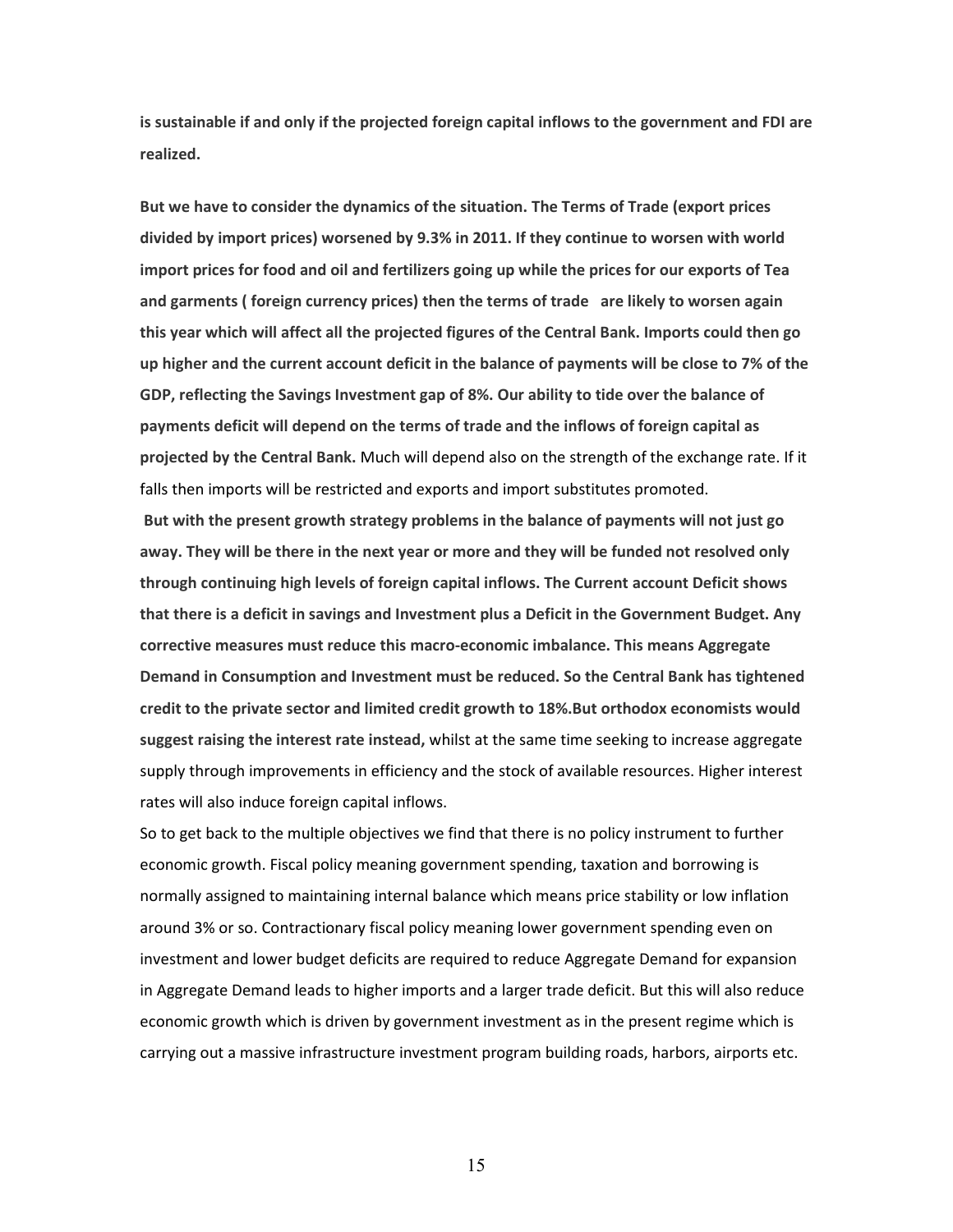**is sustainable if and only if the projected foreign capital inflows to the government and FDI are realized.**

**But we have to consider the dynamics of the situation. The Terms of Trade (export prices divided by import prices) worsened by 9.3% in 2011. If they continue to worsen with world import prices for food and oil and fertilizers going up while the prices for our exports of Tea and garments ( foreign currency prices) then the terms of trade are likely to worsen again this year which will affect all the projected figures of the Central Bank. Imports could then go up higher and the current account deficit in the balance of payments will be close to 7% of the GDP, reflecting the Savings Investment gap of 8%. Our ability to tide over the balance of payments deficit will depend on the terms of trade and the inflows of foreign capital as projected by the Central Bank.** Much will depend also on the strength of the exchange rate. If it falls then imports will be restricted and exports and import substitutes promoted.

**But with the present growth strategy problems in the balance of payments will not just go away. They will be there in the next year or more and they will be funded not resolved only through continuing high levels of foreign capital inflows. The Current account Deficit shows that there is a deficit in savings and Investment plus a Deficit in the Government Budget. Any corrective measures must reduce this macro-economic imbalance. This means Aggregate Demand in Consumption and Investment must be reduced. So the Central Bank has tightened credit to the private sector and limited credit growth to 18%.But orthodox economists would suggest raising the interest rate instead,** whilst at the same time seeking to increase aggregate supply through improvements in efficiency and the stock of available resources. Higher interest rates will also induce foreign capital inflows.

So to get back to the multiple objectives we find that there is no policy instrument to further economic growth. Fiscal policy meaning government spending, taxation and borrowing is normally assigned to maintaining internal balance which means price stability or low inflation around 3% or so. Contractionary fiscal policy meaning lower government spending even on investment and lower budget deficits are required to reduce Aggregate Demand for expansion in Aggregate Demand leads to higher imports and a larger trade deficit. But this will also reduce economic growth which is driven by government investment as in the present regime which is carrying out a massive infrastructure investment program building roads, harbors, airports etc.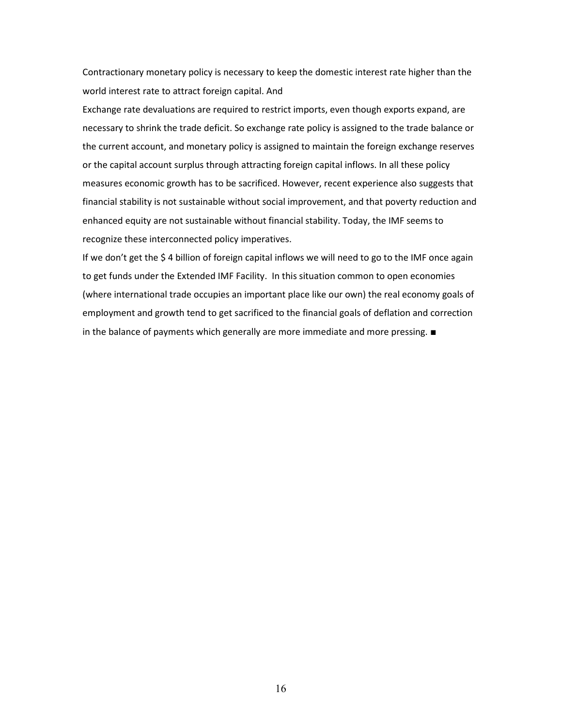Contractionary monetary policy is necessary to keep the domestic interest rate higher than the world interest rate to attract foreign capital. And

Exchange rate devaluations are required to restrict imports, even though exports expand, are necessary to shrink the trade deficit. So exchange rate policy is assigned to the trade balance or the current account, and monetary policy is assigned to maintain the foreign exchange reserves or the capital account surplus through attracting foreign capital inflows. In all these policy measures economic growth has to be sacrificed. However, recent experience also suggests that financial stability is not sustainable without social improvement, and that poverty reduction and enhanced equity are not sustainable without financial stability. Today, the IMF seems to recognize these interconnected policy imperatives.

If we don't get the $ 4 billion of foreign capital inflows we will need to go to the IMF once again to get funds under the Extended IMF Facility. In this situation common to open economies (where international trade occupies an important place like our own) the real economy goals of employment and growth tend to get sacrificed to the financial goals of deflation and correction in the balance of payments which generally are more immediate and more pressing. ■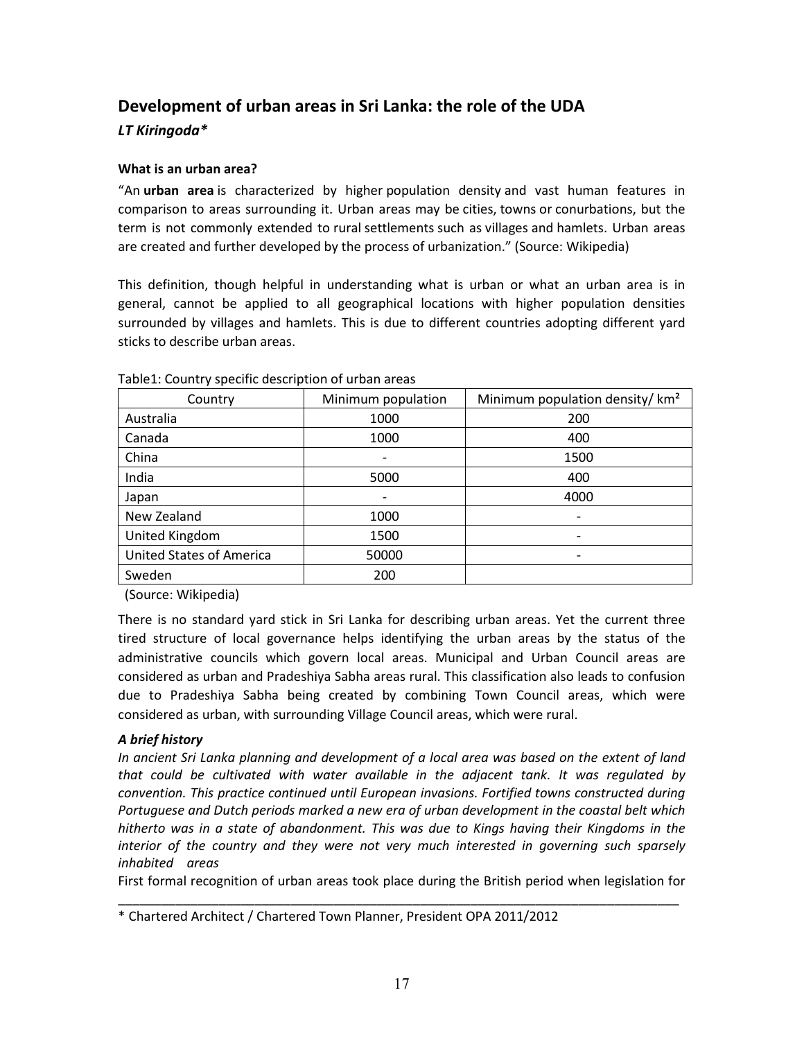## Development of urban areas in Sri Lanka: the role of the UDA

*LT Kiringoda**

### What is an urban area?

"An **urban area** is characterized by higher population density and vast human features in comparison to areas surrounding it. Urban areas may be cities, towns or conurbations, but the term is not commonly extended to rural settlements such as villages and hamlets. Urban areas are created and further developed by the process of urbanization." (Source: Wikipedia)

This definition, though helpful in understanding what is urban or what an urban area is in general, cannot be applied to all geographical locations with higher population densities surrounded by villages and hamlets. This is due to different countries adopting different yard sticks to describe urban areas.

Table1: Country specific description of urban areas

| Country | Minimum population | Minimum population density/ km² |
|---|---|---|
| Australia | 1000 | 200 |
| Canada | 1000 | 400 |
| China | - | 1500 |
| India | 5000 | 400 |
| Japan | - | 4000 |
| New Zealand | 1000 | - |
| United Kingdom | 1500 | - |
| United States of America | 50000 | - |
| Sweden | 200 | |

(Source: Wikipedia)

There is no standard yard stick in Sri Lanka for describing urban areas. Yet the current three tired structure of local governance helps identifying the urban areas by the status of the administrative councils which govern local areas. Municipal and Urban Council areas are considered as urban and Pradeshiya Sabha areas rural. This classification also leads to confusion due to Pradeshiya Sabha being created by combining Town Council areas, which were considered as urban, with surrounding Village Council areas, which were rural.

### *A brief history*

*In ancient Sri Lanka planning and development of a local area was based on the extent of land that could be cultivated with water available in the adjacent tank. It was regulated by convention. This practice continued until European invasions. Fortified towns constructed during Portuguese and Dutch periods marked a new era of urban development in the coastal belt which hitherto was in a state of abandonment. This was due to Kings having their Kingdoms in the interior of the country and they were not very much interested in governing such sparsely inhabited areas*

First formal recognition of urban areas took place during the British period when legislation for

---

\* Chartered Architect / Chartered Town Planner, President OPA 2011/2012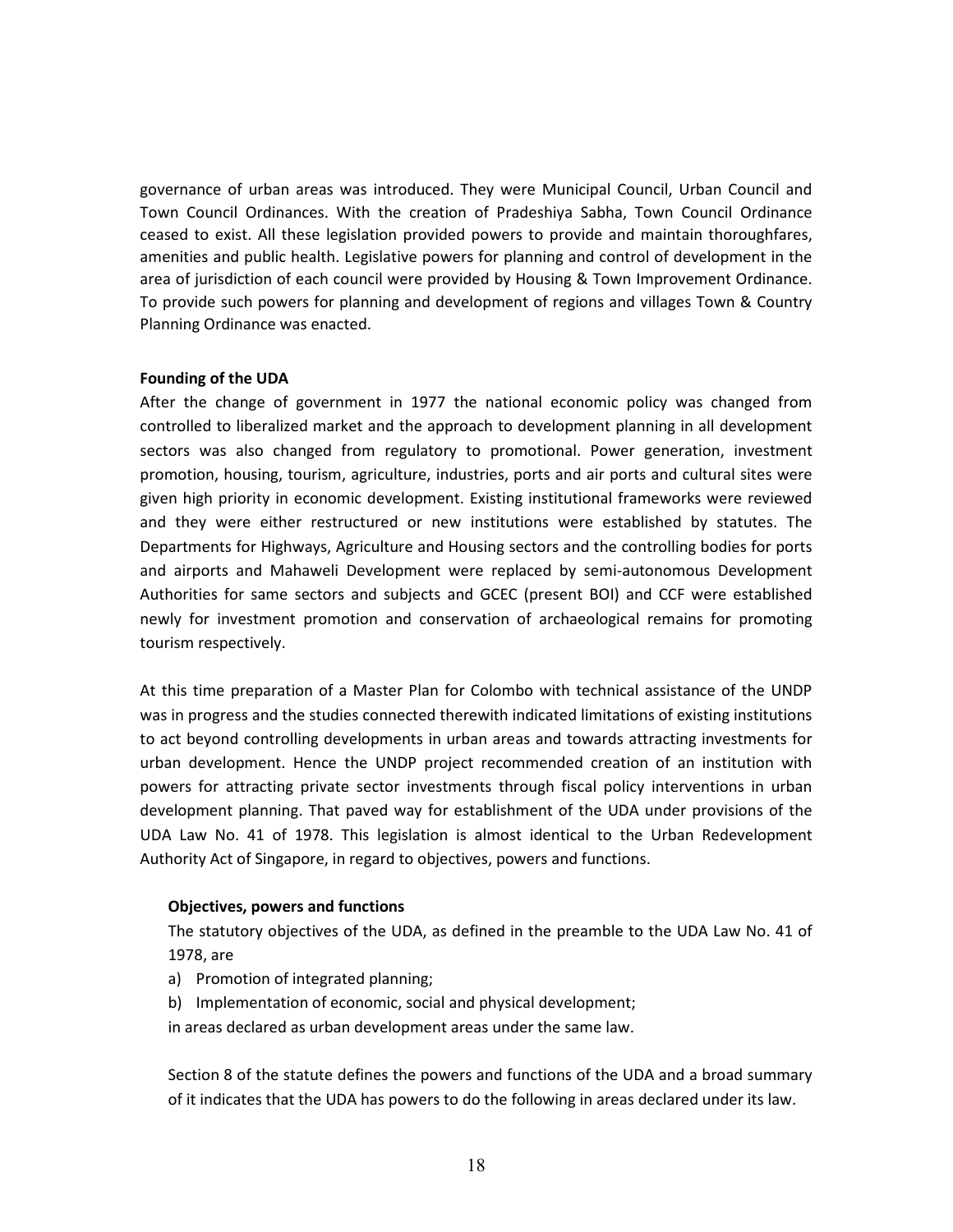governance of urban areas was introduced. They were Municipal Council, Urban Council and Town Council Ordinances. With the creation of Pradeshiya Sabha, Town Council Ordinance ceased to exist. All these legislation provided powers to provide and maintain thoroughfares, amenities and public health. Legislative powers for planning and control of development in the area of jurisdiction of each council were provided by Housing & Town Improvement Ordinance. To provide such powers for planning and development of regions and villages Town & Country Planning Ordinance was enacted.

**Founding of the UDA**

After the change of government in 1977 the national economic policy was changed from controlled to liberalized market and the approach to development planning in all development sectors was also changed from regulatory to promotional. Power generation, investment promotion, housing, tourism, agriculture, industries, ports and air ports and cultural sites were given high priority in economic development. Existing institutional frameworks were reviewed and they were either restructured or new institutions were established by statutes. The Departments for Highways, Agriculture and Housing sectors and the controlling bodies for ports and airports and Mahaweli Development were replaced by semi-autonomous Development Authorities for same sectors and subjects and GCEC (present BOI) and CCF were established newly for investment promotion and conservation of archaeological remains for promoting tourism respectively.

At this time preparation of a Master Plan for Colombo with technical assistance of the UNDP was in progress and the studies connected therewith indicated limitations of existing institutions to act beyond controlling developments in urban areas and towards attracting investments for urban development. Hence the UNDP project recommended creation of an institution with powers for attracting private sector investments through fiscal policy interventions in urban development planning. That paved way for establishment of the UDA under provisions of the UDA Law No. 41 of 1978. This legislation is almost identical to the Urban Redevelopment Authority Act of Singapore, in regard to objectives, powers and functions.

**Objectives, powers and functions**

The statutory objectives of the UDA, as defined in the preamble to the UDA Law No. 41 of 1978, are

a) Promotion of integrated planning;
b) Implementation of economic, social and physical development;

in areas declared as urban development areas under the same law.

Section 8 of the statute defines the powers and functions of the UDA and a broad summary of it indicates that the UDA has powers to do the following in areas declared under its law.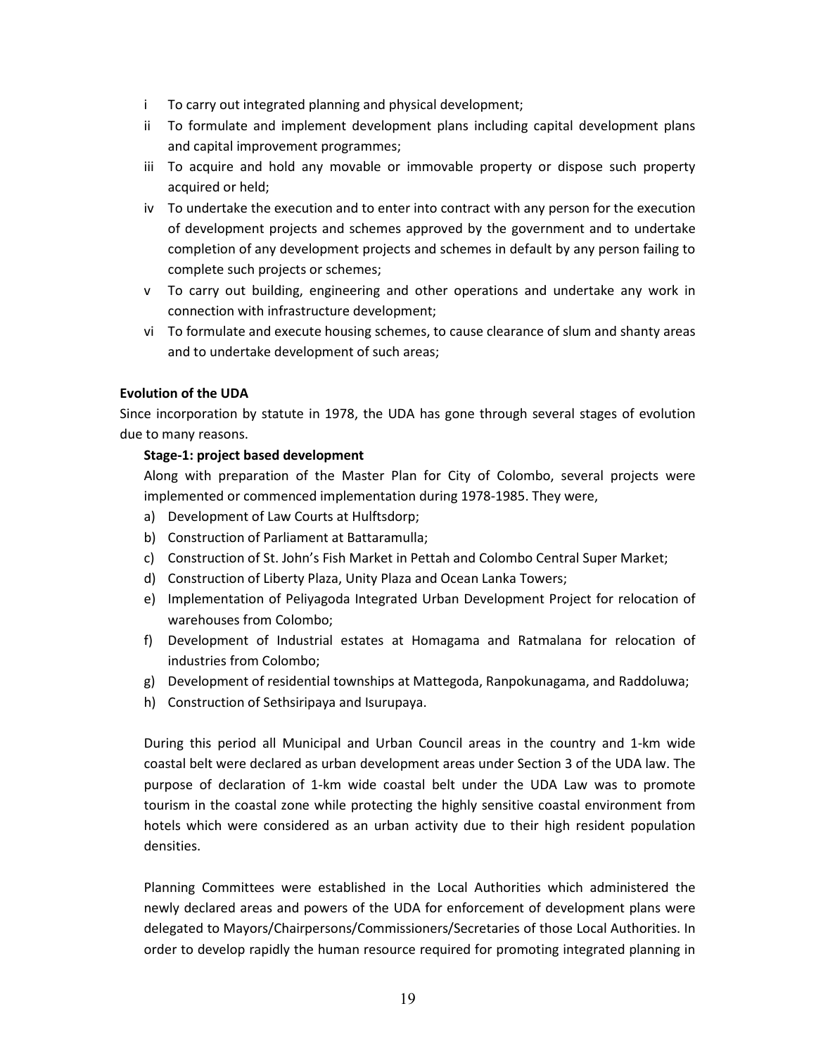i To carry out integrated planning and physical development;

ii To formulate and implement development plans including capital development plans and capital improvement programmes;

iii To acquire and hold any movable or immovable property or dispose such property acquired or held;

iv To undertake the execution and to enter into contract with any person for the execution of development projects and schemes approved by the government and to undertake completion of any development projects and schemes in default by any person failing to complete such projects or schemes;

v To carry out building, engineering and other operations and undertake any work in connection with infrastructure development;

vi To formulate and execute housing schemes, to cause clearance of slum and shanty areas and to undertake development of such areas;

**Evolution of the UDA**

Since incorporation by statute in 1978, the UDA has gone through several stages of evolution due to many reasons.

**Stage-1: project based development**

Along with preparation of the Master Plan for City of Colombo, several projects were implemented or commenced implementation during 1978-1985. They were,

a) Development of Law Courts at Hulftsdorp;
b) Construction of Parliament at Battaramulla;
c) Construction of St. John's Fish Market in Pettah and Colombo Central Super Market;
d) Construction of Liberty Plaza, Unity Plaza and Ocean Lanka Towers;
e) Implementation of Peliyagoda Integrated Urban Development Project for relocation of warehouses from Colombo;
f) Development of Industrial estates at Homagama and Ratmalana for relocation of industries from Colombo;
g) Development of residential townships at Mattegoda, Ranpokunagama, and Raddoluwa;
h) Construction of Sethsiripaya and Isurupaya.

During this period all Municipal and Urban Council areas in the country and 1-km wide coastal belt were declared as urban development areas under Section 3 of the UDA law. The purpose of declaration of 1-km wide coastal belt under the UDA Law was to promote tourism in the coastal zone while protecting the highly sensitive coastal environment from hotels which were considered as an urban activity due to their high resident population densities.

Planning Committees were established in the Local Authorities which administered the newly declared areas and powers of the UDA for enforcement of development plans were delegated to Mayors/Chairpersons/Commissioners/Secretaries of those Local Authorities. In order to develop rapidly the human resource required for promoting integrated planning in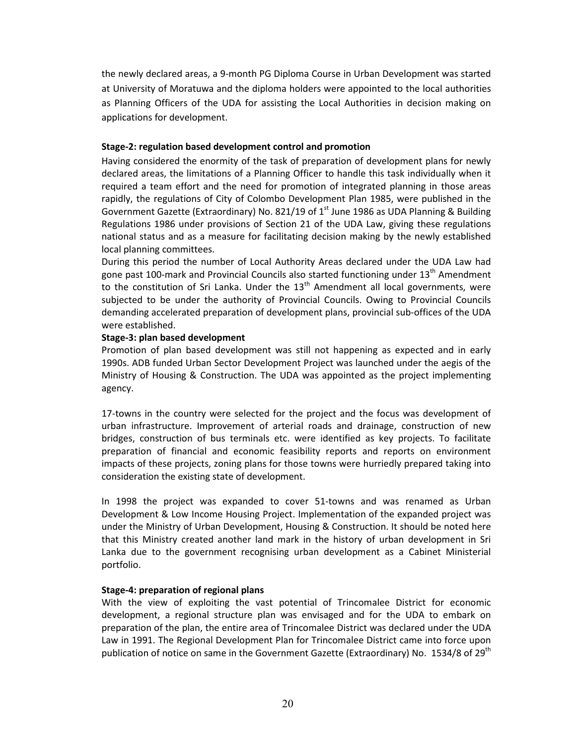the newly declared areas, a 9-month PG Diploma Course in Urban Development was started at University of Moratuwa and the diploma holders were appointed to the local authorities as Planning Officers of the UDA for assisting the Local Authorities in decision making on applications for development.

**Stage-2: regulation based development control and promotion**

Having considered the enormity of the task of preparation of development plans for newly declared areas, the limitations of a Planning Officer to handle this task individually when it required a team effort and the need for promotion of integrated planning in those areas rapidly, the regulations of City of Colombo Development Plan 1985, were published in the Government Gazette (Extraordinary) No. 821/19 of 1st June 1986 as UDA Planning & Building Regulations 1986 under provisions of Section 21 of the UDA Law, giving these regulations national status and as a measure for facilitating decision making by the newly established local planning committees.

During this period the number of Local Authority Areas declared under the UDA Law had gone past 100-mark and Provincial Councils also started functioning under 13th Amendment to the constitution of Sri Lanka. Under the 13th Amendment all local governments, were subjected to be under the authority of Provincial Councils. Owing to Provincial Councils demanding accelerated preparation of development plans, provincial sub-offices of the UDA were established.

**Stage-3: plan based development**

Promotion of plan based development was still not happening as expected and in early 1990s. ADB funded Urban Sector Development Project was launched under the aegis of the Ministry of Housing & Construction. The UDA was appointed as the project implementing agency.

17-towns in the country were selected for the project and the focus was development of urban infrastructure. Improvement of arterial roads and drainage, construction of new bridges, construction of bus terminals etc. were identified as key projects. To facilitate preparation of financial and economic feasibility reports and reports on environment impacts of these projects, zoning plans for those towns were hurriedly prepared taking into consideration the existing state of development.

In 1998 the project was expanded to cover 51-towns and was renamed as Urban Development & Low Income Housing Project. Implementation of the expanded project was under the Ministry of Urban Development, Housing & Construction. It should be noted here that this Ministry created another land mark in the history of urban development in Sri Lanka due to the government recognising urban development as a Cabinet Ministerial portfolio.

**Stage-4: preparation of regional plans**

With the view of exploiting the vast potential of Trincomalee District for economic development, a regional structure plan was envisaged and for the UDA to embark on preparation of the plan, the entire area of Trincomalee District was declared under the UDA Law in 1991. The Regional Development Plan for Trincomalee District came into force upon publication of notice on same in the Government Gazette (Extraordinary) No. 1534/8 of 29th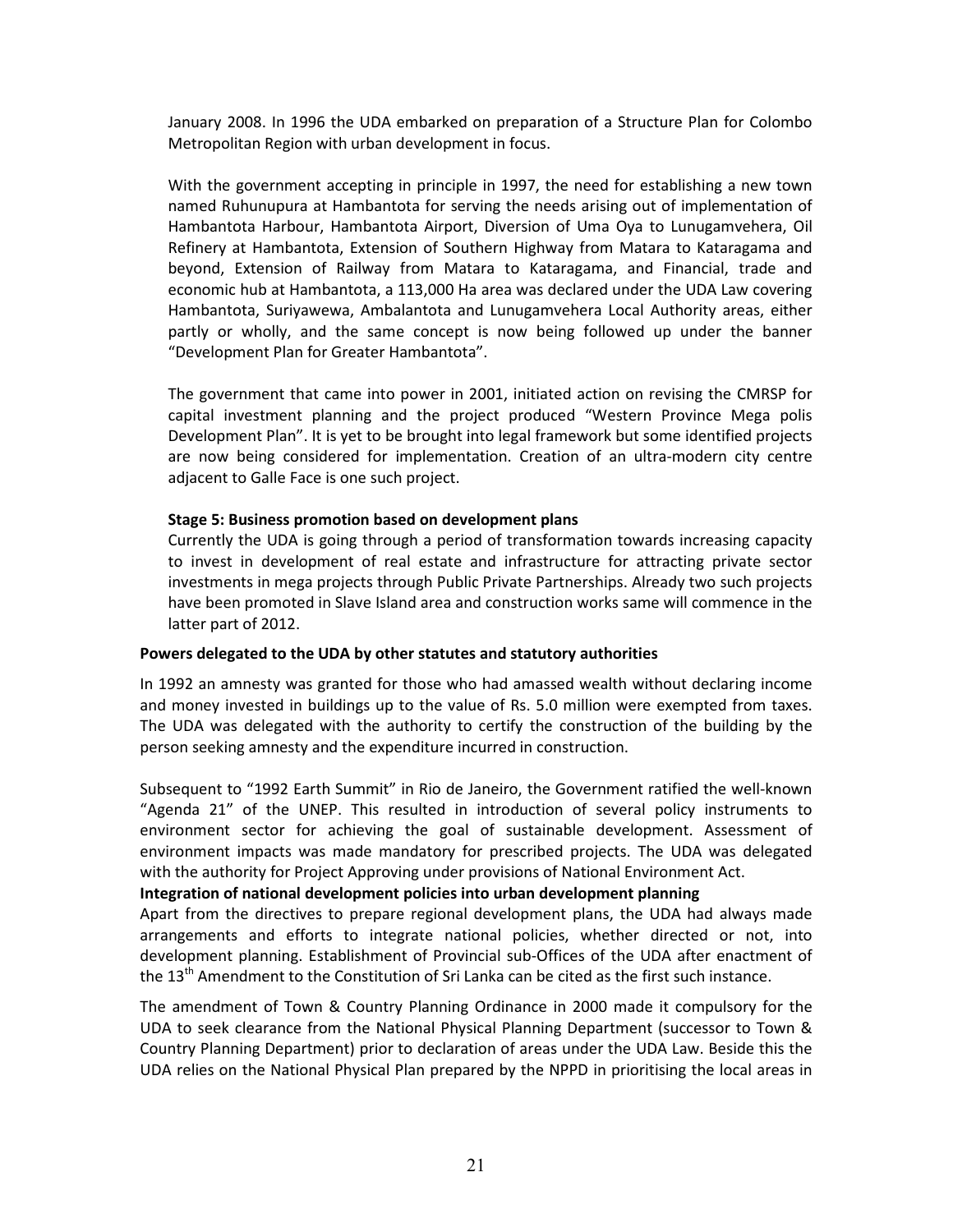January 2008. In 1996 the UDA embarked on preparation of a Structure Plan for Colombo Metropolitan Region with urban development in focus.

With the government accepting in principle in 1997, the need for establishing a new town named Ruhunupura at Hambantota for serving the needs arising out of implementation of Hambantota Harbour, Hambantota Airport, Diversion of Uma Oya to Lunugamvehera, Oil Refinery at Hambantota, Extension of Southern Highway from Matara to Kataragama and beyond, Extension of Railway from Matara to Kataragama, and Financial, trade and economic hub at Hambantota, a 113,000 Ha area was declared under the UDA Law covering Hambantota, Suriyawewa, Ambalantota and Lunugamvehera Local Authority areas, either partly or wholly, and the same concept is now being followed up under the banner "Development Plan for Greater Hambantota".

The government that came into power in 2001, initiated action on revising the CMRSP for capital investment planning and the project produced "Western Province Mega polis Development Plan". It is yet to be brought into legal framework but some identified projects are now being considered for implementation. Creation of an ultra-modern city centre adjacent to Galle Face is one such project.

**Stage 5: Business promotion based on development plans**

Currently the UDA is going through a period of transformation towards increasing capacity to invest in development of real estate and infrastructure for attracting private sector investments in mega projects through Public Private Partnerships. Already two such projects have been promoted in Slave Island area and construction works same will commence in the latter part of 2012.

**Powers delegated to the UDA by other statutes and statutory authorities**

In 1992 an amnesty was granted for those who had amassed wealth without declaring income and money invested in buildings up to the value of Rs. 5.0 million were exempted from taxes. The UDA was delegated with the authority to certify the construction of the building by the person seeking amnesty and the expenditure incurred in construction.

Subsequent to "1992 Earth Summit" in Rio de Janeiro, the Government ratified the well-known "Agenda 21" of the UNEP. This resulted in introduction of several policy instruments to environment sector for achieving the goal of sustainable development. Assessment of environment impacts was made mandatory for prescribed projects. The UDA was delegated with the authority for Project Approving under provisions of National Environment Act.

**Integration of national development policies into urban development planning**

Apart from the directives to prepare regional development plans, the UDA had always made arrangements and efforts to integrate national policies, whether directed or not, into development planning. Establishment of Provincial sub-Offices of the UDA after enactment of the 13th Amendment to the Constitution of Sri Lanka can be cited as the first such instance.

The amendment of Town & Country Planning Ordinance in 2000 made it compulsory for the UDA to seek clearance from the National Physical Planning Department (successor to Town & Country Planning Department) prior to declaration of areas under the UDA Law. Beside this the UDA relies on the National Physical Plan prepared by the NPPD in prioritising the local areas in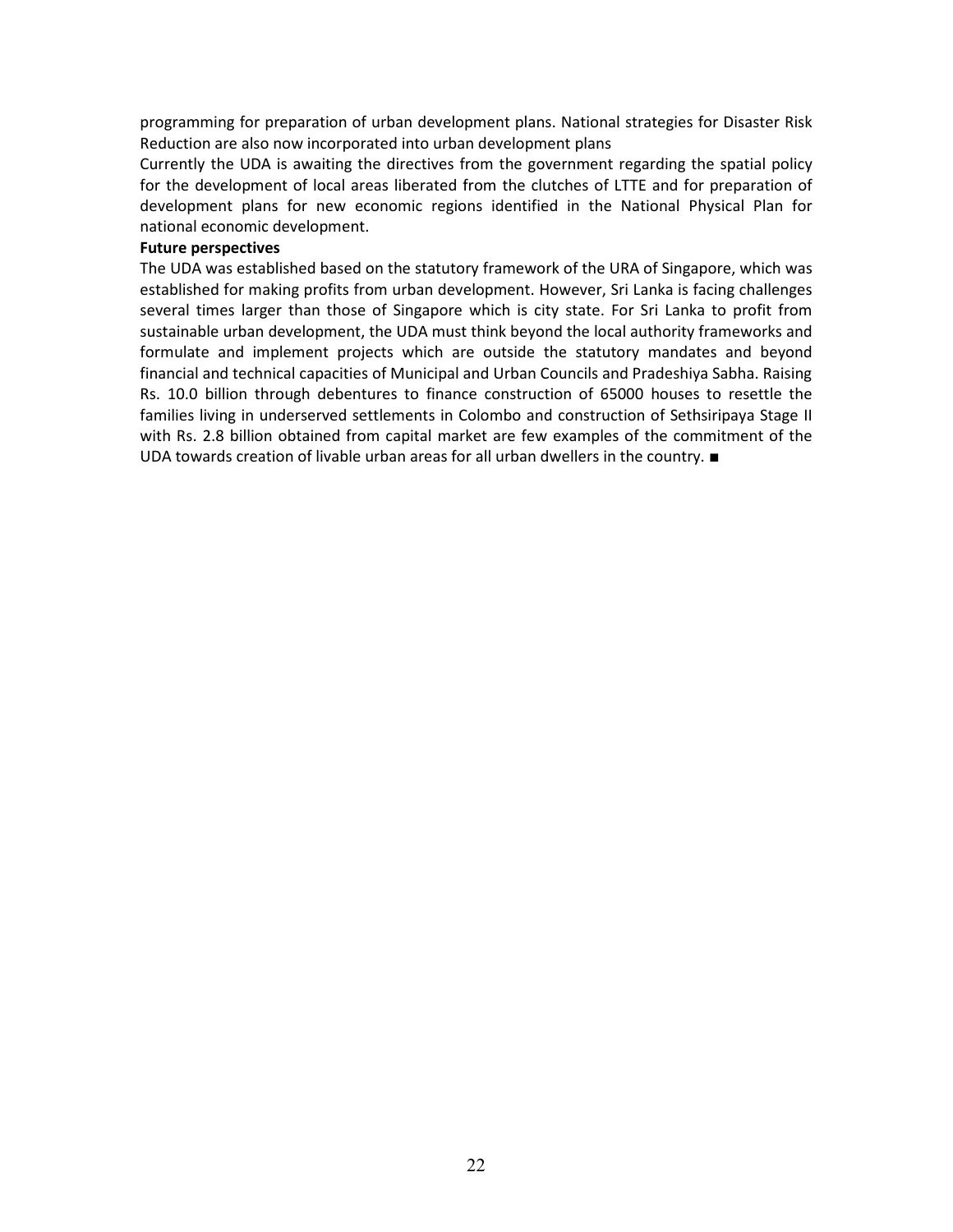programming for preparation of urban development plans. National strategies for Disaster Risk Reduction are also now incorporated into urban development plans

Currently the UDA is awaiting the directives from the government regarding the spatial policy for the development of local areas liberated from the clutches of LTTE and for preparation of development plans for new economic regions identified in the National Physical Plan for national economic development.

**Future perspectives**

The UDA was established based on the statutory framework of the URA of Singapore, which was established for making profits from urban development. However, Sri Lanka is facing challenges several times larger than those of Singapore which is city state. For Sri Lanka to profit from sustainable urban development, the UDA must think beyond the local authority frameworks and formulate and implement projects which are outside the statutory mandates and beyond financial and technical capacities of Municipal and Urban Councils and Pradeshiya Sabha. Raising Rs. 10.0 billion through debentures to finance construction of 65000 houses to resettle the families living in underserved settlements in Colombo and construction of Sethsiripaya Stage II with Rs. 2.8 billion obtained from capital market are few examples of the commitment of the UDA towards creation of livable urban areas for all urban dwellers in the country. ■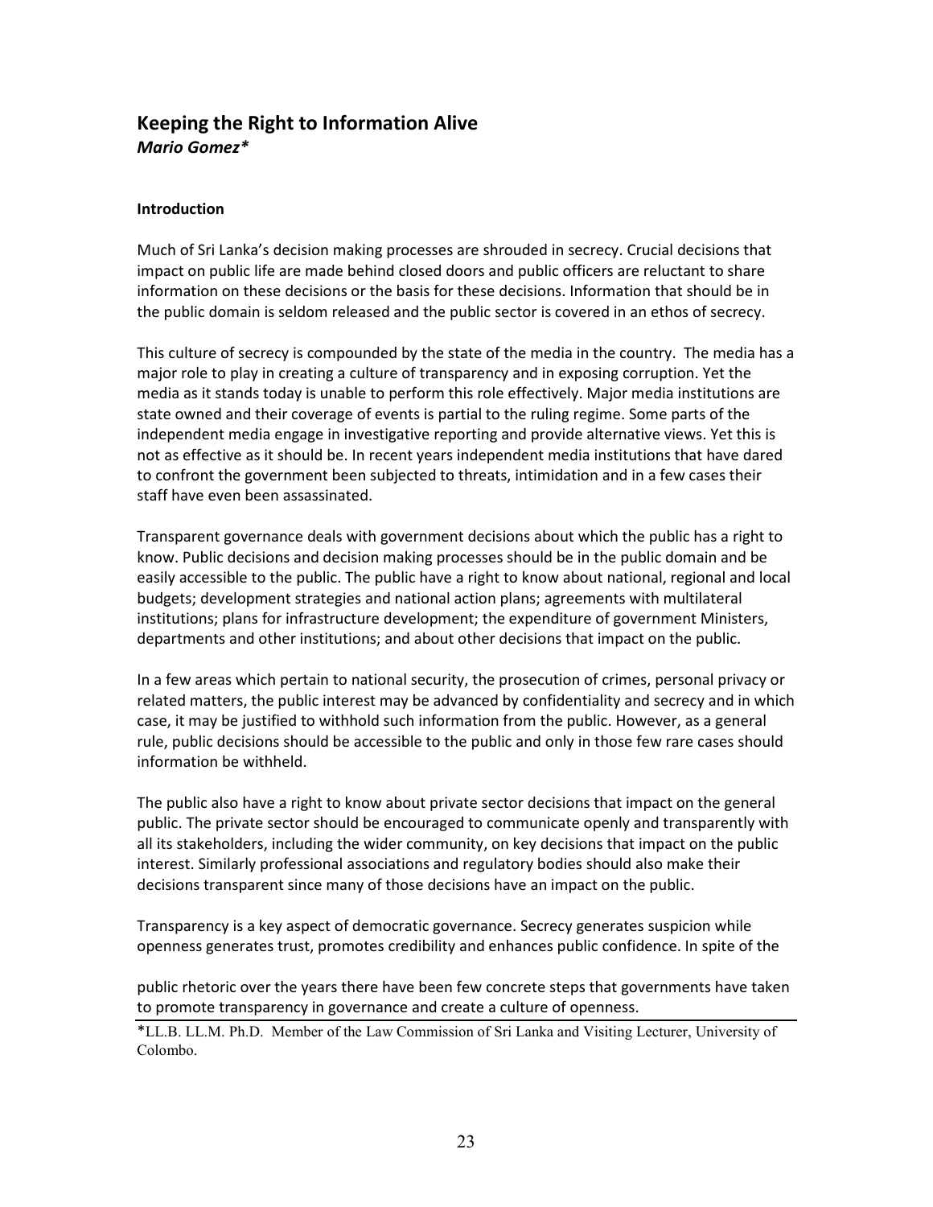## Keeping the Right to Information Alive

***Mario Gomez****

### Introduction

Much of Sri Lanka's decision making processes are shrouded in secrecy. Crucial decisions that impact on public life are made behind closed doors and public officers are reluctant to share information on these decisions or the basis for these decisions. Information that should be in the public domain is seldom released and the public sector is covered in an ethos of secrecy.

This culture of secrecy is compounded by the state of the media in the country. The media has a major role to play in creating a culture of transparency and in exposing corruption. Yet the media as it stands today is unable to perform this role effectively. Major media institutions are state owned and their coverage of events is partial to the ruling regime. Some parts of the independent media engage in investigative reporting and provide alternative views. Yet this is not as effective as it should be. In recent years independent media institutions that have dared to confront the government been subjected to threats, intimidation and in a few cases their staff have even been assassinated.

Transparent governance deals with government decisions about which the public has a right to know. Public decisions and decision making processes should be in the public domain and be easily accessible to the public. The public have a right to know about national, regional and local budgets; development strategies and national action plans; agreements with multilateral institutions; plans for infrastructure development; the expenditure of government Ministers, departments and other institutions; and about other decisions that impact on the public.

In a few areas which pertain to national security, the prosecution of crimes, personal privacy or related matters, the public interest may be advanced by confidentiality and secrecy and in which case, it may be justified to withhold such information from the public. However, as a general rule, public decisions should be accessible to the public and only in those few rare cases should information be withheld.

The public also have a right to know about private sector decisions that impact on the general public. The private sector should be encouraged to communicate openly and transparently with all its stakeholders, including the wider community, on key decisions that impact on the public interest. Similarly professional associations and regulatory bodies should also make their decisions transparent since many of those decisions have an impact on the public.

Transparency is a key aspect of democratic governance. Secrecy generates suspicion while openness generates trust, promotes credibility and enhances public confidence. In spite of the public rhetoric over the years there have been few concrete steps that governments have taken to promote transparency in governance and create a culture of openness.

*LL.B. LL.M. Ph.D. Member of the Law Commission of Sri Lanka and Visiting Lecturer, University of Colombo.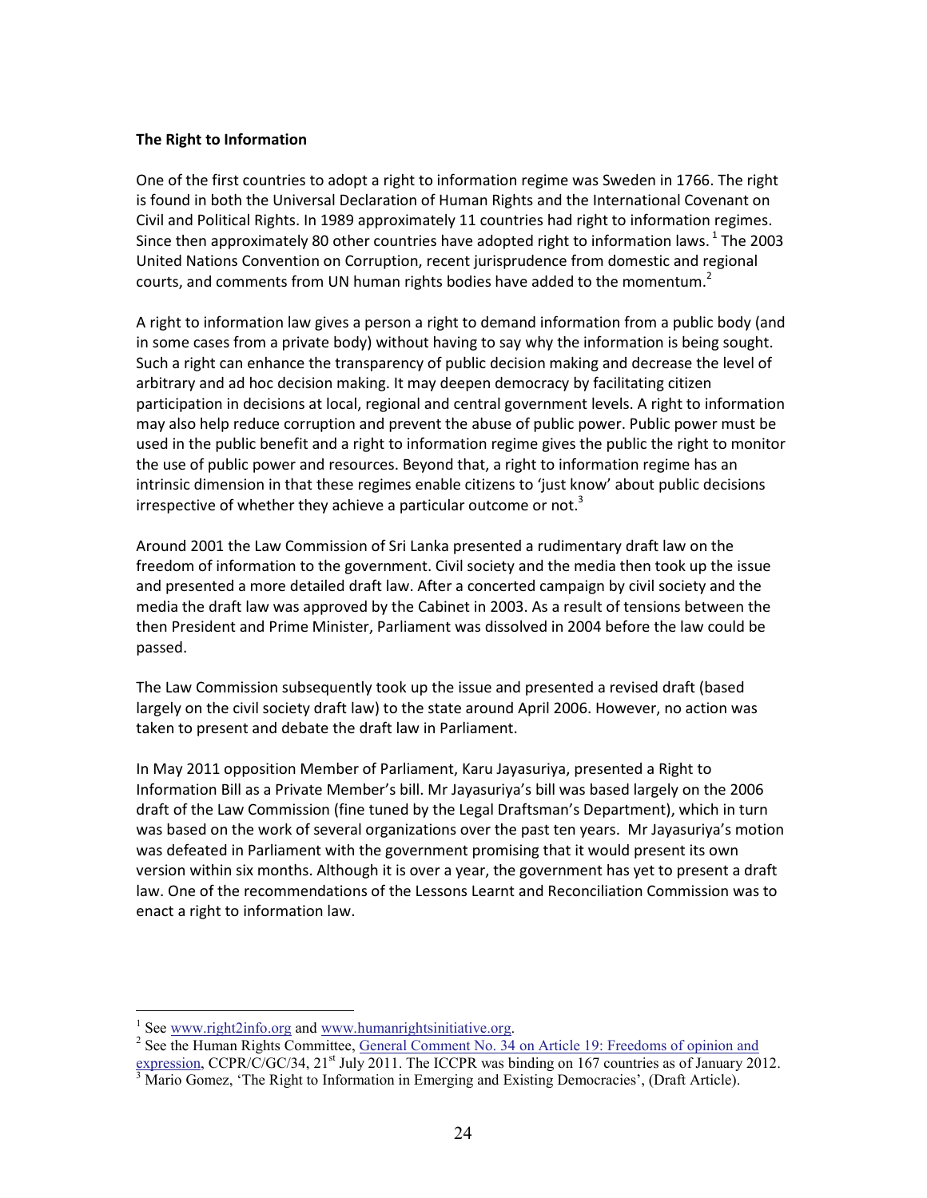**The Right to Information**

One of the first countries to adopt a right to information regime was Sweden in 1766. The right is found in both the Universal Declaration of Human Rights and the International Covenant on Civil and Political Rights. In 1989 approximately 11 countries had right to information regimes. Since then approximately 80 other countries have adopted right to information laws. [1] The 2003 United Nations Convention on Corruption, recent jurisprudence from domestic and regional courts, and comments from UN human rights bodies have added to the momentum.[2]

A right to information law gives a person a right to demand information from a public body (and in some cases from a private body) without having to say why the information is being sought. Such a right can enhance the transparency of public decision making and decrease the level of arbitrary and ad hoc decision making. It may deepen democracy by facilitating citizen participation in decisions at local, regional and central government levels. A right to information may also help reduce corruption and prevent the abuse of public power. Public power must be used in the public benefit and a right to information regime gives the public the right to monitor the use of public power and resources. Beyond that, a right to information regime has an intrinsic dimension in that these regimes enable citizens to 'just know' about public decisions irrespective of whether they achieve a particular outcome or not.[3]

Around 2001 the Law Commission of Sri Lanka presented a rudimentary draft law on the freedom of information to the government. Civil society and the media then took up the issue and presented a more detailed draft law. After a concerted campaign by civil society and the media the draft law was approved by the Cabinet in 2003. As a result of tensions between the then President and Prime Minister, Parliament was dissolved in 2004 before the law could be passed.

The Law Commission subsequently took up the issue and presented a revised draft (based largely on the civil society draft law) to the state around April 2006. However, no action was taken to present and debate the draft law in Parliament.

In May 2011 opposition Member of Parliament, Karu Jayasuriya, presented a Right to Information Bill as a Private Member's bill. Mr Jayasuriya's bill was based largely on the 2006 draft of the Law Commission (fine tuned by the Legal Draftsman's Department), which in turn was based on the work of several organizations over the past ten years. Mr Jayasuriya's motion was defeated in Parliament with the government promising that it would present its own version within six months. Although it is over a year, the government has yet to present a draft law. One of the recommendations of the Lessons Learnt and Reconciliation Commission was to enact a right to information law.

---

[1] See www.right2info.org and www.humanrightsinitiative.org.

[2] See the Human Rights Committee, General Comment No. 34 on Article 19: Freedoms of opinion and expression, CCPR/C/GC/34, 21st July 2011. The ICCPR was binding on 167 countries as of January 2012.

[3] Mario Gomez, 'The Right to Information in Emerging and Existing Democracies', (Draft Article).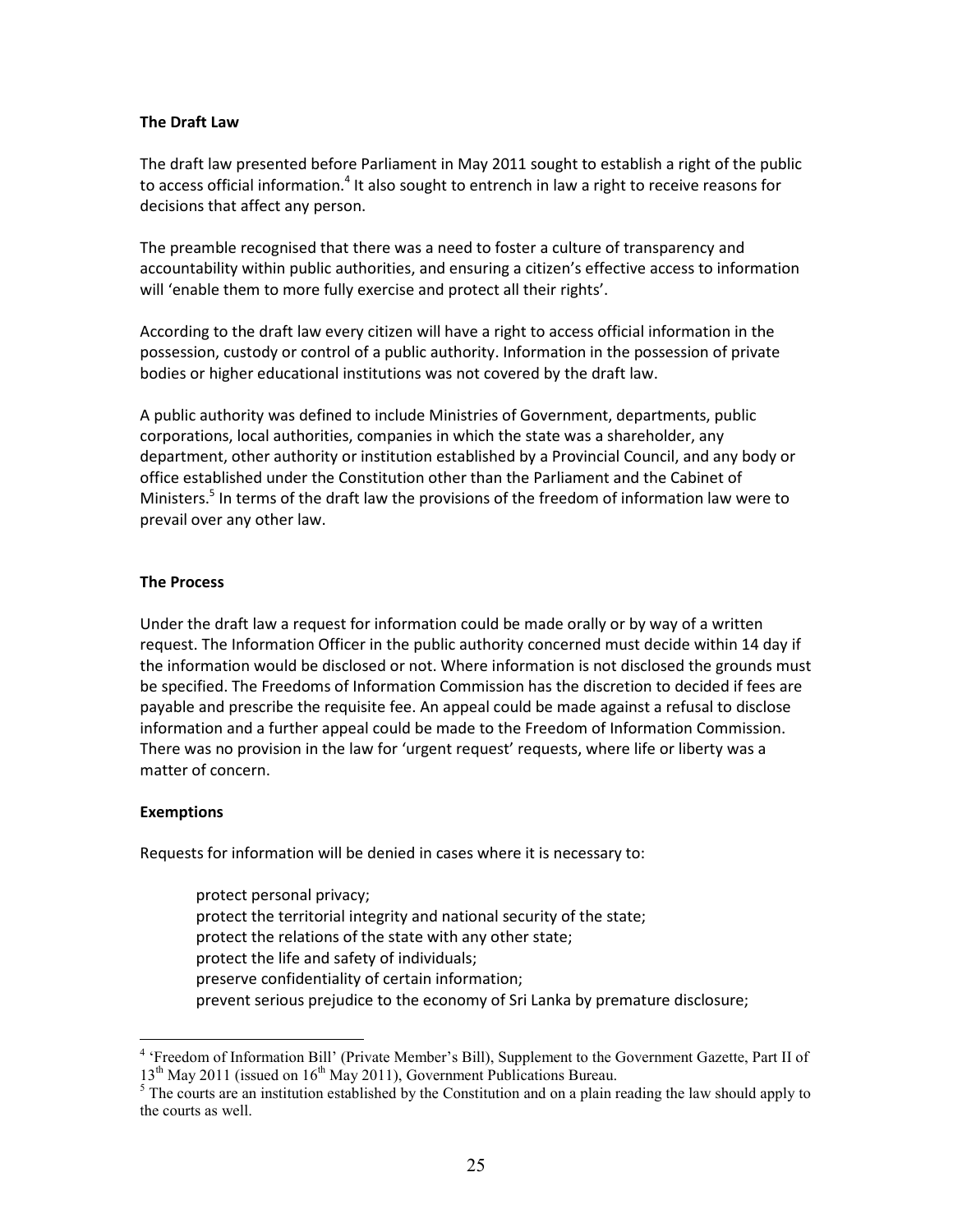**The Draft Law**

The draft law presented before Parliament in May 2011 sought to establish a right of the public to access official information.[4] It also sought to entrench in law a right to receive reasons for decisions that affect any person.

The preamble recognised that there was a need to foster a culture of transparency and accountability within public authorities, and ensuring a citizen's effective access to information will 'enable them to more fully exercise and protect all their rights'.

According to the draft law every citizen will have a right to access official information in the possession, custody or control of a public authority. Information in the possession of private bodies or higher educational institutions was not covered by the draft law.

A public authority was defined to include Ministries of Government, departments, public corporations, local authorities, companies in which the state was a shareholder, any department, other authority or institution established by a Provincial Council, and any body or office established under the Constitution other than the Parliament and the Cabinet of Ministers.[5] In terms of the draft law the provisions of the freedom of information law were to prevail over any other law.

**The Process**

Under the draft law a request for information could be made orally or by way of a written request. The Information Officer in the public authority concerned must decide within 14 day if the information would be disclosed or not. Where information is not disclosed the grounds must be specified. The Freedoms of Information Commission has the discretion to decided if fees are payable and prescribe the requisite fee. An appeal could be made against a refusal to disclose information and a further appeal could be made to the Freedom of Information Commission. There was no provision in the law for 'urgent request' requests, where life or liberty was a matter of concern.

**Exemptions**

Requests for information will be denied in cases where it is necessary to:

> protect personal privacy;
> protect the territorial integrity and national security of the state;
> protect the relations of the state with any other state;
> protect the life and safety of individuals;
> preserve confidentiality of certain information;
> prevent serious prejudice to the economy of Sri Lanka by premature disclosure;

---

[4] 'Freedom of Information Bill' (Private Member's Bill), Supplement to the Government Gazette, Part II of 13th May 2011 (issued on 16th May 2011), Government Publications Bureau.

[5] The courts are an institution established by the Constitution and on a plain reading the law should apply to the courts as well.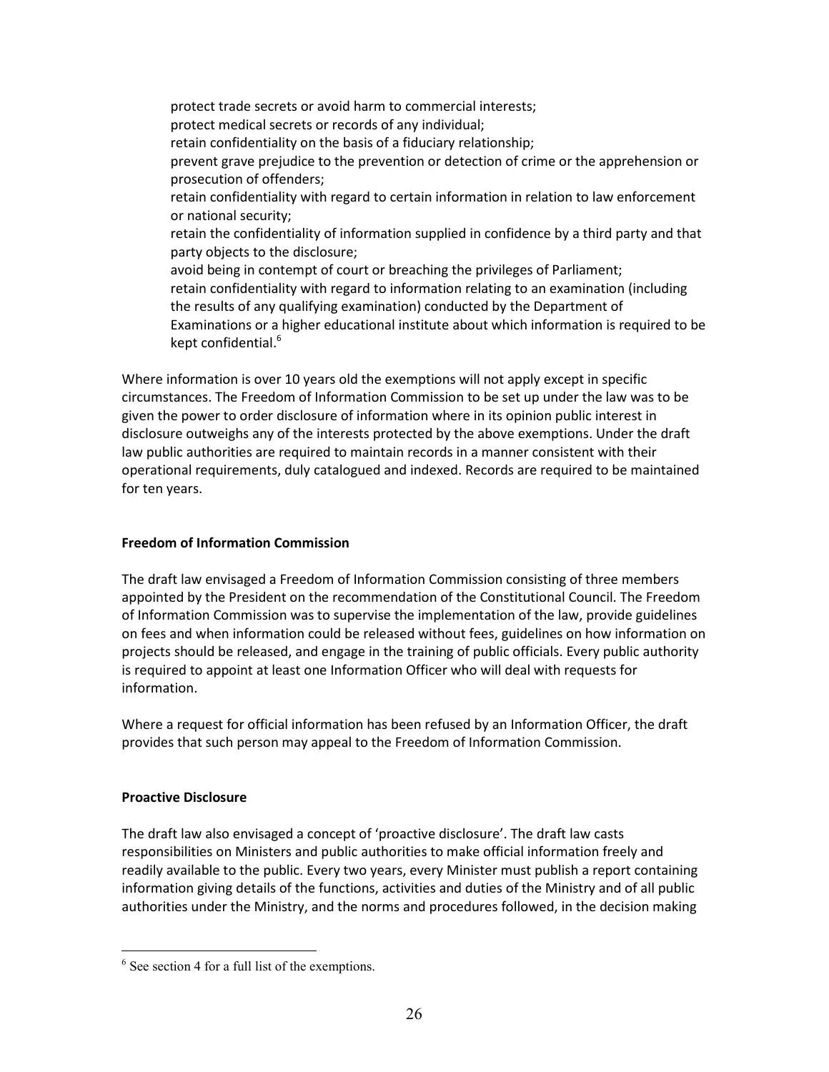protect trade secrets or avoid harm to commercial interests;
protect medical secrets or records of any individual;
retain confidentiality on the basis of a fiduciary relationship;
prevent grave prejudice to the prevention or detection of crime or the apprehension or prosecution of offenders;
retain confidentiality with regard to certain information in relation to law enforcement or national security;
retain the confidentiality of information supplied in confidence by a third party and that party objects to the disclosure;
avoid being in contempt of court or breaching the privileges of Parliament;
retain confidentiality with regard to information relating to an examination (including the results of any qualifying examination) conducted by the Department of Examinations or a higher educational institute about which information is required to be kept confidential.[6]

Where information is over 10 years old the exemptions will not apply except in specific circumstances. The Freedom of Information Commission to be set up under the law was to be given the power to order disclosure of information where in its opinion public interest in disclosure outweighs any of the interests protected by the above exemptions. Under the draft law public authorities are required to maintain records in a manner consistent with their operational requirements, duly catalogued and indexed. Records are required to be maintained for ten years.

**Freedom of Information Commission**

The draft law envisaged a Freedom of Information Commission consisting of three members appointed by the President on the recommendation of the Constitutional Council. The Freedom of Information Commission was to supervise the implementation of the law, provide guidelines on fees and when information could be released without fees, guidelines on how information on projects should be released, and engage in the training of public officials. Every public authority is required to appoint at least one Information Officer who will deal with requests for information.

Where a request for official information has been refused by an Information Officer, the draft provides that such person may appeal to the Freedom of Information Commission.

**Proactive Disclosure**

The draft law also envisaged a concept of 'proactive disclosure'. The draft law casts responsibilities on Ministers and public authorities to make official information freely and readily available to the public. Every two years, every Minister must publish a report containing information giving details of the functions, activities and duties of the Ministry and of all public authorities under the Ministry, and the norms and procedures followed, in the decision making

[6] See section 4 for a full list of the exemptions.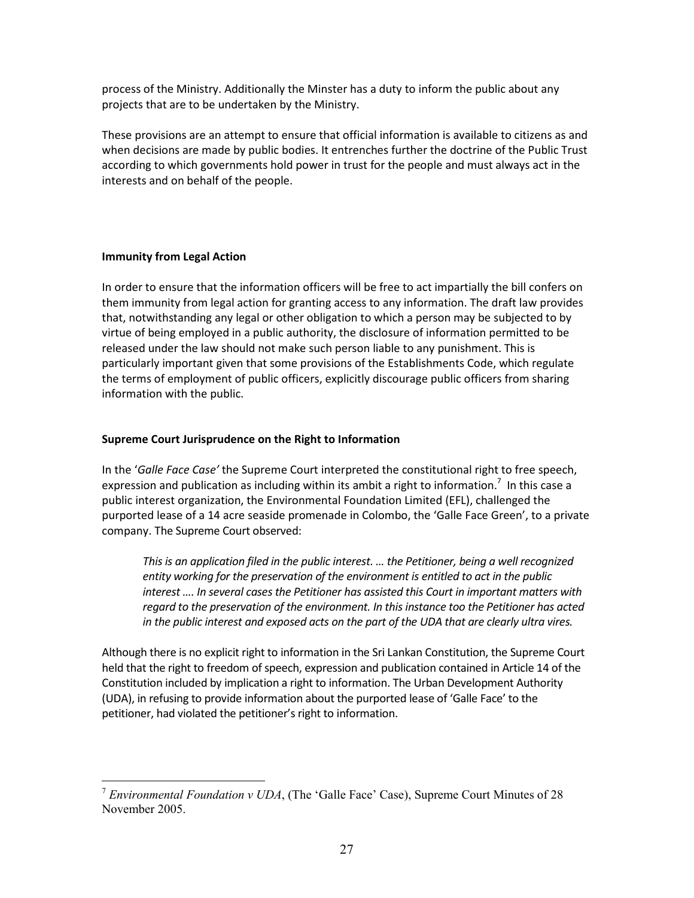process of the Ministry. Additionally the Minster has a duty to inform the public about any projects that are to be undertaken by the Ministry.

These provisions are an attempt to ensure that official information is available to citizens as and when decisions are made by public bodies. It entrenches further the doctrine of the Public Trust according to which governments hold power in trust for the people and must always act in the interests and on behalf of the people.

**Immunity from Legal Action**

In order to ensure that the information officers will be free to act impartially the bill confers on them immunity from legal action for granting access to any information. The draft law provides that, notwithstanding any legal or other obligation to which a person may be subjected to by virtue of being employed in a public authority, the disclosure of information permitted to be released under the law should not make such person liable to any punishment. This is particularly important given that some provisions of the Establishments Code, which regulate the terms of employment of public officers, explicitly discourage public officers from sharing information with the public.

**Supreme Court Jurisprudence on the Right to Information**

In the '*Galle Face Case'* the Supreme Court interpreted the constitutional right to free speech, expression and publication as including within its ambit a right to information.[7] In this case a public interest organization, the Environmental Foundation Limited (EFL), challenged the purported lease of a 14 acre seaside promenade in Colombo, the 'Galle Face Green', to a private company. The Supreme Court observed:

> *This is an application filed in the public interest. … the Petitioner, being a well recognized entity working for the preservation of the environment is entitled to act in the public interest …. In several cases the Petitioner has assisted this Court in important matters with regard to the preservation of the environment. In this instance too the Petitioner has acted in the public interest and exposed acts on the part of the UDA that are clearly ultra vires.*

Although there is no explicit right to information in the Sri Lankan Constitution, the Supreme Court held that the right to freedom of speech, expression and publication contained in Article 14 of the Constitution included by implication a right to information. The Urban Development Authority (UDA), in refusing to provide information about the purported lease of 'Galle Face' to the petitioner, had violated the petitioner's right to information.

---

[7] *Environmental Foundation v UDA*, (The 'Galle Face' Case), Supreme Court Minutes of 28 November 2005.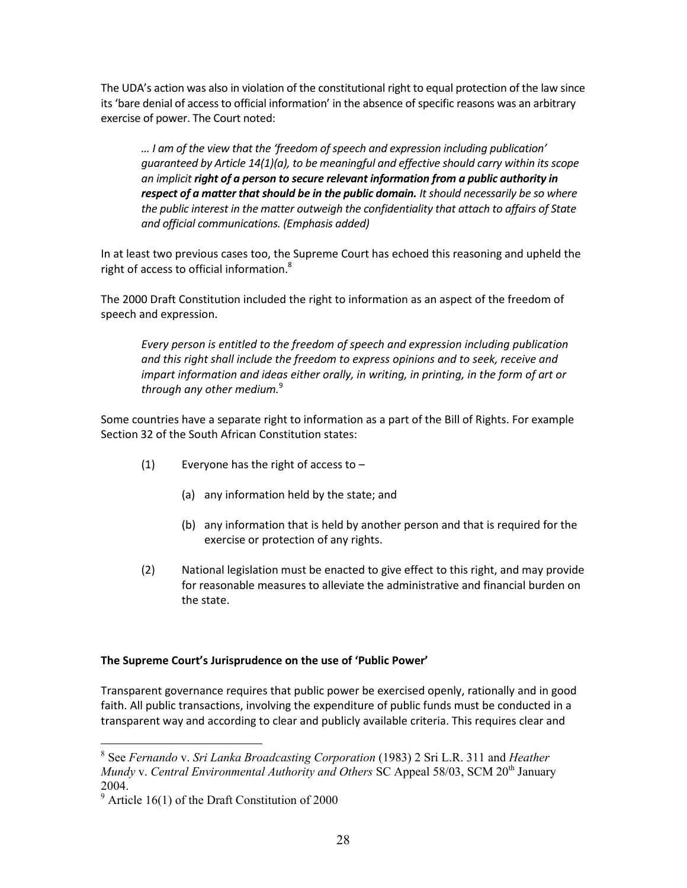The UDA's action was also in violation of the constitutional right to equal protection of the law since its 'bare denial of access to official information' in the absence of specific reasons was an arbitrary exercise of power. The Court noted:

> *… I am of the view that the 'freedom of speech and expression including publication' guaranteed by Article 14(1)(a), to be meaningful and effective should carry within its scope an implicit* ***right of a person to secure relevant information from a public authority in respect of a matter that should be in the public domain.*** *It should necessarily be so where the public interest in the matter outweigh the confidentiality that attach to affairs of State and official communications. (Emphasis added)*

In at least two previous cases too, the Supreme Court has echoed this reasoning and upheld the right of access to official information.[8]

The 2000 Draft Constitution included the right to information as an aspect of the freedom of speech and expression.

> *Every person is entitled to the freedom of speech and expression including publication and this right shall include the freedom to express opinions and to seek, receive and impart information and ideas either orally, in writing, in printing, in the form of art or through any other medium.*[9]

Some countries have a separate right to information as a part of the Bill of Rights. For example Section 32 of the South African Constitution states:

> (1) Everyone has the right of access to –
>
> (a) any information held by the state; and
>
> (b) any information that is held by another person and that is required for the exercise or protection of any rights.
>
> (2) National legislation must be enacted to give effect to this right, and may provide for reasonable measures to alleviate the administrative and financial burden on the state.

**The Supreme Court's Jurisprudence on the use of 'Public Power'**

Transparent governance requires that public power be exercised openly, rationally and in good faith. All public transactions, involving the expenditure of public funds must be conducted in a transparent way and according to clear and publicly available criteria. This requires clear and

---

[8] See *Fernando* v. *Sri Lanka Broadcasting Corporation* (1983) 2 Sri L.R. 311 and *Heather Mundy* v. *Central Environmental Authority and Others* SC Appeal 58/03, SCM 20th January 2004.

[9] Article 16(1) of the Draft Constitution of 2000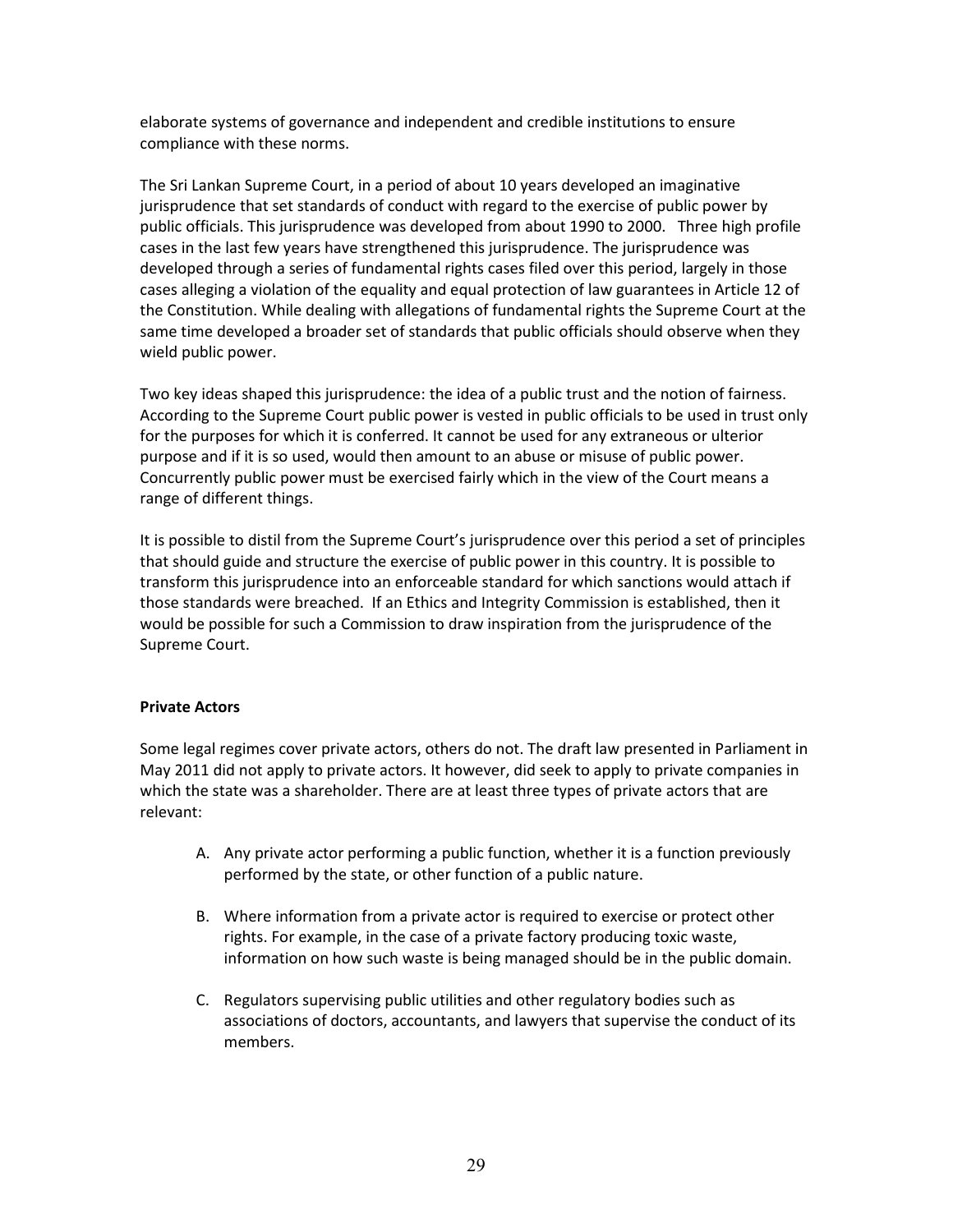elaborate systems of governance and independent and credible institutions to ensure compliance with these norms.

The Sri Lankan Supreme Court, in a period of about 10 years developed an imaginative jurisprudence that set standards of conduct with regard to the exercise of public power by public officials. This jurisprudence was developed from about 1990 to 2000. Three high profile cases in the last few years have strengthened this jurisprudence. The jurisprudence was developed through a series of fundamental rights cases filed over this period, largely in those cases alleging a violation of the equality and equal protection of law guarantees in Article 12 of the Constitution. While dealing with allegations of fundamental rights the Supreme Court at the same time developed a broader set of standards that public officials should observe when they wield public power.

Two key ideas shaped this jurisprudence: the idea of a public trust and the notion of fairness. According to the Supreme Court public power is vested in public officials to be used in trust only for the purposes for which it is conferred. It cannot be used for any extraneous or ulterior purpose and if it is so used, would then amount to an abuse or misuse of public power. Concurrently public power must be exercised fairly which in the view of the Court means a range of different things.

It is possible to distil from the Supreme Court's jurisprudence over this period a set of principles that should guide and structure the exercise of public power in this country. It is possible to transform this jurisprudence into an enforceable standard for which sanctions would attach if those standards were breached. If an Ethics and Integrity Commission is established, then it would be possible for such a Commission to draw inspiration from the jurisprudence of the Supreme Court.

**Private Actors**

Some legal regimes cover private actors, others do not. The draft law presented in Parliament in May 2011 did not apply to private actors. It however, did seek to apply to private companies in which the state was a shareholder. There are at least three types of private actors that are relevant:

A. Any private actor performing a public function, whether it is a function previously performed by the state, or other function of a public nature.

B. Where information from a private actor is required to exercise or protect other rights. For example, in the case of a private factory producing toxic waste, information on how such waste is being managed should be in the public domain.

C. Regulators supervising public utilities and other regulatory bodies such as associations of doctors, accountants, and lawyers that supervise the conduct of its members.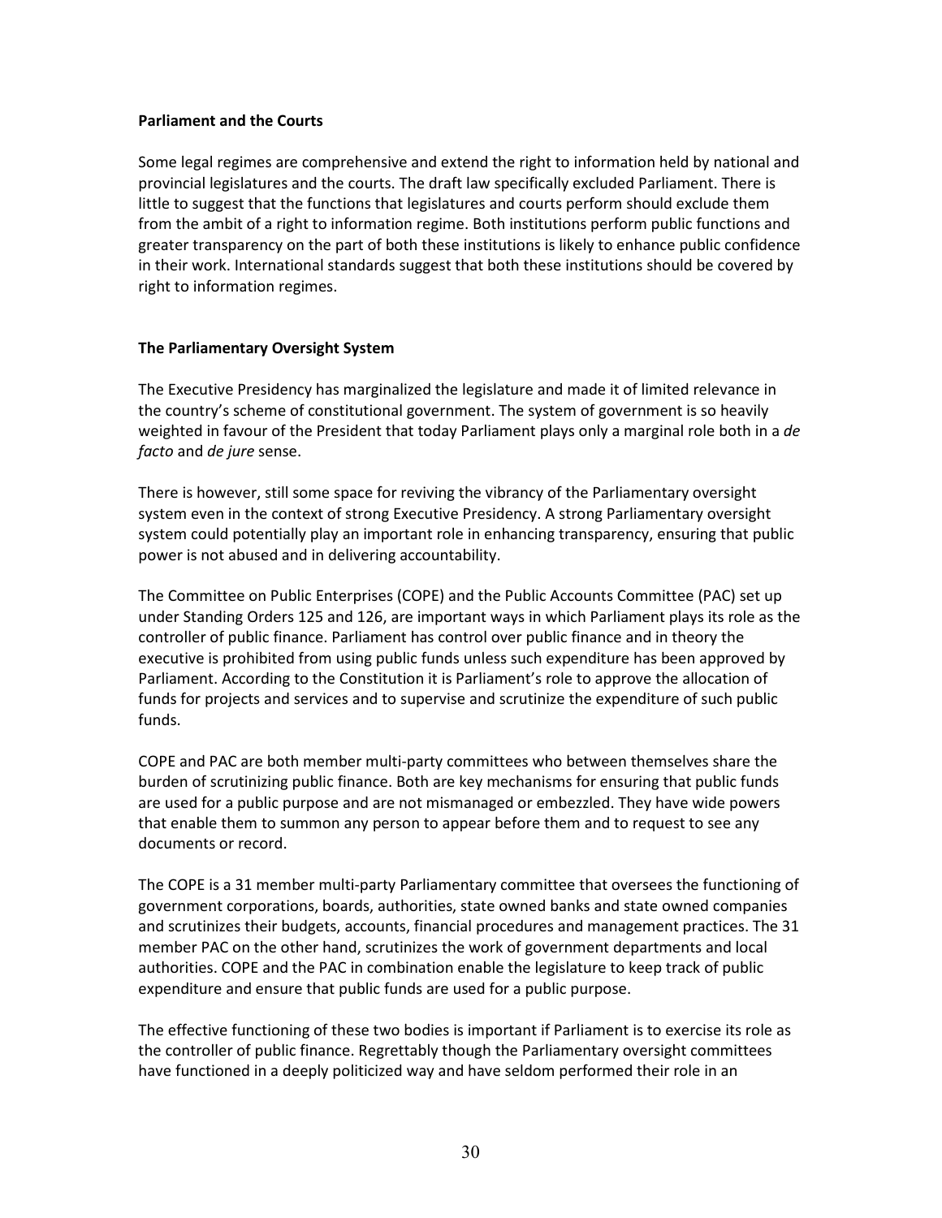**Parliament and the Courts**

Some legal regimes are comprehensive and extend the right to information held by national and provincial legislatures and the courts. The draft law specifically excluded Parliament. There is little to suggest that the functions that legislatures and courts perform should exclude them from the ambit of a right to information regime. Both institutions perform public functions and greater transparency on the part of both these institutions is likely to enhance public confidence in their work. International standards suggest that both these institutions should be covered by right to information regimes.

**The Parliamentary Oversight System**

The Executive Presidency has marginalized the legislature and made it of limited relevance in the country's scheme of constitutional government. The system of government is so heavily weighted in favour of the President that today Parliament plays only a marginal role both in a *de facto* and *de jure* sense.

There is however, still some space for reviving the vibrancy of the Parliamentary oversight system even in the context of strong Executive Presidency. A strong Parliamentary oversight system could potentially play an important role in enhancing transparency, ensuring that public power is not abused and in delivering accountability.

The Committee on Public Enterprises (COPE) and the Public Accounts Committee (PAC) set up under Standing Orders 125 and 126, are important ways in which Parliament plays its role as the controller of public finance. Parliament has control over public finance and in theory the executive is prohibited from using public funds unless such expenditure has been approved by Parliament. According to the Constitution it is Parliament's role to approve the allocation of funds for projects and services and to supervise and scrutinize the expenditure of such public funds.

COPE and PAC are both member multi-party committees who between themselves share the burden of scrutinizing public finance. Both are key mechanisms for ensuring that public funds are used for a public purpose and are not mismanaged or embezzled. They have wide powers that enable them to summon any person to appear before them and to request to see any documents or record.

The COPE is a 31 member multi-party Parliamentary committee that oversees the functioning of government corporations, boards, authorities, state owned banks and state owned companies and scrutinizes their budgets, accounts, financial procedures and management practices. The 31 member PAC on the other hand, scrutinizes the work of government departments and local authorities. COPE and the PAC in combination enable the legislature to keep track of public expenditure and ensure that public funds are used for a public purpose.

The effective functioning of these two bodies is important if Parliament is to exercise its role as the controller of public finance. Regrettably though the Parliamentary oversight committees have functioned in a deeply politicized way and have seldom performed their role in an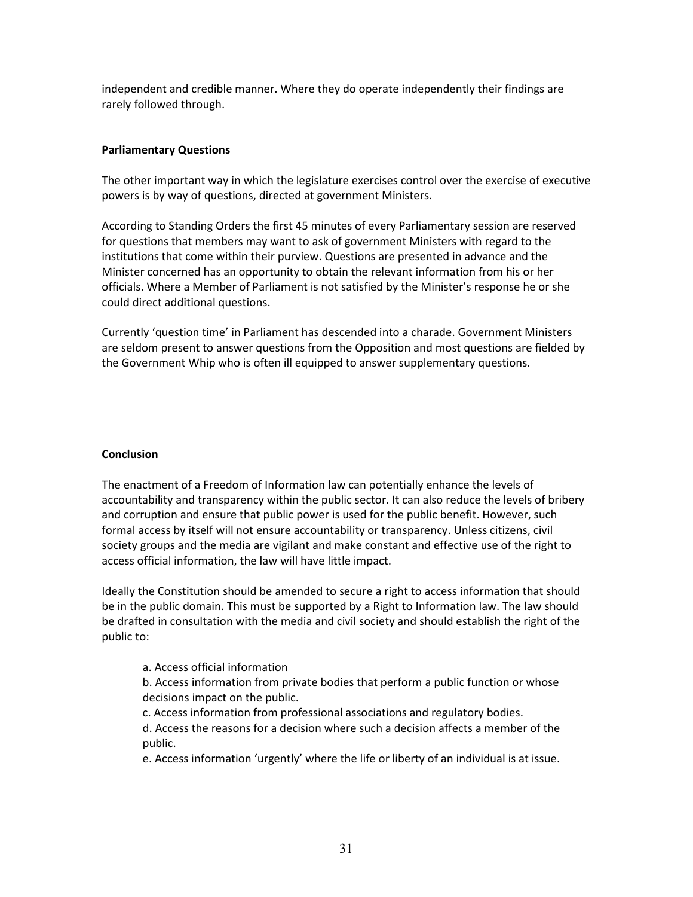independent and credible manner. Where they do operate independently their findings are rarely followed through.

**Parliamentary Questions**

The other important way in which the legislature exercises control over the exercise of executive powers is by way of questions, directed at government Ministers.

According to Standing Orders the first 45 minutes of every Parliamentary session are reserved for questions that members may want to ask of government Ministers with regard to the institutions that come within their purview. Questions are presented in advance and the Minister concerned has an opportunity to obtain the relevant information from his or her officials. Where a Member of Parliament is not satisfied by the Minister's response he or she could direct additional questions.

Currently 'question time' in Parliament has descended into a charade. Government Ministers are seldom present to answer questions from the Opposition and most questions are fielded by the Government Whip who is often ill equipped to answer supplementary questions.

**Conclusion**

The enactment of a Freedom of Information law can potentially enhance the levels of accountability and transparency within the public sector. It can also reduce the levels of bribery and corruption and ensure that public power is used for the public benefit. However, such formal access by itself will not ensure accountability or transparency. Unless citizens, civil society groups and the media are vigilant and make constant and effective use of the right to access official information, the law will have little impact.

Ideally the Constitution should be amended to secure a right to access information that should be in the public domain. This must be supported by a Right to Information law. The law should be drafted in consultation with the media and civil society and should establish the right of the public to:

a. Access official information
b. Access information from private bodies that perform a public function or whose decisions impact on the public.
c. Access information from professional associations and regulatory bodies.
d. Access the reasons for a decision where such a decision affects a member of the public.
e. Access information 'urgently' where the life or liberty of an individual is at issue.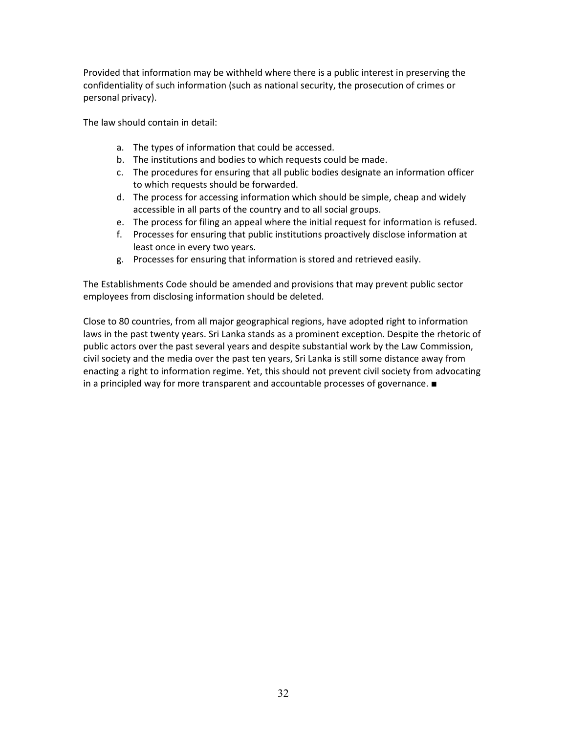Provided that information may be withheld where there is a public interest in preserving the confidentiality of such information (such as national security, the prosecution of crimes or personal privacy).

The law should contain in detail:

a. The types of information that could be accessed.
b. The institutions and bodies to which requests could be made.
c. The procedures for ensuring that all public bodies designate an information officer to which requests should be forwarded.
d. The process for accessing information which should be simple, cheap and widely accessible in all parts of the country and to all social groups.
e. The process for filing an appeal where the initial request for information is refused.
f. Processes for ensuring that public institutions proactively disclose information at least once in every two years.
g. Processes for ensuring that information is stored and retrieved easily.

The Establishments Code should be amended and provisions that may prevent public sector employees from disclosing information should be deleted.

Close to 80 countries, from all major geographical regions, have adopted right to information laws in the past twenty years. Sri Lanka stands as a prominent exception. Despite the rhetoric of public actors over the past several years and despite substantial work by the Law Commission, civil society and the media over the past ten years, Sri Lanka is still some distance away from enacting a right to information regime. Yet, this should not prevent civil society from advocating in a principled way for more transparent and accountable processes of governance. ■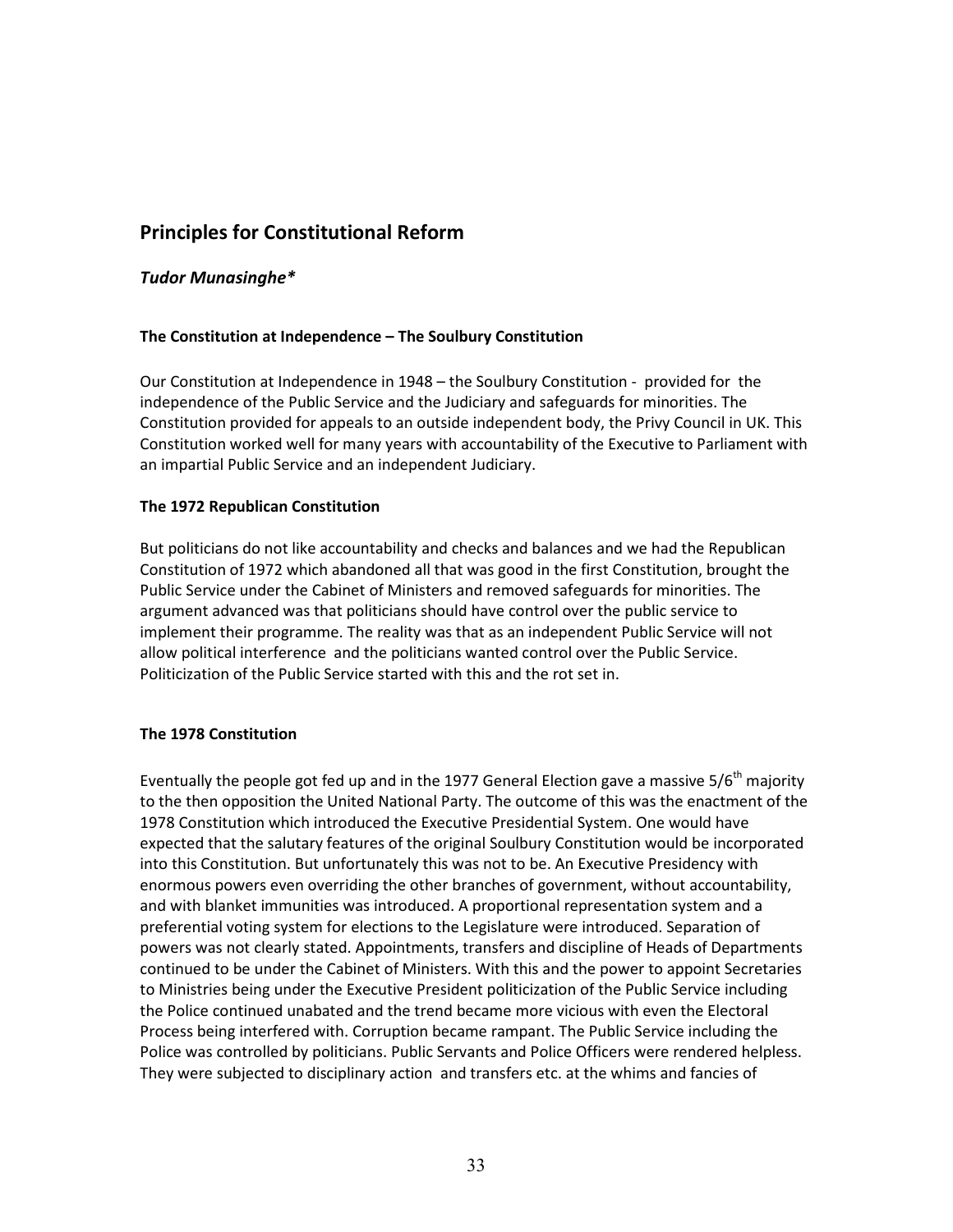## Principles for Constitutional Reform

### *Tudor Munasinghe**

#### The Constitution at Independence – The Soulbury Constitution

Our Constitution at Independence in 1948 – the Soulbury Constitution - provided for the independence of the Public Service and the Judiciary and safeguards for minorities. The Constitution provided for appeals to an outside independent body, the Privy Council in UK. This Constitution worked well for many years with accountability of the Executive to Parliament with an impartial Public Service and an independent Judiciary.

#### The 1972 Republican Constitution

But politicians do not like accountability and checks and balances and we had the Republican Constitution of 1972 which abandoned all that was good in the first Constitution, brought the Public Service under the Cabinet of Ministers and removed safeguards for minorities. The argument advanced was that politicians should have control over the public service to implement their programme. The reality was that as an independent Public Service will not allow political interference and the politicians wanted control over the Public Service. Politicization of the Public Service started with this and the rot set in.

#### The 1978 Constitution

Eventually the people got fed up and in the 1977 General Election gave a massive 5/6th majority to the then opposition the United National Party. The outcome of this was the enactment of the 1978 Constitution which introduced the Executive Presidential System. One would have expected that the salutary features of the original Soulbury Constitution would be incorporated into this Constitution. But unfortunately this was not to be. An Executive Presidency with enormous powers even overriding the other branches of government, without accountability, and with blanket immunities was introduced. A proportional representation system and a preferential voting system for elections to the Legislature were introduced. Separation of powers was not clearly stated. Appointments, transfers and discipline of Heads of Departments continued to be under the Cabinet of Ministers. With this and the power to appoint Secretaries to Ministries being under the Executive President politicization of the Public Service including the Police continued unabated and the trend became more vicious with even the Electoral Process being interfered with. Corruption became rampant. The Public Service including the Police was controlled by politicians. Public Servants and Police Officers were rendered helpless. They were subjected to disciplinary action and transfers etc. at the whims and fancies of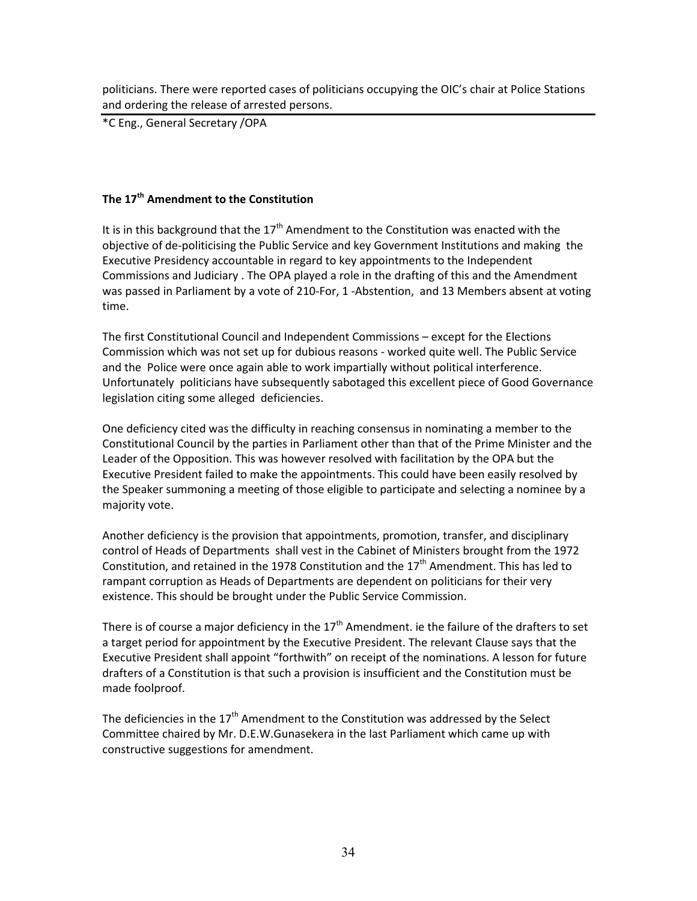politicians. There were reported cases of politicians occupying the OIC's chair at Police Stations and ordering the release of arrested persons.

*C Eng., General Secretary /OPA

## The 17th Amendment to the Constitution

It is in this background that the 17th Amendment to the Constitution was enacted with the objective of de-politicising the Public Service and key Government Institutions and making the Executive Presidency accountable in regard to key appointments to the Independent Commissions and Judiciary . The OPA played a role in the drafting of this and the Amendment was passed in Parliament by a vote of 210-For, 1 -Abstention, and 13 Members absent at voting time.

The first Constitutional Council and Independent Commissions – except for the Elections Commission which was not set up for dubious reasons - worked quite well. The Public Service and the Police were once again able to work impartially without political interference. Unfortunately politicians have subsequently sabotaged this excellent piece of Good Governance legislation citing some alleged deficiencies.

One deficiency cited was the difficulty in reaching consensus in nominating a member to the Constitutional Council by the parties in Parliament other than that of the Prime Minister and the Leader of the Opposition. This was however resolved with facilitation by the OPA but the Executive President failed to make the appointments. This could have been easily resolved by the Speaker summoning a meeting of those eligible to participate and selecting a nominee by a majority vote.

Another deficiency is the provision that appointments, promotion, transfer, and disciplinary control of Heads of Departments shall vest in the Cabinet of Ministers brought from the 1972 Constitution, and retained in the 1978 Constitution and the 17th Amendment. This has led to rampant corruption as Heads of Departments are dependent on politicians for their very existence. This should be brought under the Public Service Commission.

There is of course a major deficiency in the 17th Amendment. ie the failure of the drafters to set a target period for appointment by the Executive President. The relevant Clause says that the Executive President shall appoint "forthwith" on receipt of the nominations. A lesson for future drafters of a Constitution is that such a provision is insufficient and the Constitution must be made foolproof.

The deficiencies in the 17th Amendment to the Constitution was addressed by the Select Committee chaired by Mr. D.E.W.Gunasekera in the last Parliament which came up with constructive suggestions for amendment.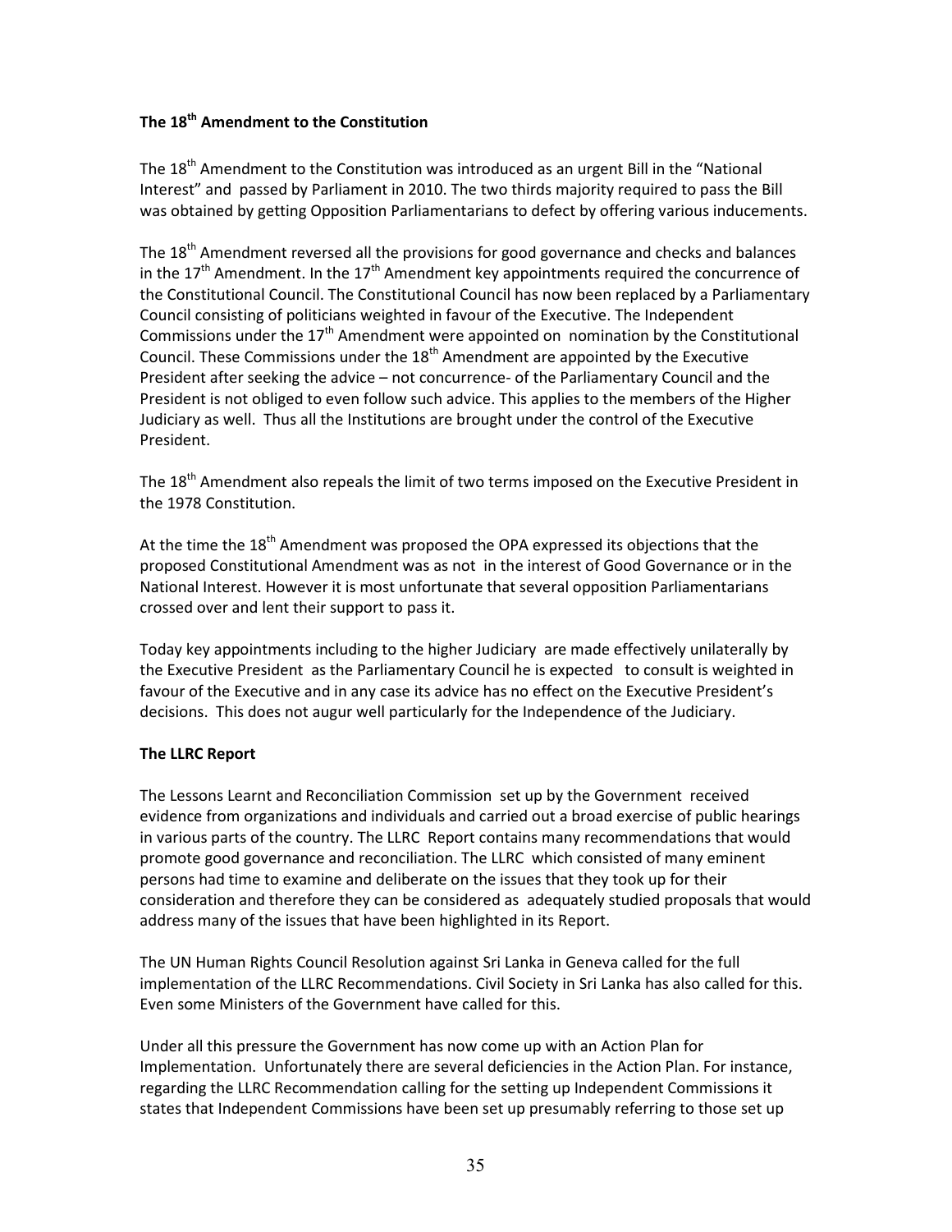### The 18th Amendment to the Constitution

The 18th Amendment to the Constitution was introduced as an urgent Bill in the "National Interest" and passed by Parliament in 2010. The two thirds majority required to pass the Bill was obtained by getting Opposition Parliamentarians to defect by offering various inducements.

The 18th Amendment reversed all the provisions for good governance and checks and balances in the 17th Amendment. In the 17th Amendment key appointments required the concurrence of the Constitutional Council. The Constitutional Council has now been replaced by a Parliamentary Council consisting of politicians weighted in favour of the Executive. The Independent Commissions under the 17th Amendment were appointed on nomination by the Constitutional Council. These Commissions under the 18th Amendment are appointed by the Executive President after seeking the advice – not concurrence- of the Parliamentary Council and the President is not obliged to even follow such advice. This applies to the members of the Higher Judiciary as well. Thus all the Institutions are brought under the control of the Executive President.

The 18th Amendment also repeals the limit of two terms imposed on the Executive President in the 1978 Constitution.

At the time the 18th Amendment was proposed the OPA expressed its objections that the proposed Constitutional Amendment was as not in the interest of Good Governance or in the National Interest. However it is most unfortunate that several opposition Parliamentarians crossed over and lent their support to pass it.

Today key appointments including to the higher Judiciary are made effectively unilaterally by the Executive President as the Parliamentary Council he is expected to consult is weighted in favour of the Executive and in any case its advice has no effect on the Executive President's decisions. This does not augur well particularly for the Independence of the Judiciary.

### The LLRC Report

The Lessons Learnt and Reconciliation Commission set up by the Government received evidence from organizations and individuals and carried out a broad exercise of public hearings in various parts of the country. The LLRC Report contains many recommendations that would promote good governance and reconciliation. The LLRC which consisted of many eminent persons had time to examine and deliberate on the issues that they took up for their consideration and therefore they can be considered as adequately studied proposals that would address many of the issues that have been highlighted in its Report.

The UN Human Rights Council Resolution against Sri Lanka in Geneva called for the full implementation of the LLRC Recommendations. Civil Society in Sri Lanka has also called for this. Even some Ministers of the Government have called for this.

Under all this pressure the Government has now come up with an Action Plan for Implementation. Unfortunately there are several deficiencies in the Action Plan. For instance, regarding the LLRC Recommendation calling for the setting up Independent Commissions it states that Independent Commissions have been set up presumably referring to those set up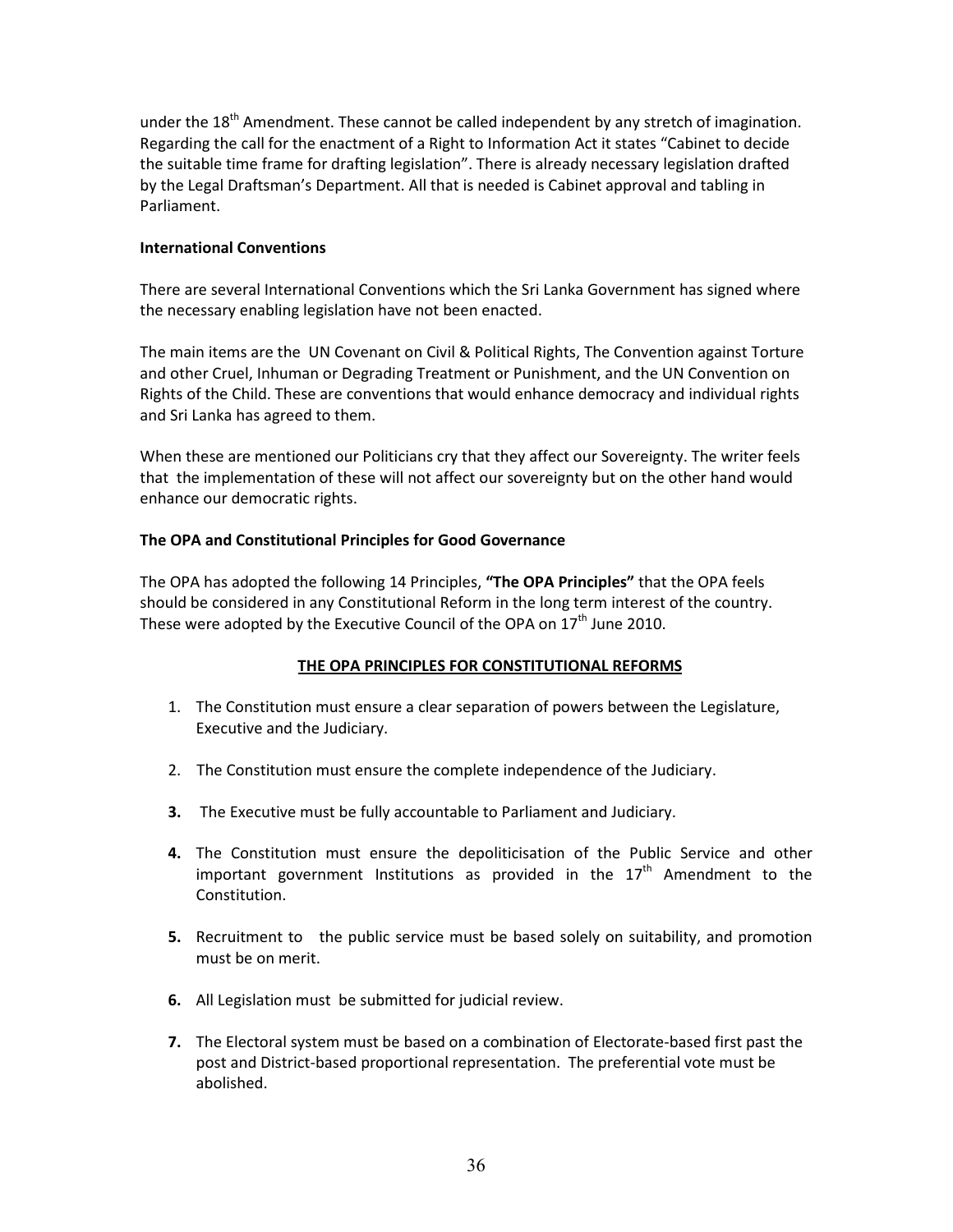under the 18th Amendment. These cannot be called independent by any stretch of imagination. Regarding the call for the enactment of a Right to Information Act it states "Cabinet to decide the suitable time frame for drafting legislation". There is already necessary legislation drafted by the Legal Draftsman's Department. All that is needed is Cabinet approval and tabling in Parliament.

**International Conventions**

There are several International Conventions which the Sri Lanka Government has signed where the necessary enabling legislation have not been enacted.

The main items are the UN Covenant on Civil & Political Rights, The Convention against Torture and other Cruel, Inhuman or Degrading Treatment or Punishment, and the UN Convention on Rights of the Child. These are conventions that would enhance democracy and individual rights and Sri Lanka has agreed to them.

When these are mentioned our Politicians cry that they affect our Sovereignty. The writer feels that the implementation of these will not affect our sovereignty but on the other hand would enhance our democratic rights.

**The OPA and Constitutional Principles for Good Governance**

The OPA has adopted the following 14 Principles, **"The OPA Principles"** that the OPA feels should be considered in any Constitutional Reform in the long term interest of the country. These were adopted by the Executive Council of the OPA on 17th June 2010.

**THE OPA PRINCIPLES FOR CONSTITUTIONAL REFORMS**

1. The Constitution must ensure a clear separation of powers between the Legislature, Executive and the Judiciary.
2. The Constitution must ensure the complete independence of the Judiciary.
3. The Executive must be fully accountable to Parliament and Judiciary.
4. The Constitution must ensure the depoliticisation of the Public Service and other important government Institutions as provided in the 17th Amendment to the Constitution.
5. Recruitment to the public service must be based solely on suitability, and promotion must be on merit.
6. All Legislation must be submitted for judicial review.
7. The Electoral system must be based on a combination of Electorate-based first past the post and District-based proportional representation. The preferential vote must be abolished.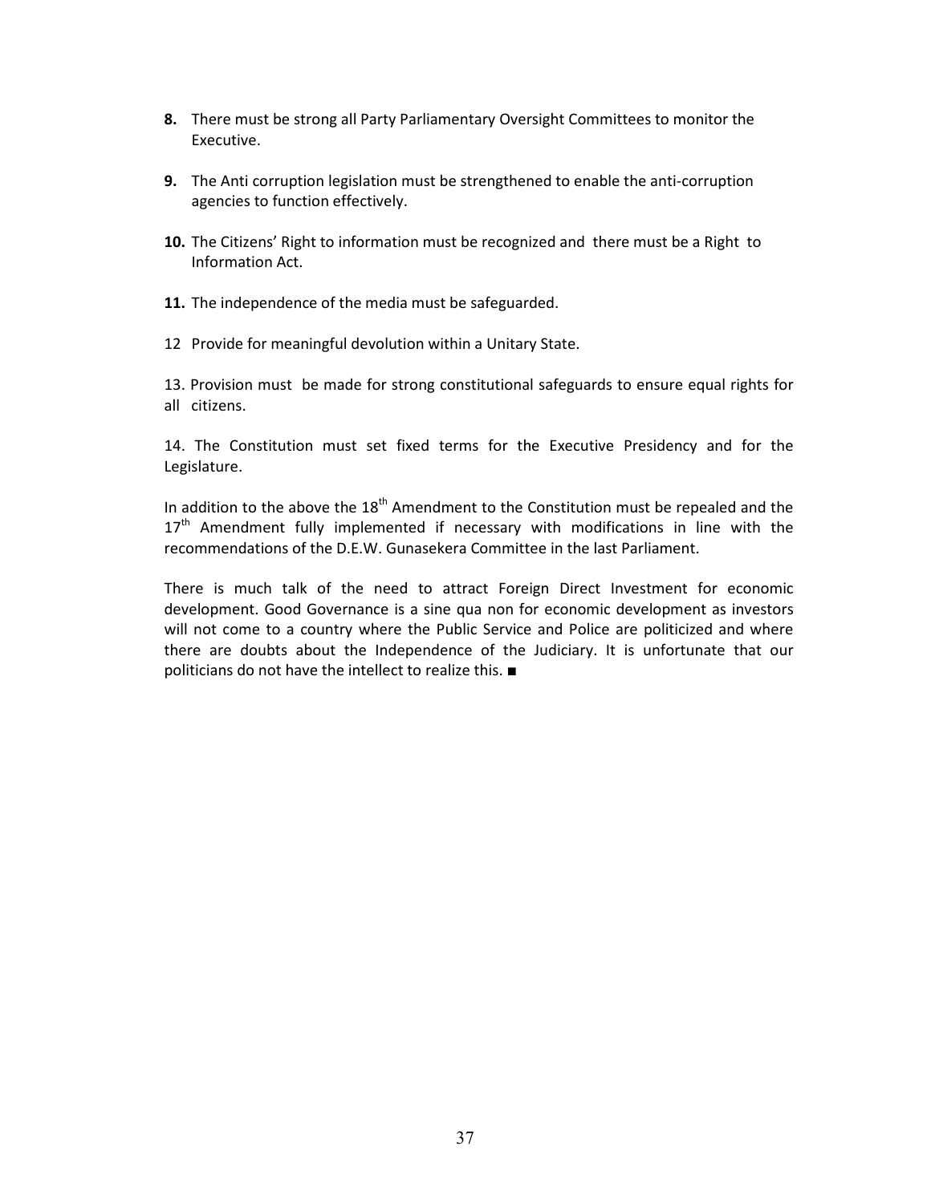**8.** There must be strong all Party Parliamentary Oversight Committees to monitor the Executive.

**9.** The Anti corruption legislation must be strengthened to enable the anti-corruption agencies to function effectively.

**10.** The Citizens' Right to information must be recognized and there must be a Right to Information Act.

**11.** The independence of the media must be safeguarded.

12 Provide for meaningful devolution within a Unitary State.

13. Provision must be made for strong constitutional safeguards to ensure equal rights for all citizens.

14. The Constitution must set fixed terms for the Executive Presidency and for the Legislature.

In addition to the above the 18th Amendment to the Constitution must be repealed and the 17th Amendment fully implemented if necessary with modifications in line with the recommendations of the D.E.W. Gunasekera Committee in the last Parliament.

There is much talk of the need to attract Foreign Direct Investment for economic development. Good Governance is a sine qua non for economic development as investors will not come to a country where the Public Service and Police are politicized and where there are doubts about the Independence of the Judiciary. It is unfortunate that our politicians do not have the intellect to realize this. ■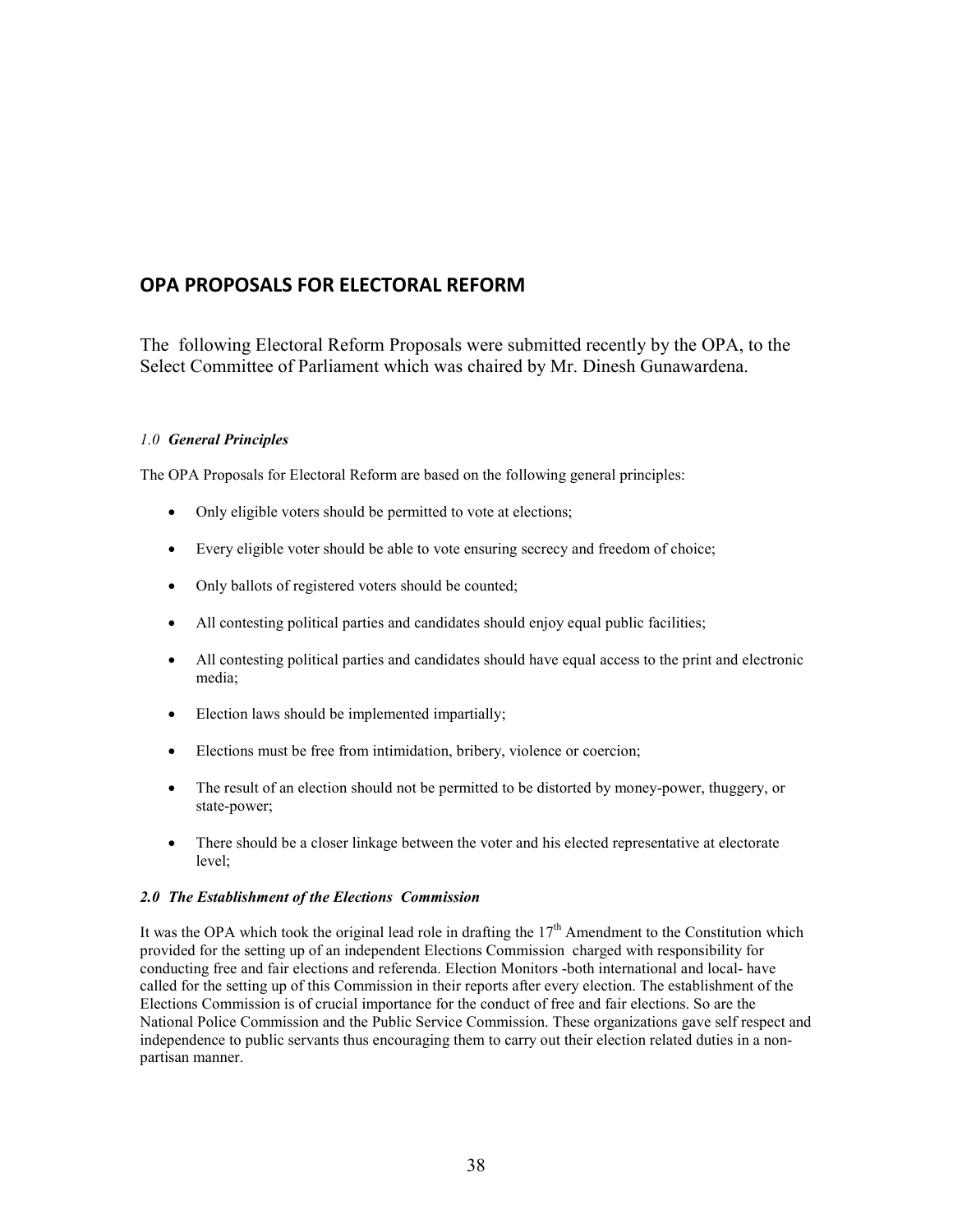## OPA PROPOSALS FOR ELECTORAL REFORM

The following Electoral Reform Proposals were submitted recently by the OPA, to the Select Committee of Parliament which was chaired by Mr. Dinesh Gunawardena.

### *1.0 General Principles*

The OPA Proposals for Electoral Reform are based on the following general principles:

- Only eligible voters should be permitted to vote at elections;
- Every eligible voter should be able to vote ensuring secrecy and freedom of choice;
- Only ballots of registered voters should be counted;
- All contesting political parties and candidates should enjoy equal public facilities;
- All contesting political parties and candidates should have equal access to the print and electronic media;
- Election laws should be implemented impartially;
- Elections must be free from intimidation, bribery, violence or coercion;
- The result of an election should not be permitted to be distorted by money-power, thuggery, or state-power;
- There should be a closer linkage between the voter and his elected representative at electorate level;

### *2.0 The Establishment of the Elections Commission*

It was the OPA which took the original lead role in drafting the 17th Amendment to the Constitution which provided for the setting up of an independent Elections Commission charged with responsibility for conducting free and fair elections and referenda. Election Monitors -both international and local- have called for the setting up of this Commission in their reports after every election. The establishment of the Elections Commission is of crucial importance for the conduct of free and fair elections. So are the National Police Commission and the Public Service Commission. These organizations gave self respect and independence to public servants thus encouraging them to carry out their election related duties in a non-partisan manner.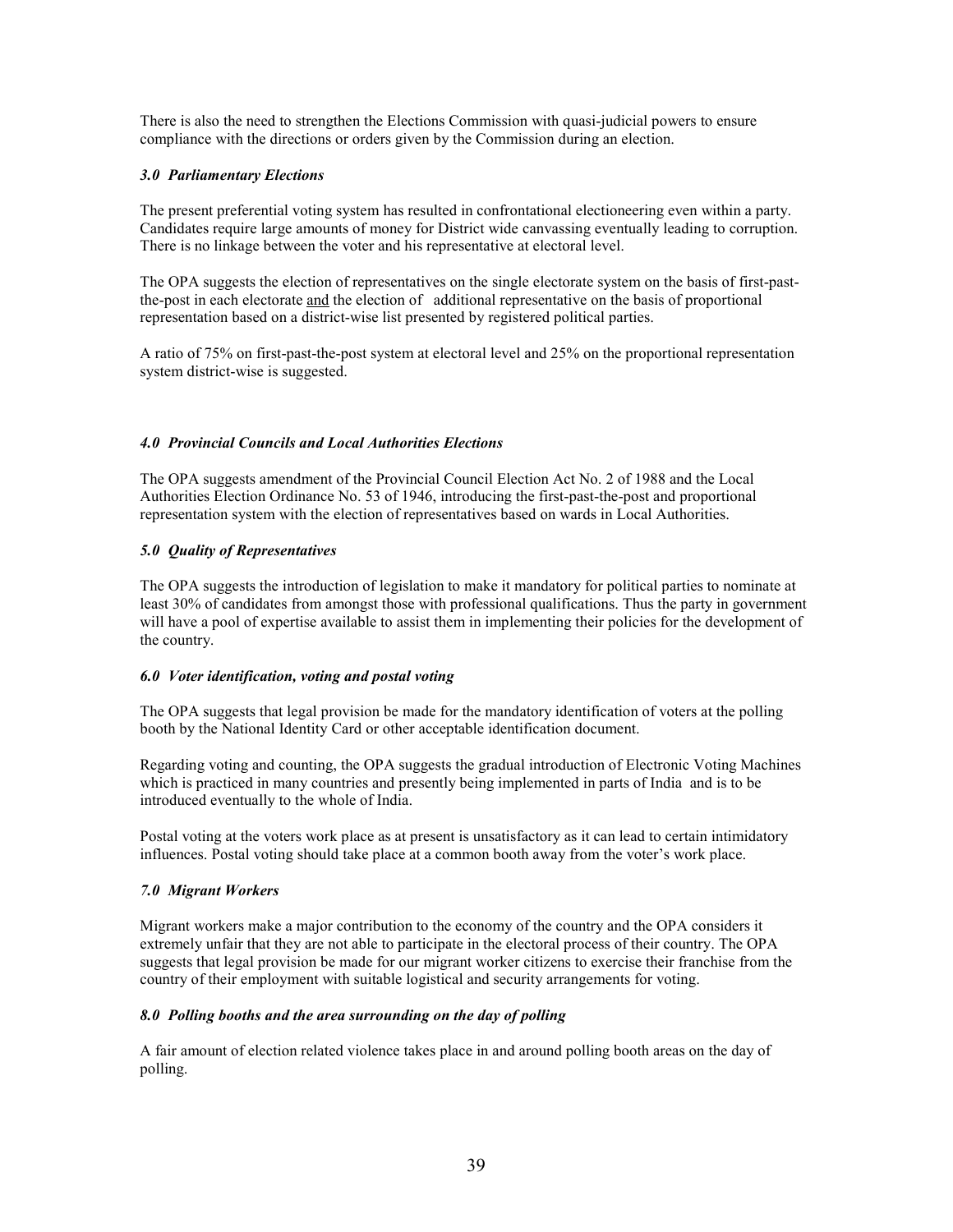There is also the need to strengthen the Elections Commission with quasi-judicial powers to ensure compliance with the directions or orders given by the Commission during an election.

### *3.0 Parliamentary Elections*

The present preferential voting system has resulted in confrontational electioneering even within a party. Candidates require large amounts of money for District wide canvassing eventually leading to corruption. There is no linkage between the voter and his representative at electoral level.

The OPA suggests the election of representatives on the single electorate system on the basis of first-past-the-post in each electorate <u>and</u> the election of additional representative on the basis of proportional representation based on a district-wise list presented by registered political parties.

A ratio of 75% on first-past-the-post system at electoral level and 25% on the proportional representation system district-wise is suggested.

### *4.0 Provincial Councils and Local Authorities Elections*

The OPA suggests amendment of the Provincial Council Election Act No. 2 of 1988 and the Local Authorities Election Ordinance No. 53 of 1946, introducing the first-past-the-post and proportional representation system with the election of representatives based on wards in Local Authorities.

### *5.0 Quality of Representatives*

The OPA suggests the introduction of legislation to make it mandatory for political parties to nominate at least 30% of candidates from amongst those with professional qualifications. Thus the party in government will have a pool of expertise available to assist them in implementing their policies for the development of the country.

### *6.0 Voter identification, voting and postal voting*

The OPA suggests that legal provision be made for the mandatory identification of voters at the polling booth by the National Identity Card or other acceptable identification document.

Regarding voting and counting, the OPA suggests the gradual introduction of Electronic Voting Machines which is practiced in many countries and presently being implemented in parts of India and is to be introduced eventually to the whole of India.

Postal voting at the voters work place as at present is unsatisfactory as it can lead to certain intimidatory influences. Postal voting should take place at a common booth away from the voter's work place.

### *7.0 Migrant Workers*

Migrant workers make a major contribution to the economy of the country and the OPA considers it extremely unfair that they are not able to participate in the electoral process of their country. The OPA suggests that legal provision be made for our migrant worker citizens to exercise their franchise from the country of their employment with suitable logistical and security arrangements for voting.

### *8.0 Polling booths and the area surrounding on the day of polling*

A fair amount of election related violence takes place in and around polling booth areas on the day of polling.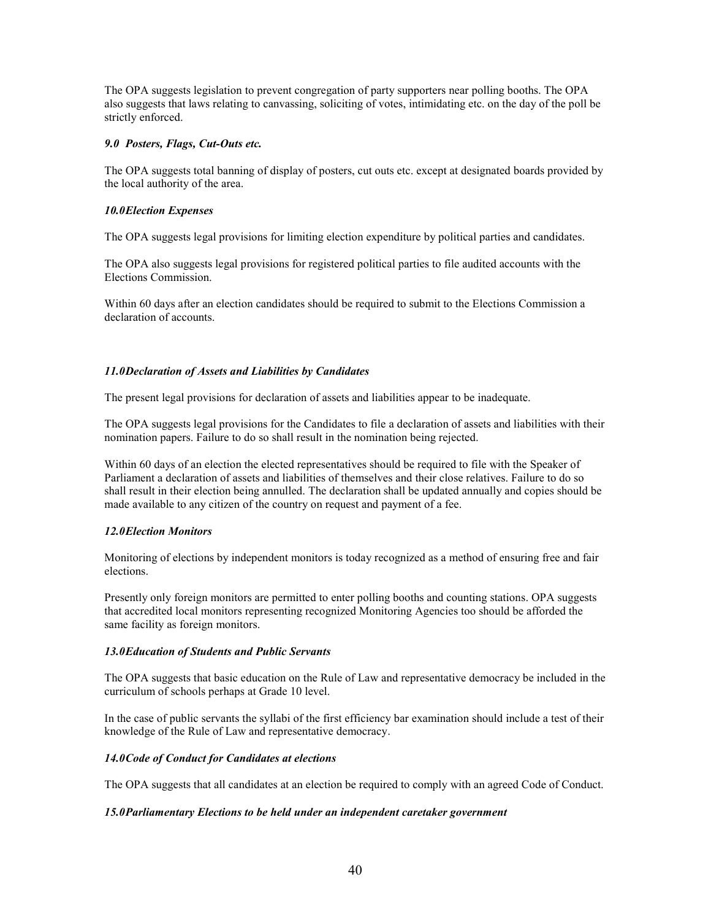The OPA suggests legislation to prevent congregation of party supporters near polling booths. The OPA also suggests that laws relating to canvassing, soliciting of votes, intimidating etc. on the day of the poll be strictly enforced.

### *9.0 Posters, Flags, Cut-Outs etc.*

The OPA suggests total banning of display of posters, cut outs etc. except at designated boards provided by the local authority of the area.

### *10.0 Election Expenses*

The OPA suggests legal provisions for limiting election expenditure by political parties and candidates.

The OPA also suggests legal provisions for registered political parties to file audited accounts with the Elections Commission.

Within 60 days after an election candidates should be required to submit to the Elections Commission a declaration of accounts.

### *11.0 Declaration of Assets and Liabilities by Candidates*

The present legal provisions for declaration of assets and liabilities appear to be inadequate.

The OPA suggests legal provisions for the Candidates to file a declaration of assets and liabilities with their nomination papers. Failure to do so shall result in the nomination being rejected.

Within 60 days of an election the elected representatives should be required to file with the Speaker of Parliament a declaration of assets and liabilities of themselves and their close relatives. Failure to do so shall result in their election being annulled. The declaration shall be updated annually and copies should be made available to any citizen of the country on request and payment of a fee.

### *12.0 Election Monitors*

Monitoring of elections by independent monitors is today recognized as a method of ensuring free and fair elections.

Presently only foreign monitors are permitted to enter polling booths and counting stations. OPA suggests that accredited local monitors representing recognized Monitoring Agencies too should be afforded the same facility as foreign monitors.

### *13.0 Education of Students and Public Servants*

The OPA suggests that basic education on the Rule of Law and representative democracy be included in the curriculum of schools perhaps at Grade 10 level.

In the case of public servants the syllabi of the first efficiency bar examination should include a test of their knowledge of the Rule of Law and representative democracy.

### *14.0 Code of Conduct for Candidates at elections*

The OPA suggests that all candidates at an election be required to comply with an agreed Code of Conduct.

### *15.0 Parliamentary Elections to be held under an independent caretaker government*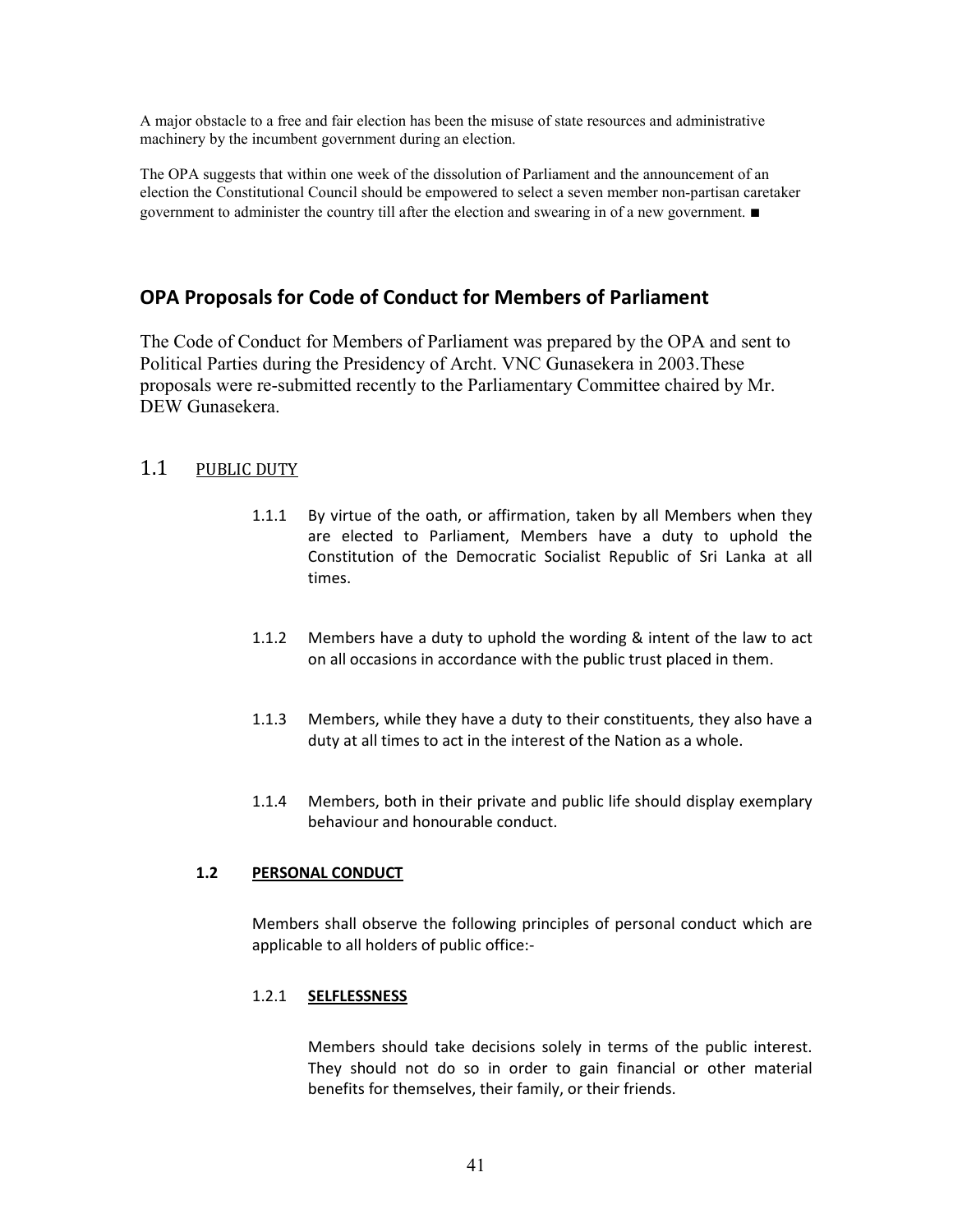A major obstacle to a free and fair election has been the misuse of state resources and administrative machinery by the incumbent government during an election.

The OPA suggests that within one week of the dissolution of Parliament and the announcement of an election the Constitutional Council should be empowered to select a seven member non-partisan caretaker government to administer the country till after the election and swearing in of a new government. ■

## OPA Proposals for Code of Conduct for Members of Parliament

The Code of Conduct for Members of Parliament was prepared by the OPA and sent to Political Parties during the Presidency of Archt. VNC Gunasekera in 2003.These proposals were re-submitted recently to the Parliamentary Committee chaired by Mr. DEW Gunasekera.

### 1.1 PUBLIC DUTY

1.1.1 By virtue of the oath, or affirmation, taken by all Members when they are elected to Parliament, Members have a duty to uphold the Constitution of the Democratic Socialist Republic of Sri Lanka at all times.

1.1.2 Members have a duty to uphold the wording & intent of the law to act on all occasions in accordance with the public trust placed in them.

1.1.3 Members, while they have a duty to their constituents, they also have a duty at all times to act in the interest of the Nation as a whole.

1.1.4 Members, both in their private and public life should display exemplary behaviour and honourable conduct.

#### 1.2 PERSONAL CONDUCT

Members shall observe the following principles of personal conduct which are applicable to all holders of public office:-

1.2.1 **SELFLESSNESS**

Members should take decisions solely in terms of the public interest. They should not do so in order to gain financial or other material benefits for themselves, their family, or their friends.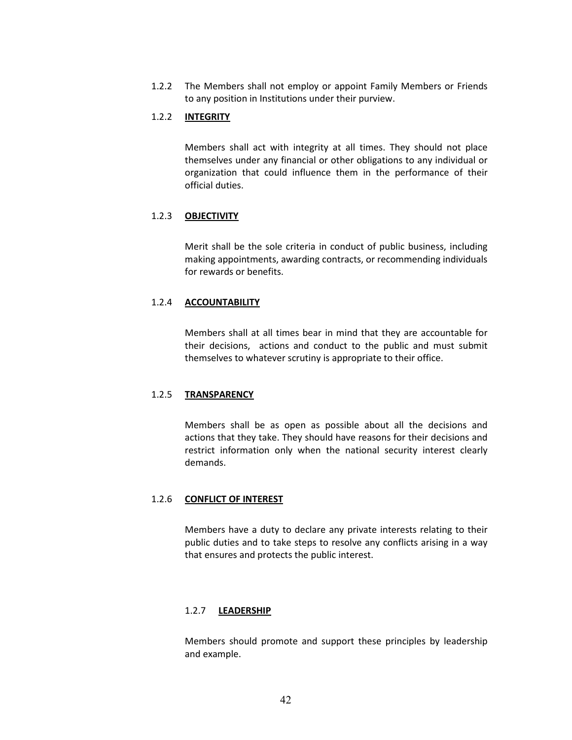1.2.2 The Members shall not employ or appoint Family Members or Friends to any position in Institutions under their purview.

1.2.2 **INTEGRITY**

Members shall act with integrity at all times. They should not place themselves under any financial or other obligations to any individual or organization that could influence them in the performance of their official duties.

1.2.3 **OBJECTIVITY**

Merit shall be the sole criteria in conduct of public business, including making appointments, awarding contracts, or recommending individuals for rewards or benefits.

1.2.4 **ACCOUNTABILITY**

Members shall at all times bear in mind that they are accountable for their decisions, actions and conduct to the public and must submit themselves to whatever scrutiny is appropriate to their office.

1.2.5 **TRANSPARENCY**

Members shall be as open as possible about all the decisions and actions that they take. They should have reasons for their decisions and restrict information only when the national security interest clearly demands.

1.2.6 **CONFLICT OF INTEREST**

Members have a duty to declare any private interests relating to their public duties and to take steps to resolve any conflicts arising in a way that ensures and protects the public interest.

1.2.7 **LEADERSHIP**

Members should promote and support these principles by leadership and example.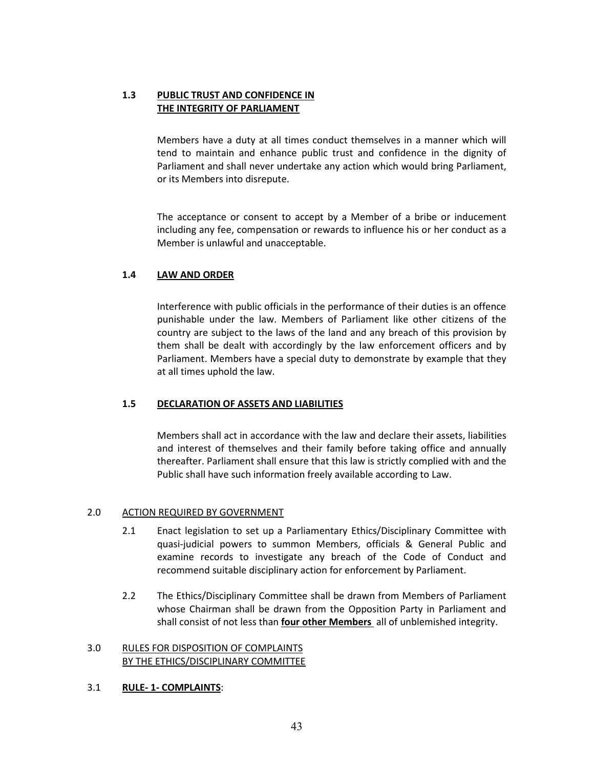### 1.3 PUBLIC TRUST AND CONFIDENCE IN THE INTEGRITY OF PARLIAMENT

Members have a duty at all times conduct themselves in a manner which will tend to maintain and enhance public trust and confidence in the dignity of Parliament and shall never undertake any action which would bring Parliament, or its Members into disrepute.

The acceptance or consent to accept by a Member of a bribe or inducement including any fee, compensation or rewards to influence his or her conduct as a Member is unlawful and unacceptable.

### 1.4 LAW AND ORDER

Interference with public officials in the performance of their duties is an offence punishable under the law. Members of Parliament like other citizens of the country are subject to the laws of the land and any breach of this provision by them shall be dealt with accordingly by the law enforcement officers and by Parliament. Members have a special duty to demonstrate by example that they at all times uphold the law.

### 1.5 DECLARATION OF ASSETS AND LIABILITIES

Members shall act in accordance with the law and declare their assets, liabilities and interest of themselves and their family before taking office and annually thereafter. Parliament shall ensure that this law is strictly complied with and the Public shall have such information freely available according to Law.

## 2.0 ACTION REQUIRED BY GOVERNMENT

2.1 Enact legislation to set up a Parliamentary Ethics/Disciplinary Committee with quasi-judicial powers to summon Members, officials & General Public and examine records to investigate any breach of the Code of Conduct and recommend suitable disciplinary action for enforcement by Parliament.

2.2 The Ethics/Disciplinary Committee shall be drawn from Members of Parliament whose Chairman shall be drawn from the Opposition Party in Parliament and shall consist of not less than **four other Members** all of unblemished integrity.

## 3.0 RULES FOR DISPOSITION OF COMPLAINTS BY THE ETHICS/DISCIPLINARY COMMITTEE

3.1 **RULE- 1- COMPLAINTS**: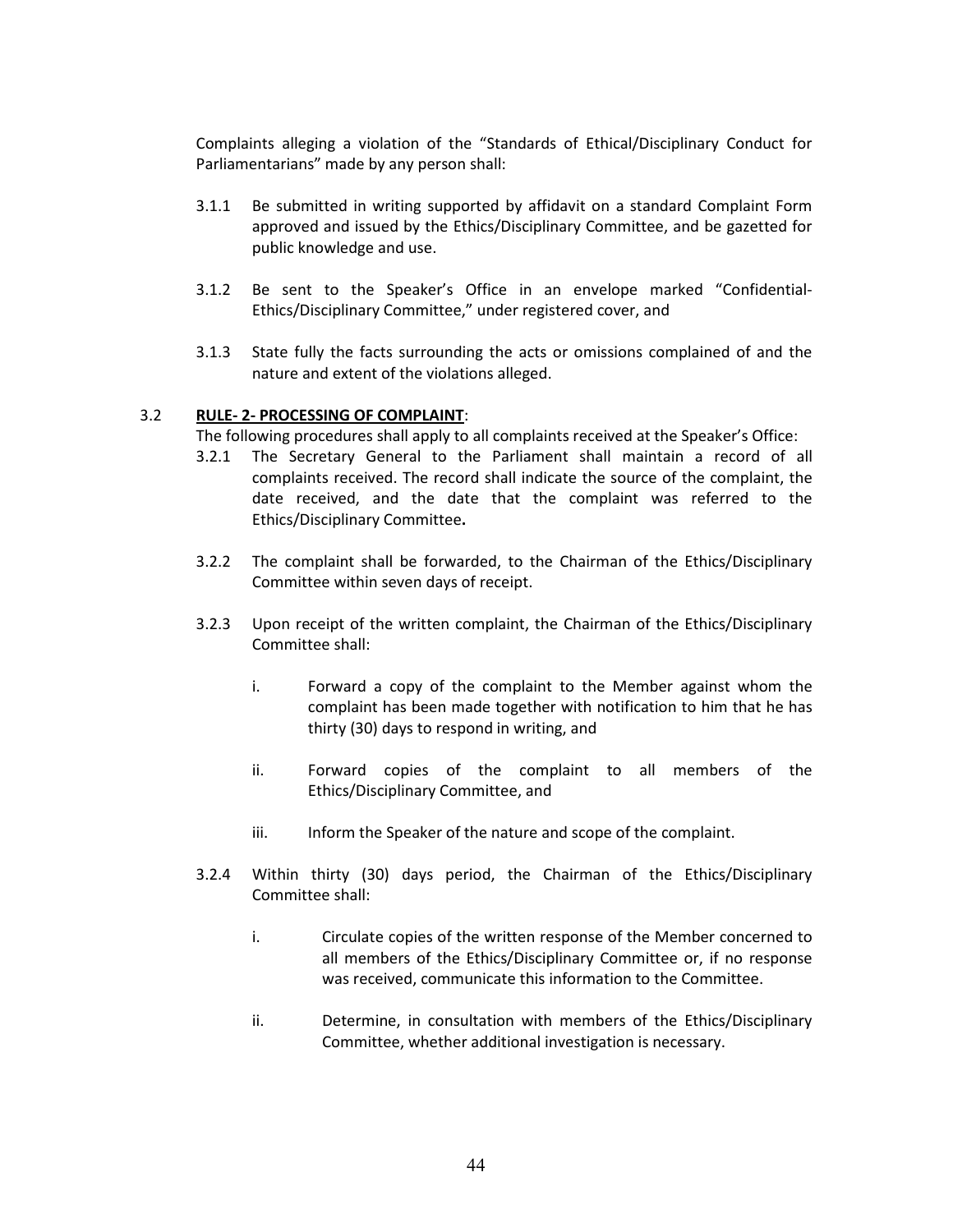Complaints alleging a violation of the "Standards of Ethical/Disciplinary Conduct for Parliamentarians" made by any person shall:

3.1.1 Be submitted in writing supported by affidavit on a standard Complaint Form approved and issued by the Ethics/Disciplinary Committee, and be gazetted for public knowledge and use.

3.1.2 Be sent to the Speaker's Office in an envelope marked "Confidential-Ethics/Disciplinary Committee," under registered cover, and

3.1.3 State fully the facts surrounding the acts or omissions complained of and the nature and extent of the violations alleged.

3.2 **RULE- 2- PROCESSING OF COMPLAINT**:

The following procedures shall apply to all complaints received at the Speaker's Office:

3.2.1 The Secretary General to the Parliament shall maintain a record of all complaints received. The record shall indicate the source of the complaint, the date received, and the date that the complaint was referred to the Ethics/Disciplinary Committee**.**

3.2.2 The complaint shall be forwarded, to the Chairman of the Ethics/Disciplinary Committee within seven days of receipt.

3.2.3 Upon receipt of the written complaint, the Chairman of the Ethics/Disciplinary Committee shall:

i. Forward a copy of the complaint to the Member against whom the complaint has been made together with notification to him that he has thirty (30) days to respond in writing, and

ii. Forward copies of the complaint to all members of the Ethics/Disciplinary Committee, and

iii. Inform the Speaker of the nature and scope of the complaint.

3.2.4 Within thirty (30) days period, the Chairman of the Ethics/Disciplinary Committee shall:

i. Circulate copies of the written response of the Member concerned to all members of the Ethics/Disciplinary Committee or, if no response was received, communicate this information to the Committee.

ii. Determine, in consultation with members of the Ethics/Disciplinary Committee, whether additional investigation is necessary.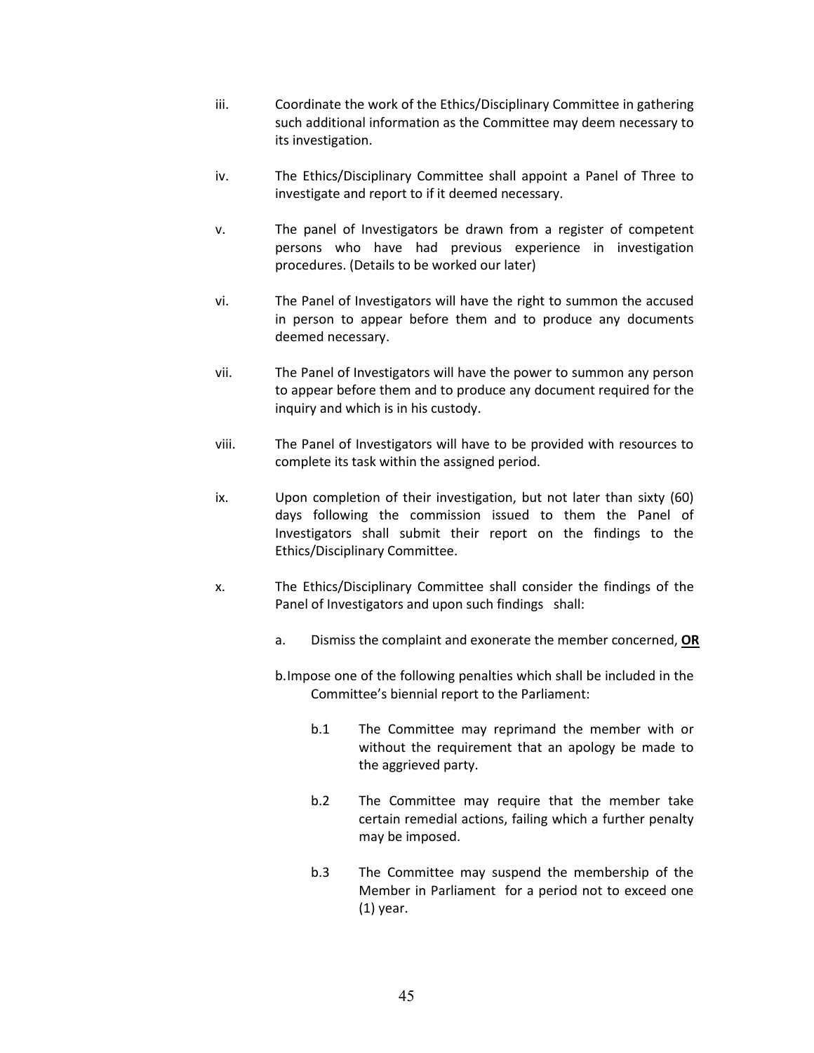iii. Coordinate the work of the Ethics/Disciplinary Committee in gathering such additional information as the Committee may deem necessary to its investigation.

iv. The Ethics/Disciplinary Committee shall appoint a Panel of Three to investigate and report to if it deemed necessary.

v. The panel of Investigators be drawn from a register of competent persons who have had previous experience in investigation procedures. (Details to be worked our later)

vi. The Panel of Investigators will have the right to summon the accused in person to appear before them and to produce any documents deemed necessary.

vii. The Panel of Investigators will have the power to summon any person to appear before them and to produce any document required for the inquiry and which is in his custody.

viii. The Panel of Investigators will have to be provided with resources to complete its task within the assigned period.

ix. Upon completion of their investigation, but not later than sixty (60) days following the commission issued to them the Panel of Investigators shall submit their report on the findings to the Ethics/Disciplinary Committee.

x. The Ethics/Disciplinary Committee shall consider the findings of the Panel of Investigators and upon such findings shall:

   a. Dismiss the complaint and exonerate the member concerned, **OR**

   b. Impose one of the following penalties which shall be included in the Committee's biennial report to the Parliament:

      b.1 The Committee may reprimand the member with or without the requirement that an apology be made to the aggrieved party.

      b.2 The Committee may require that the member take certain remedial actions, failing which a further penalty may be imposed.

      b.3 The Committee may suspend the membership of the Member in Parliament for a period not to exceed one (1) year.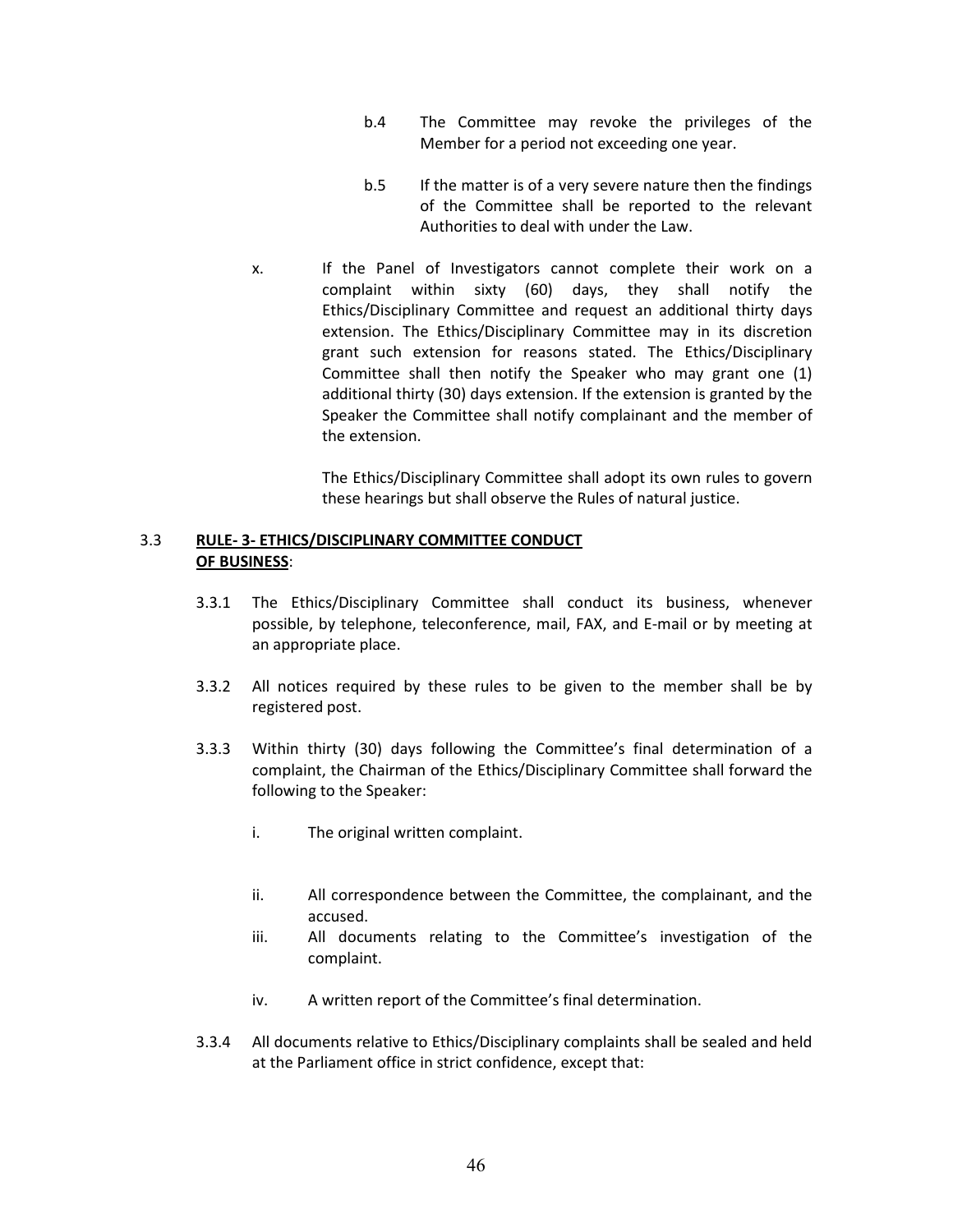b.4 The Committee may revoke the privileges of the Member for a period not exceeding one year.

b.5 If the matter is of a very severe nature then the findings of the Committee shall be reported to the relevant Authorities to deal with under the Law.

x. If the Panel of Investigators cannot complete their work on a complaint within sixty (60) days, they shall notify the Ethics/Disciplinary Committee and request an additional thirty days extension. The Ethics/Disciplinary Committee may in its discretion grant such extension for reasons stated. The Ethics/Disciplinary Committee shall then notify the Speaker who may grant one (1) additional thirty (30) days extension. If the extension is granted by the Speaker the Committee shall notify complainant and the member of the extension.

The Ethics/Disciplinary Committee shall adopt its own rules to govern these hearings but shall observe the Rules of natural justice.

## 3.3 <u>RULE- 3- ETHICS/DISCIPLINARY COMMITTEE CONDUCT OF BUSINESS</u>:

3.3.1 The Ethics/Disciplinary Committee shall conduct its business, whenever possible, by telephone, teleconference, mail, FAX, and E-mail or by meeting at an appropriate place.

3.3.2 All notices required by these rules to be given to the member shall be by registered post.

3.3.3 Within thirty (30) days following the Committee's final determination of a complaint, the Chairman of the Ethics/Disciplinary Committee shall forward the following to the Speaker:

- i. The original written complaint.
- ii. All correspondence between the Committee, the complainant, and the accused.
- iii. All documents relating to the Committee's investigation of the complaint.
- iv. A written report of the Committee's final determination.

3.3.4 All documents relative to Ethics/Disciplinary complaints shall be sealed and held at the Parliament office in strict confidence, except that: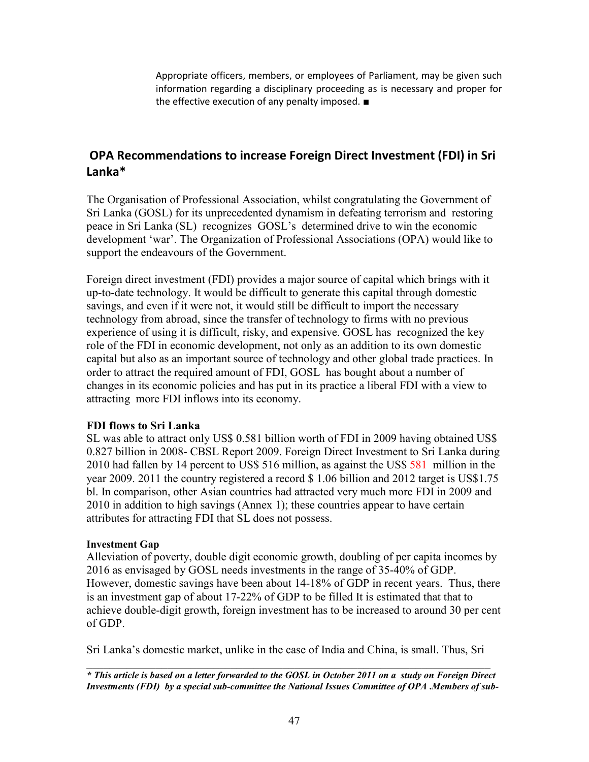Appropriate officers, members, or employees of Parliament, may be given such information regarding a disciplinary proceeding as is necessary and proper for the effective execution of any penalty imposed. ■

## OPA Recommendations to increase Foreign Direct Investment (FDI) in Sri Lanka*

The Organisation of Professional Association, whilst congratulating the Government of Sri Lanka (GOSL) for its unprecedented dynamism in defeating terrorism and restoring peace in Sri Lanka (SL) recognizes GOSL's determined drive to win the economic development 'war'. The Organization of Professional Associations (OPA) would like to support the endeavours of the Government.

Foreign direct investment (FDI) provides a major source of capital which brings with it up-to-date technology. It would be difficult to generate this capital through domestic savings, and even if it were not, it would still be difficult to import the necessary technology from abroad, since the transfer of technology to firms with no previous experience of using it is difficult, risky, and expensive. GOSL has recognized the key role of the FDI in economic development, not only as an addition to its own domestic capital but also as an important source of technology and other global trade practices. In order to attract the required amount of FDI, GOSL has bought about a number of changes in its economic policies and has put in its practice a liberal FDI with a view to attracting more FDI inflows into its economy.

**FDI flows to Sri Lanka**

SL was able to attract only US$ 0.581 billion worth of FDI in 2009 having obtained US$ 0.827 billion in 2008- CBSL Report 2009. Foreign Direct Investment to Sri Lanka during 2010 had fallen by 14 percent to US$ 516 million, as against the US$ 581 million in the year 2009. 2011 the country registered a record $ 1.06 billion and 2012 target is US$1.75 bl. In comparison, other Asian countries had attracted very much more FDI in 2009 and 2010 in addition to high savings (Annex 1); these countries appear to have certain attributes for attracting FDI that SL does not possess.

**Investment Gap**

Alleviation of poverty, double digit economic growth, doubling of per capita incomes by 2016 as envisaged by GOSL needs investments in the range of 35-40% of GDP. However, domestic savings have been about 14-18% of GDP in recent years. Thus, there is an investment gap of about 17-22% of GDP to be filled It is estimated that that to achieve double-digit growth, foreign investment has to be increased to around 30 per cent of GDP.

Sri Lanka's domestic market, unlike in the case of India and China, is small. Thus, Sri

---

***\* This article is based on a letter forwarded to the GOSL in October 2011 on a study on Foreign Direct Investments (FDI) by a special sub-committee the National Issues Committee of OPA .Members of sub-***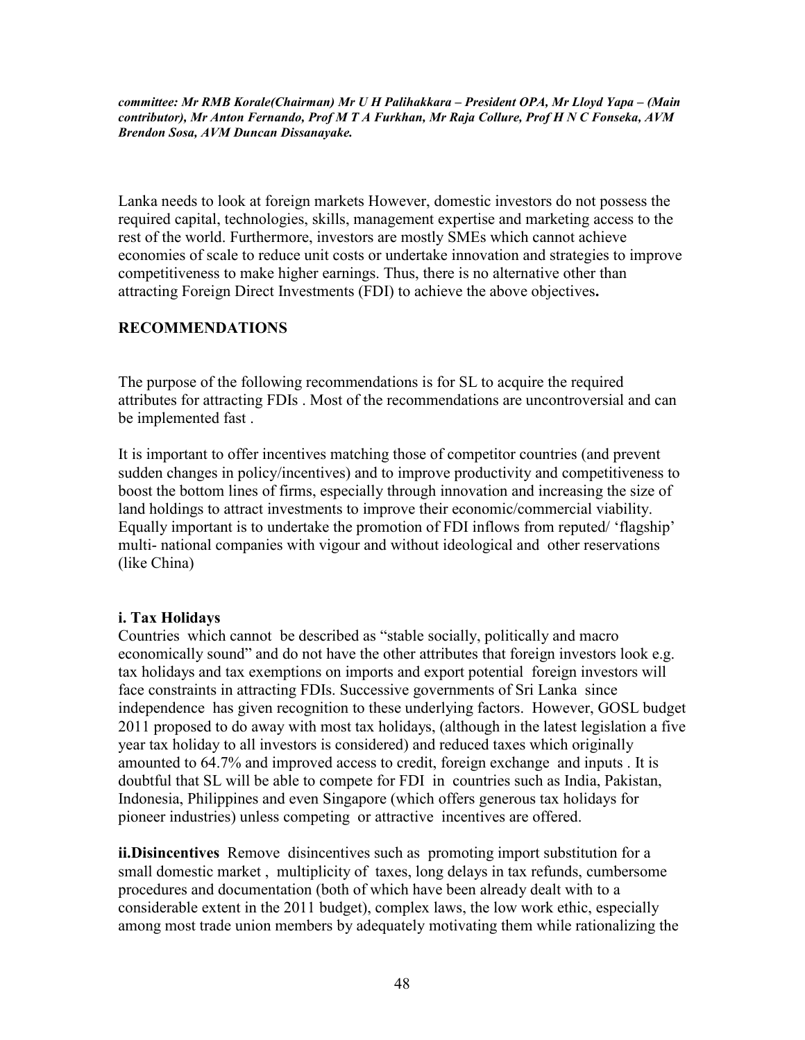***committee: Mr RMB Korale(Chairman) Mr U H Palihakkara – President OPA, Mr Lloyd Yapa – (Main contributor), Mr Anton Fernando, Prof M T A Furkhan, Mr Raja Collure, Prof H N C Fonseka, AVM Brendon Sosa, AVM Duncan Dissanayake.***

Lanka needs to look at foreign markets However, domestic investors do not possess the required capital, technologies, skills, management expertise and marketing access to the rest of the world. Furthermore, investors are mostly SMEs which cannot achieve economies of scale to reduce unit costs or undertake innovation and strategies to improve competitiveness to make higher earnings. Thus, there is no alternative other than attracting Foreign Direct Investments (FDI) to achieve the above objectives**.**

## RECOMMENDATIONS

The purpose of the following recommendations is for SL to acquire the required attributes for attracting FDIs . Most of the recommendations are uncontroversial and can be implemented fast .

It is important to offer incentives matching those of competitor countries (and prevent sudden changes in policy/incentives) and to improve productivity and competitiveness to boost the bottom lines of firms, especially through innovation and increasing the size of land holdings to attract investments to improve their economic/commercial viability. Equally important is to undertake the promotion of FDI inflows from reputed/ 'flagship' multi- national companies with vigour and without ideological and other reservations (like China)

**i. Tax Holidays**
Countries which cannot be described as "stable socially, politically and macro economically sound" and do not have the other attributes that foreign investors look e.g. tax holidays and tax exemptions on imports and export potential foreign investors will face constraints in attracting FDIs. Successive governments of Sri Lanka since independence has given recognition to these underlying factors. However, GOSL budget 2011 proposed to do away with most tax holidays, (although in the latest legislation a five year tax holiday to all investors is considered) and reduced taxes which originally amounted to 64.7% and improved access to credit, foreign exchange and inputs . It is doubtful that SL will be able to compete for FDI in countries such as India, Pakistan, Indonesia, Philippines and even Singapore (which offers generous tax holidays for pioneer industries) unless competing or attractive incentives are offered.

**ii.Disincentives** Remove disincentives such as promoting import substitution for a small domestic market , multiplicity of taxes, long delays in tax refunds, cumbersome procedures and documentation (both of which have been already dealt with to a considerable extent in the 2011 budget), complex laws, the low work ethic, especially among most trade union members by adequately motivating them while rationalizing the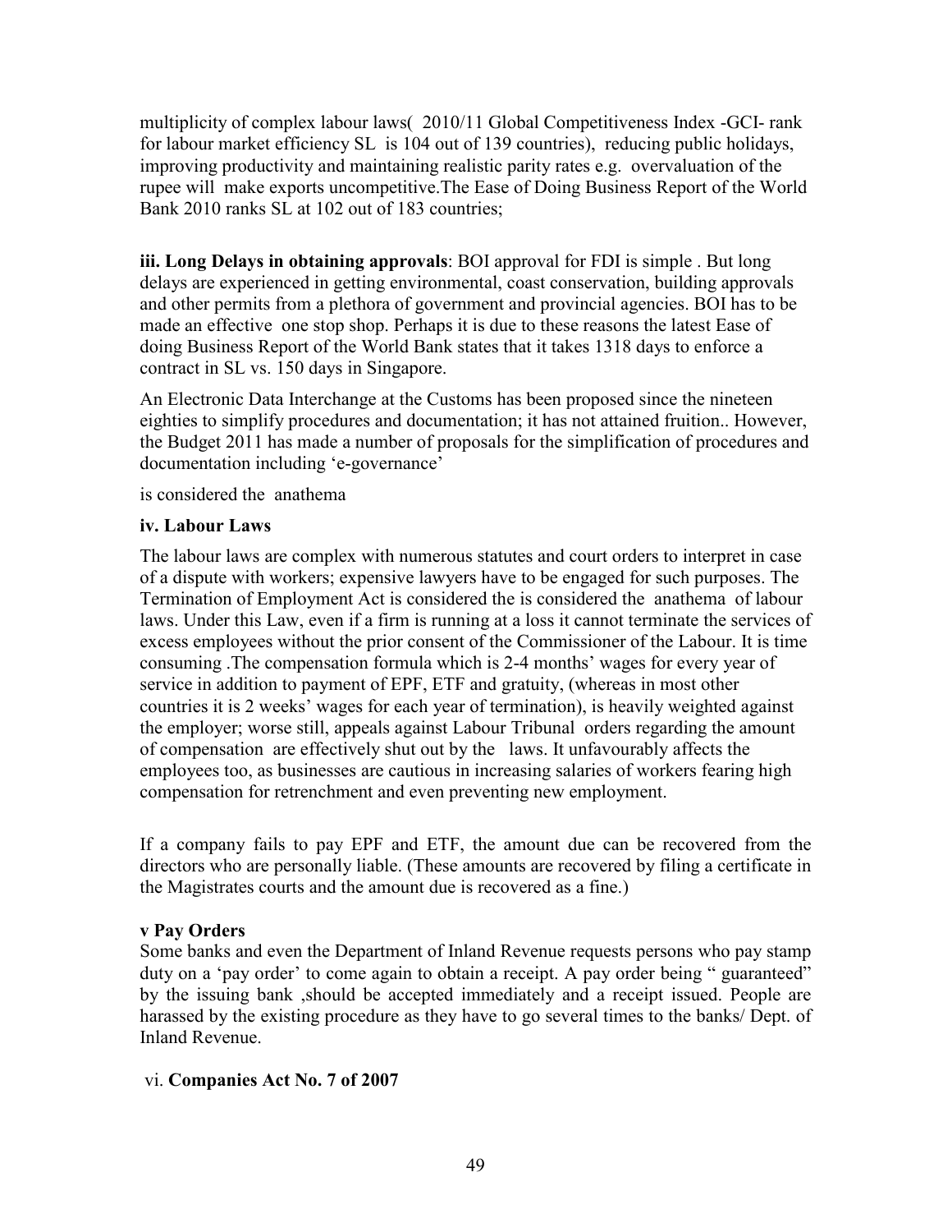multiplicity of complex labour laws( 2010/11 Global Competitiveness Index -GCI- rank for labour market efficiency SL is 104 out of 139 countries), reducing public holidays, improving productivity and maintaining realistic parity rates e.g. overvaluation of the rupee will make exports uncompetitive.The Ease of Doing Business Report of the World Bank 2010 ranks SL at 102 out of 183 countries;

**iii. Long Delays in obtaining approvals**: BOI approval for FDI is simple . But long delays are experienced in getting environmental, coast conservation, building approvals and other permits from a plethora of government and provincial agencies. BOI has to be made an effective one stop shop. Perhaps it is due to these reasons the latest Ease of doing Business Report of the World Bank states that it takes 1318 days to enforce a contract in SL vs. 150 days in Singapore.

An Electronic Data Interchange at the Customs has been proposed since the nineteen eighties to simplify procedures and documentation; it has not attained fruition.. However, the Budget 2011 has made a number of proposals for the simplification of procedures and documentation including 'e-governance'

is considered the anathema

**iv. Labour Laws**

The labour laws are complex with numerous statutes and court orders to interpret in case of a dispute with workers; expensive lawyers have to be engaged for such purposes. The Termination of Employment Act is considered the is considered the anathema of labour laws. Under this Law, even if a firm is running at a loss it cannot terminate the services of excess employees without the prior consent of the Commissioner of the Labour. It is time consuming .The compensation formula which is 2-4 months' wages for every year of service in addition to payment of EPF, ETF and gratuity, (whereas in most other countries it is 2 weeks' wages for each year of termination), is heavily weighted against the employer; worse still, appeals against Labour Tribunal orders regarding the amount of compensation are effectively shut out by the laws. It unfavourably affects the employees too, as businesses are cautious in increasing salaries of workers fearing high compensation for retrenchment and even preventing new employment.

If a company fails to pay EPF and ETF, the amount due can be recovered from the directors who are personally liable. (These amounts are recovered by filing a certificate in the Magistrates courts and the amount due is recovered as a fine.)

**v Pay Orders**

Some banks and even the Department of Inland Revenue requests persons who pay stamp duty on a 'pay order' to come again to obtain a receipt. A pay order being " guaranteed" by the issuing bank ,should be accepted immediately and a receipt issued. People are harassed by the existing procedure as they have to go several times to the banks/ Dept. of Inland Revenue.

vi. **Companies Act No. 7 of 2007**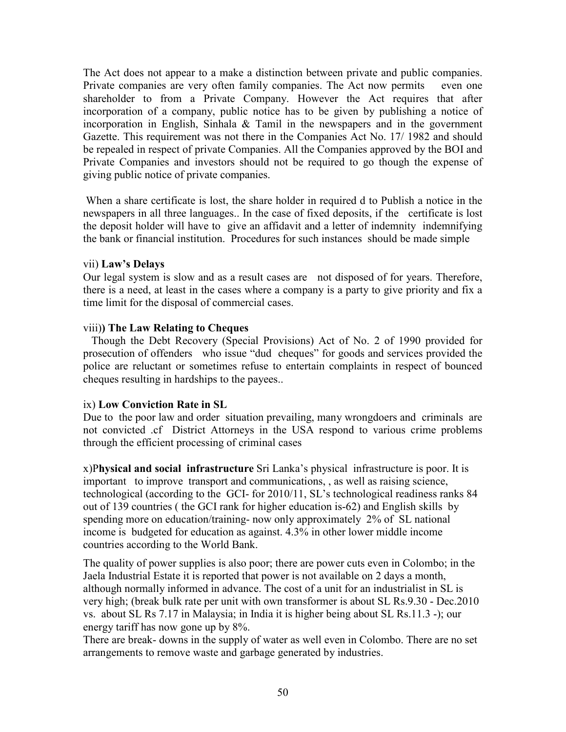The Act does not appear to a make a distinction between private and public companies. Private companies are very often family companies. The Act now permits even one shareholder to from a Private Company. However the Act requires that after incorporation of a company, public notice has to be given by publishing a notice of incorporation in English, Sinhala & Tamil in the newspapers and in the government Gazette. This requirement was not there in the Companies Act No. 17/ 1982 and should be repealed in respect of private Companies. All the Companies approved by the BOI and Private Companies and investors should not be required to go though the expense of giving public notice of private companies.

When a share certificate is lost, the share holder in required d to Publish a notice in the newspapers in all three languages.. In the case of fixed deposits, if the certificate is lost the deposit holder will have to give an affidavit and a letter of indemnity indemnifying the bank or financial institution. Procedures for such instances should be made simple

vii) **Law's Delays**

Our legal system is slow and as a result cases are not disposed of for years. Therefore, there is a need, at least in the cases where a company is a party to give priority and fix a time limit for the disposal of commercial cases.

viii)**) The Law Relating to Cheques**

Though the Debt Recovery (Special Provisions) Act of No. 2 of 1990 provided for prosecution of offenders who issue "dud cheques" for goods and services provided the police are reluctant or sometimes refuse to entertain complaints in respect of bounced cheques resulting in hardships to the payees..

ix) **Low Conviction Rate in SL**

Due to the poor law and order situation prevailing, many wrongdoers and criminals are not convicted .cf District Attorneys in the USA respond to various crime problems through the efficient processing of criminal cases

x)P**hysical and social infrastructure** Sri Lanka's physical infrastructure is poor. It is important to improve transport and communications, , as well as raising science, technological (according to the GCI- for 2010/11, SL's technological readiness ranks 84 out of 139 countries ( the GCI rank for higher education is-62) and English skills by spending more on education/training- now only approximately 2% of SL national income is budgeted for education as against. 4.3% in other lower middle income countries according to the World Bank.

The quality of power supplies is also poor; there are power cuts even in Colombo; in the Jaela Industrial Estate it is reported that power is not available on 2 days a month, although normally informed in advance. The cost of a unit for an industrialist in SL is very high; (break bulk rate per unit with own transformer is about SL Rs.9.30 - Dec.2010 vs. about SL Rs 7.17 in Malaysia; in India it is higher being about SL Rs.11.3 -); our energy tariff has now gone up by 8%.

There are break- downs in the supply of water as well even in Colombo. There are no set arrangements to remove waste and garbage generated by industries.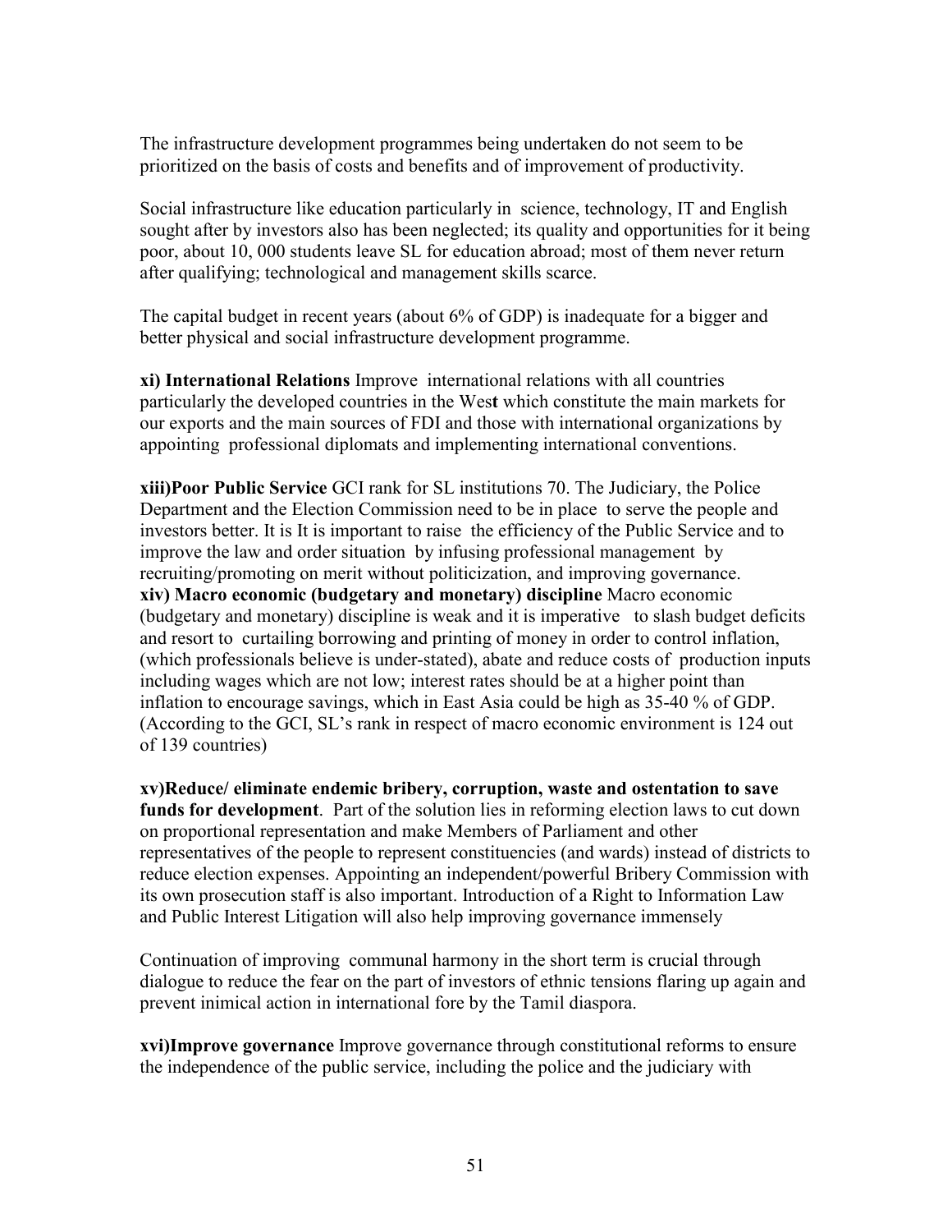The infrastructure development programmes being undertaken do not seem to be prioritized on the basis of costs and benefits and of improvement of productivity.

Social infrastructure like education particularly in science, technology, IT and English sought after by investors also has been neglected; its quality and opportunities for it being poor, about 10, 000 students leave SL for education abroad; most of them never return after qualifying; technological and management skills scarce.

The capital budget in recent years (about 6% of GDP) is inadequate for a bigger and better physical and social infrastructure development programme.

**xi) International Relations** Improve international relations with all countries particularly the developed countries in the West which constitute the main markets for our exports and the main sources of FDI and those with international organizations by appointing professional diplomats and implementing international conventions.

**xiii)Poor Public Service** GCI rank for SL institutions 70. The Judiciary, the Police Department and the Election Commission need to be in place to serve the people and investors better. It is It is important to raise the efficiency of the Public Service and to improve the law and order situation by infusing professional management by recruiting/promoting on merit without politicization, and improving governance.
**xiv) Macro economic (budgetary and monetary) discipline** Macro economic (budgetary and monetary) discipline is weak and it is imperative to slash budget deficits and resort to curtailing borrowing and printing of money in order to control inflation, (which professionals believe is under-stated), abate and reduce costs of production inputs including wages which are not low; interest rates should be at a higher point than inflation to encourage savings, which in East Asia could be high as 35-40 % of GDP. (According to the GCI, SL's rank in respect of macro economic environment is 124 out of 139 countries)

**xv)Reduce/ eliminate endemic bribery, corruption, waste and ostentation to save funds for development**. Part of the solution lies in reforming election laws to cut down on proportional representation and make Members of Parliament and other representatives of the people to represent constituencies (and wards) instead of districts to reduce election expenses. Appointing an independent/powerful Bribery Commission with its own prosecution staff is also important. Introduction of a Right to Information Law and Public Interest Litigation will also help improving governance immensely

Continuation of improving communal harmony in the short term is crucial through dialogue to reduce the fear on the part of investors of ethnic tensions flaring up again and prevent inimical action in international fore by the Tamil diaspora.

**xvi)Improve governance** Improve governance through constitutional reforms to ensure the independence of the public service, including the police and the judiciary with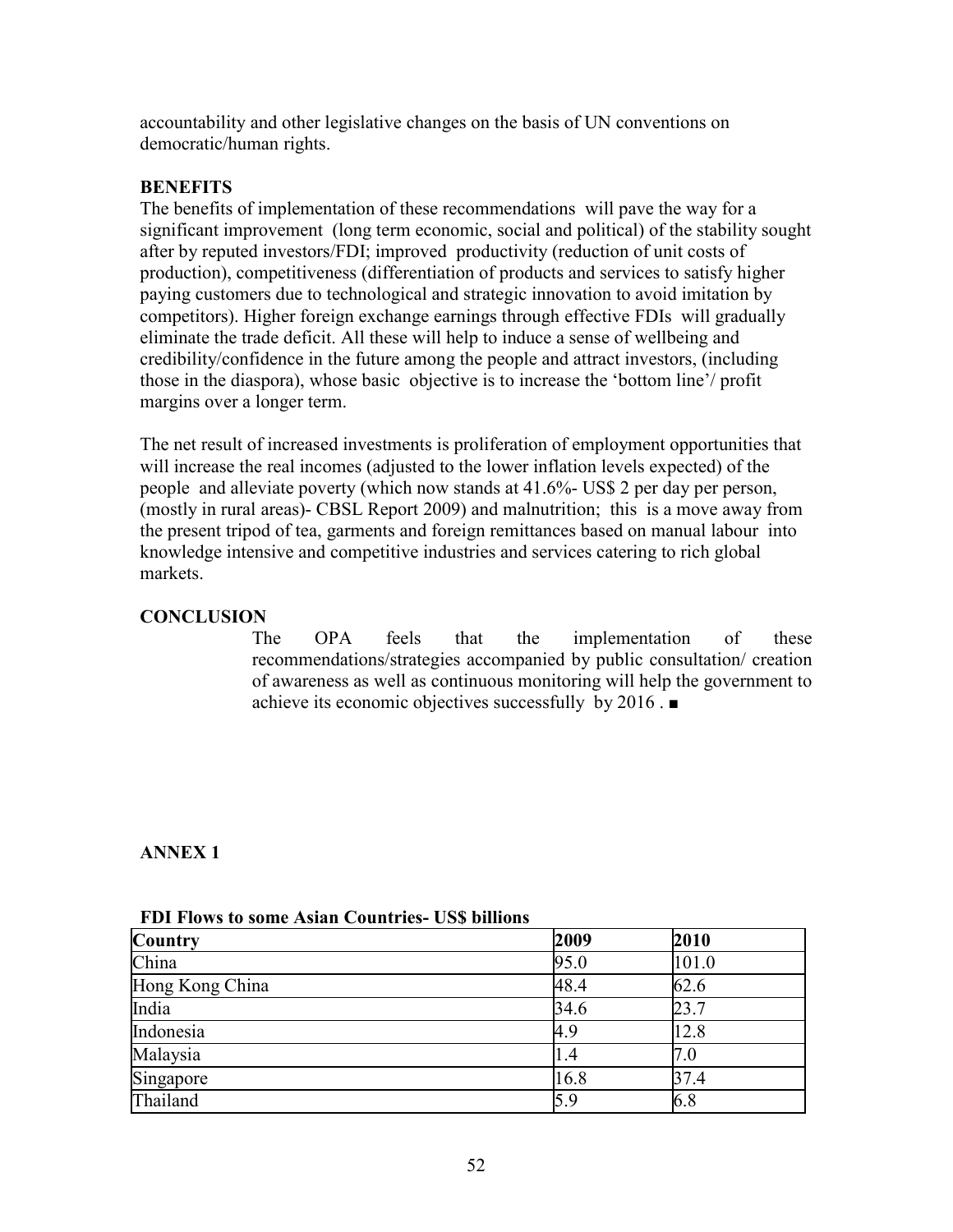accountability and other legislative changes on the basis of UN conventions on democratic/human rights.

**BENEFITS**

The benefits of implementation of these recommendations will pave the way for a significant improvement (long term economic, social and political) of the stability sought after by reputed investors/FDI; improved productivity (reduction of unit costs of production), competitiveness (differentiation of products and services to satisfy higher paying customers due to technological and strategic innovation to avoid imitation by competitors). Higher foreign exchange earnings through effective FDIs will gradually eliminate the trade deficit. All these will help to induce a sense of wellbeing and credibility/confidence in the future among the people and attract investors, (including those in the diaspora), whose basic objective is to increase the 'bottom line'/ profit margins over a longer term.

The net result of increased investments is proliferation of employment opportunities that will increase the real incomes (adjusted to the lower inflation levels expected) of the people and alleviate poverty (which now stands at 41.6%- US$ 2 per day per person, (mostly in rural areas)- CBSL Report 2009) and malnutrition; this is a move away from the present tripod of tea, garments and foreign remittances based on manual labour into knowledge intensive and competitive industries and services catering to rich global markets.

**CONCLUSION**

The OPA feels that the implementation of these recommendations/strategies accompanied by public consultation/ creation of awareness as well as continuous monitoring will help the government to achieve its economic objectives successfully by 2016 . ■

**ANNEX 1**

**FDI Flows to some Asian Countries- US$ billions**

| Country | 2009 | 2010 |
|---|---|---|
| China | 95.0 | 101.0 |
| Hong Kong China | 48.4 | 62.6 |
| India | 34.6 | 23.7 |
| Indonesia | 4.9 | 12.8 |
| Malaysia | 1.4 | 7.0 |
| Singapore | 16.8 | 37.4 |
| Thailand | 5.9 | 6.8 |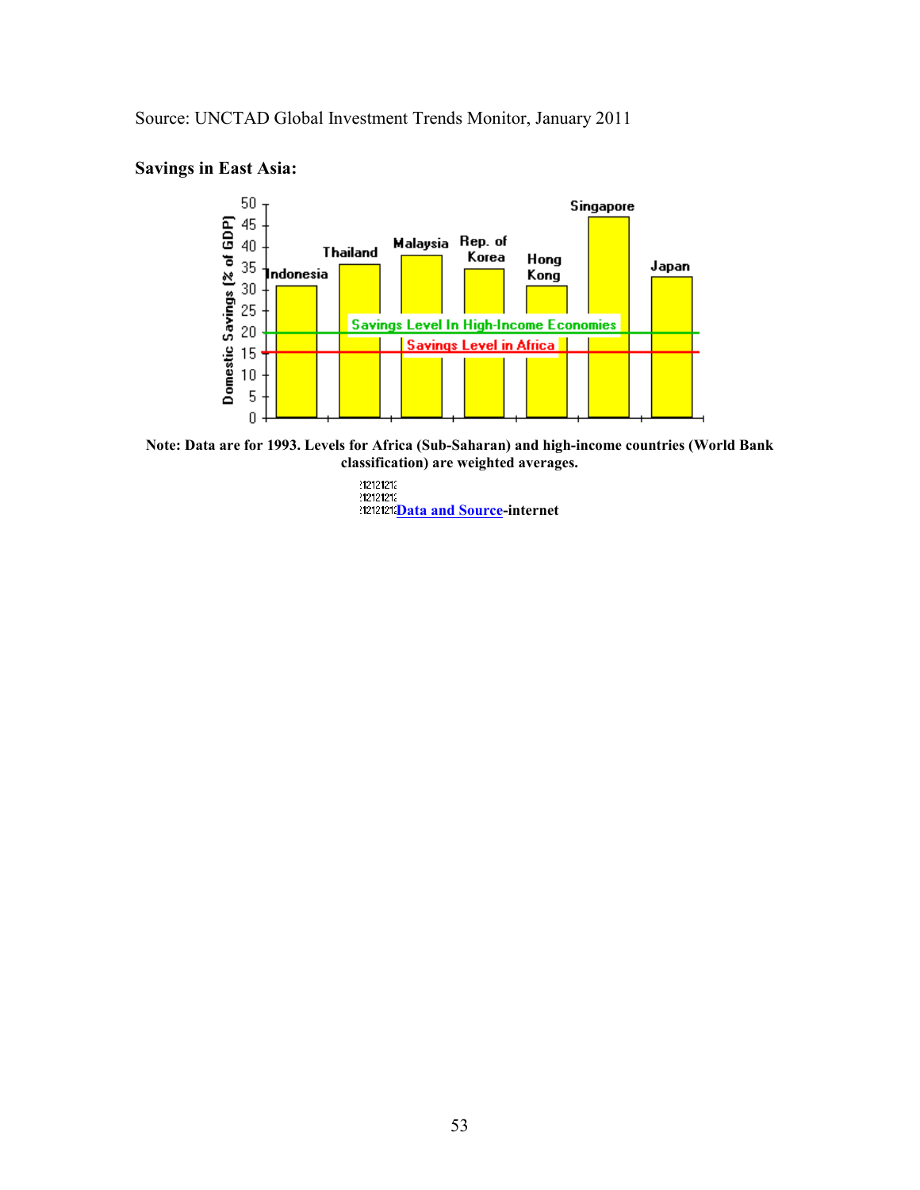Source: UNCTAD Global Investment Trends Monitor, January 2011

**Savings in East Asia:**

Domestic Savings (% of GDP)

Indonesia, Thailand, Malaysia, Rep. of Korea, Hong Kong, Singapore, Japan

Savings Level In High-Income Economies

Savings Level in Africa

**Note: Data are for 1993. Levels for Africa (Sub-Saharan) and high-income countries (World Bank classification) are weighted averages.**

**Data and Source-internet**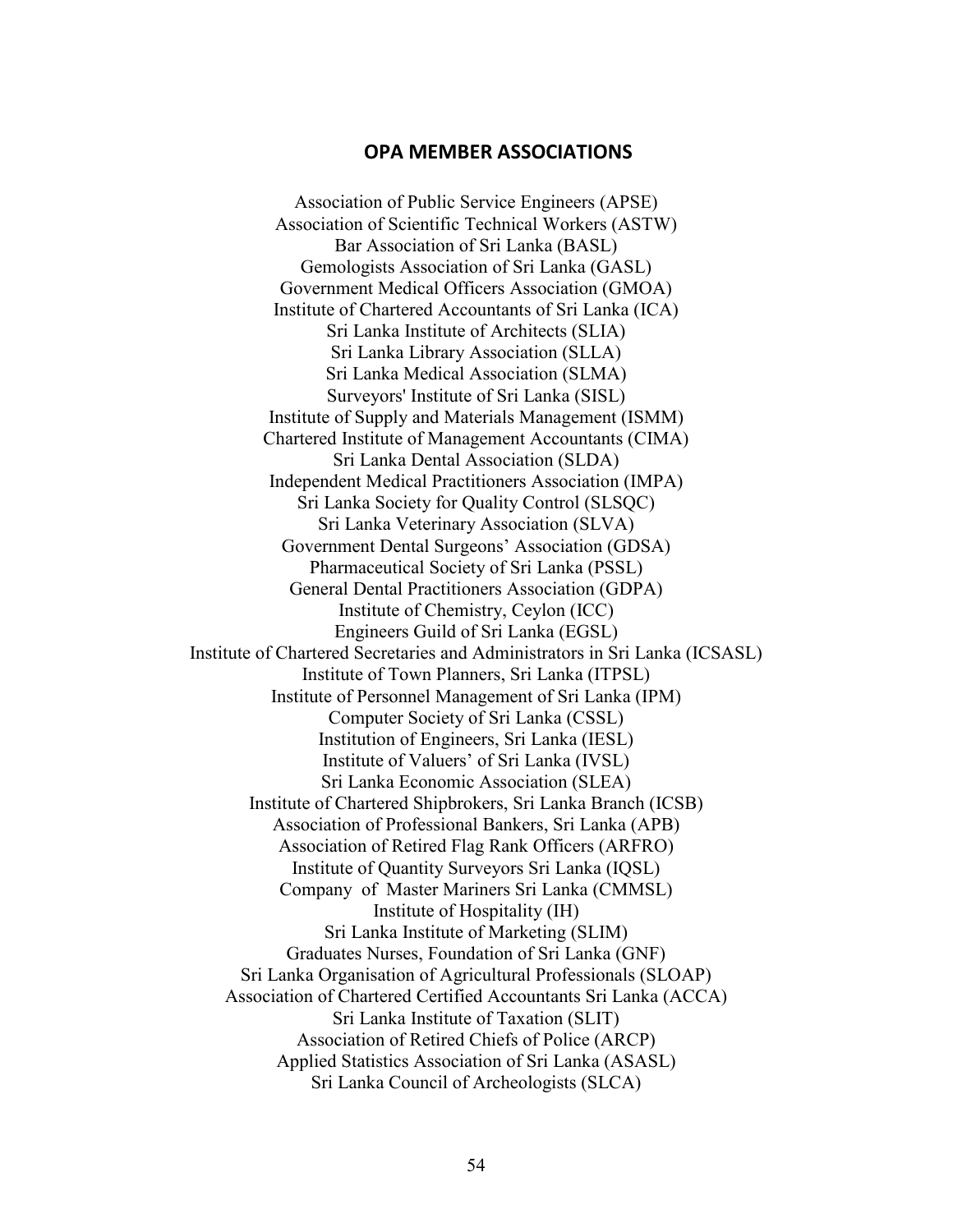## OPA MEMBER ASSOCIATIONS

Association of Public Service Engineers (APSE)
Association of Scientific Technical Workers (ASTW)
Bar Association of Sri Lanka (BASL)
Gemologists Association of Sri Lanka (GASL)
Government Medical Officers Association (GMOA)
Institute of Chartered Accountants of Sri Lanka (ICA)
Sri Lanka Institute of Architects (SLIA)
Sri Lanka Library Association (SLLA)
Sri Lanka Medical Association (SLMA)
Surveyors' Institute of Sri Lanka (SISL)
Institute of Supply and Materials Management (ISMM)
Chartered Institute of Management Accountants (CIMA)
Sri Lanka Dental Association (SLDA)
Independent Medical Practitioners Association (IMPA)
Sri Lanka Society for Quality Control (SLSQC)
Sri Lanka Veterinary Association (SLVA)
Government Dental Surgeons' Association (GDSA)
Pharmaceutical Society of Sri Lanka (PSSL)
General Dental Practitioners Association (GDPA)
Institute of Chemistry, Ceylon (ICC)
Engineers Guild of Sri Lanka (EGSL)
Institute of Chartered Secretaries and Administrators in Sri Lanka (ICSASL)
Institute of Town Planners, Sri Lanka (ITPSL)
Institute of Personnel Management of Sri Lanka (IPM)
Computer Society of Sri Lanka (CSSL)
Institution of Engineers, Sri Lanka (IESL)
Institute of Valuers' of Sri Lanka (IVSL)
Sri Lanka Economic Association (SLEA)
Institute of Chartered Shipbrokers, Sri Lanka Branch (ICSB)
Association of Professional Bankers, Sri Lanka (APB)
Association of Retired Flag Rank Officers (ARFRO)
Institute of Quantity Surveyors Sri Lanka (IQSL)
Company of Master Mariners Sri Lanka (CMMSL)
Institute of Hospitality (IH)
Sri Lanka Institute of Marketing (SLIM)
Graduates Nurses, Foundation of Sri Lanka (GNF)
Sri Lanka Organisation of Agricultural Professionals (SLOAP)
Association of Chartered Certified Accountants Sri Lanka (ACCA)
Sri Lanka Institute of Taxation (SLIT)
Association of Retired Chiefs of Police (ARCP)
Applied Statistics Association of Sri Lanka (ASASL)
Sri Lanka Council of Archeologists (SLCA)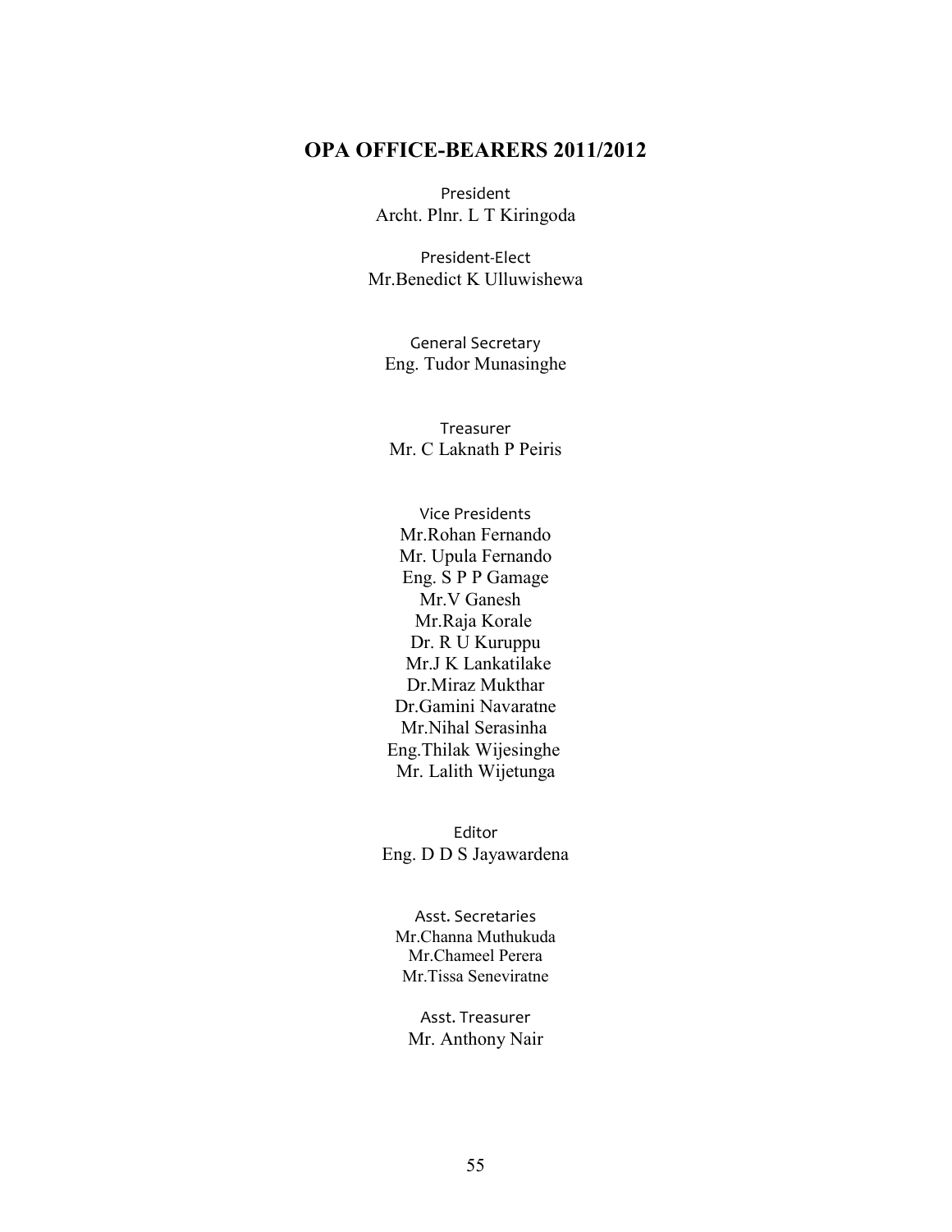## OPA OFFICE-BEARERS 2011/2012

President
Archt. Plnr. L T Kiringoda

President-Elect
Mr.Benedict K Ulluwishewa

General Secretary
Eng. Tudor Munasinghe

Treasurer
Mr. C Laknath P Peiris

Vice Presidents
Mr.Rohan Fernando
Mr. Upula Fernando
Eng. S P P Gamage
Mr.V Ganesh
Mr.Raja Korale
Dr. R U Kuruppu
Mr.J K Lankatilake
Dr.Miraz Mukthar
Dr.Gamini Navaratne
Mr.Nihal Serasinha
Eng.Thilak Wijesinghe
Mr. Lalith Wijetunga

Editor
Eng. D D S Jayawardena

Asst. Secretaries
Mr.Channa Muthukuda
Mr.Chameel Perera
Mr.Tissa Seneviratne

Asst. Treasurer
Mr. Anthony Nair